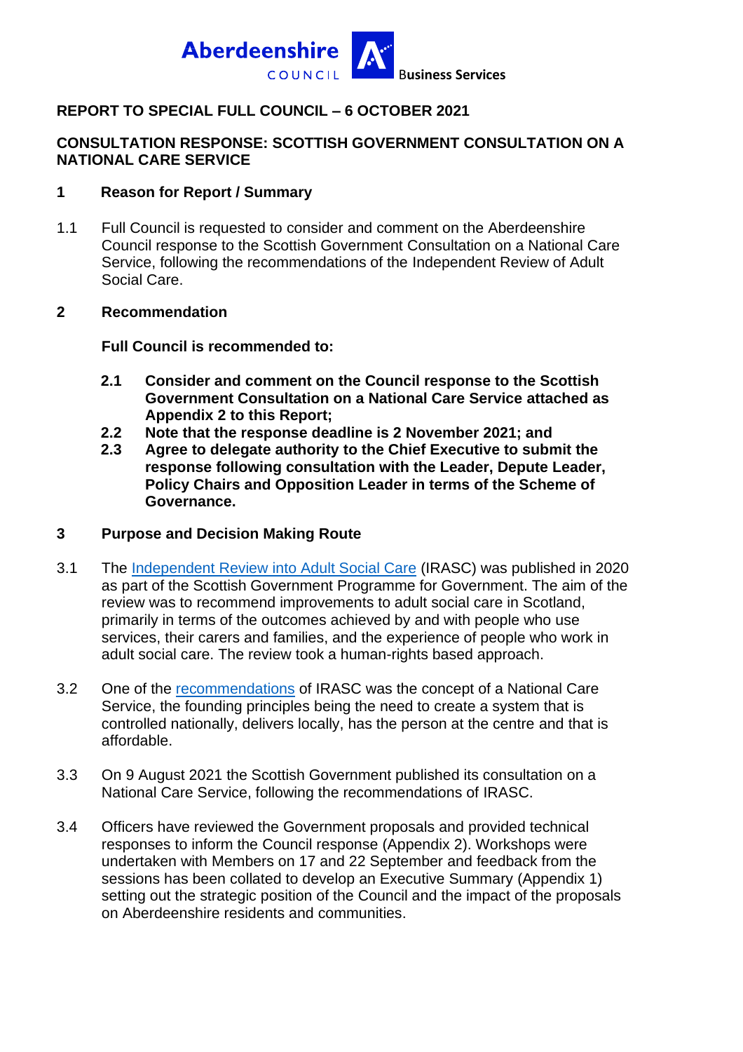Aberdeenshire COUNCIL Business Services

# REPORT TO SPECIAL FULL COUNCIL – 6 OCTOBER 2021

## CONSULTATION RESPONSE: SCOTTISH GOVERNMENT CONSULTATION ON A NATIONAL CARE SERVICE

### 1 Reason for Report / Summary

1.1 Full Council is requested to consider and comment on the Aberdeenshire Council response to the Scottish Government Consultation on a National Care Service, following the recommendations of the Independent Review of Adult Social Care.

### 2 Recommendation

**Full Council is recommended to:**

**2.1 Consider and comment on the Council response to the Scottish Government Consultation on a National Care Service attached as Appendix 2 to this Report;**
**2.2 Note that the response deadline is 2 November 2021; and**
**2.3 Agree to delegate authority to the Chief Executive to submit the response following consultation with the Leader, Depute Leader, Policy Chairs and Opposition Leader in terms of the Scheme of Governance.**

### 3 Purpose and Decision Making Route

3.1 The Independent Review into Adult Social Care (IRASC) was published in 2020 as part of the Scottish Government Programme for Government. The aim of the review was to recommend improvements to adult social care in Scotland, primarily in terms of the outcomes achieved by and with people who use services, their carers and families, and the experience of people who work in adult social care. The review took a human-rights based approach.

3.2 One of the recommendations of IRASC was the concept of a National Care Service, the founding principles being the need to create a system that is controlled nationally, delivers locally, has the person at the centre and that is affordable.

3.3 On 9 August 2021 the Scottish Government published its consultation on a National Care Service, following the recommendations of IRASC.

3.4 Officers have reviewed the Government proposals and provided technical responses to inform the Council response (Appendix 2). Workshops were undertaken with Members on 17 and 22 September and feedback from the sessions has been collated to develop an Executive Summary (Appendix 1) setting out the strategic position of the Council and the impact of the proposals on Aberdeenshire residents and communities.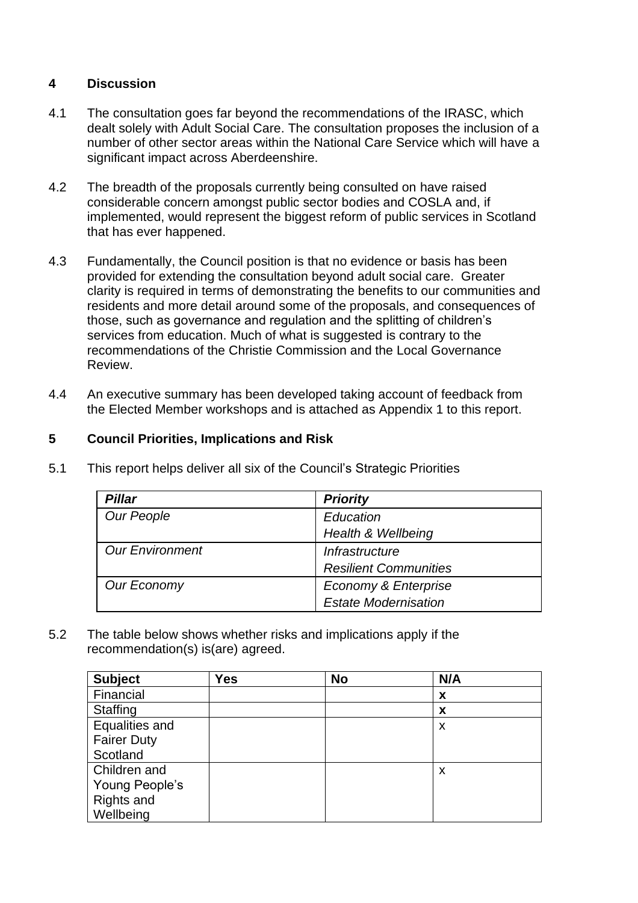## 4 Discussion

4.1 The consultation goes far beyond the recommendations of the IRASC, which dealt solely with Adult Social Care. The consultation proposes the inclusion of a number of other sector areas within the National Care Service which will have a significant impact across Aberdeenshire.

4.2 The breadth of the proposals currently being consulted on have raised considerable concern amongst public sector bodies and COSLA and, if implemented, would represent the biggest reform of public services in Scotland that has ever happened.

4.3 Fundamentally, the Council position is that no evidence or basis has been provided for extending the consultation beyond adult social care. Greater clarity is required in terms of demonstrating the benefits to our communities and residents and more detail around some of the proposals, and consequences of those, such as governance and regulation and the splitting of children's services from education. Much of what is suggested is contrary to the recommendations of the Christie Commission and the Local Governance Review.

4.4 An executive summary has been developed taking account of feedback from the Elected Member workshops and is attached as Appendix 1 to this report.

## 5 Council Priorities, Implications and Risk

5.1 This report helps deliver all six of the Council's Strategic Priorities

| ***Pillar*** | ***Priority*** |
|---|---|
| *Our People* | *Education*<br>*Health & Wellbeing* |
| *Our Environment* | *Infrastructure*<br>*Resilient Communities* |
| *Our Economy* | *Economy & Enterprise*<br>*Estate Modernisation* |

5.2 The table below shows whether risks and implications apply if the recommendation(s) is(are) agreed.

| **Subject** | **Yes** | **No** | **N/A** |
|---|---|---|---|
| Financial | | | **x** |
| Staffing | | | **x** |
| Equalities and Fairer Duty Scotland | | | x |
| Children and Young People's Rights and Wellbeing | | | x |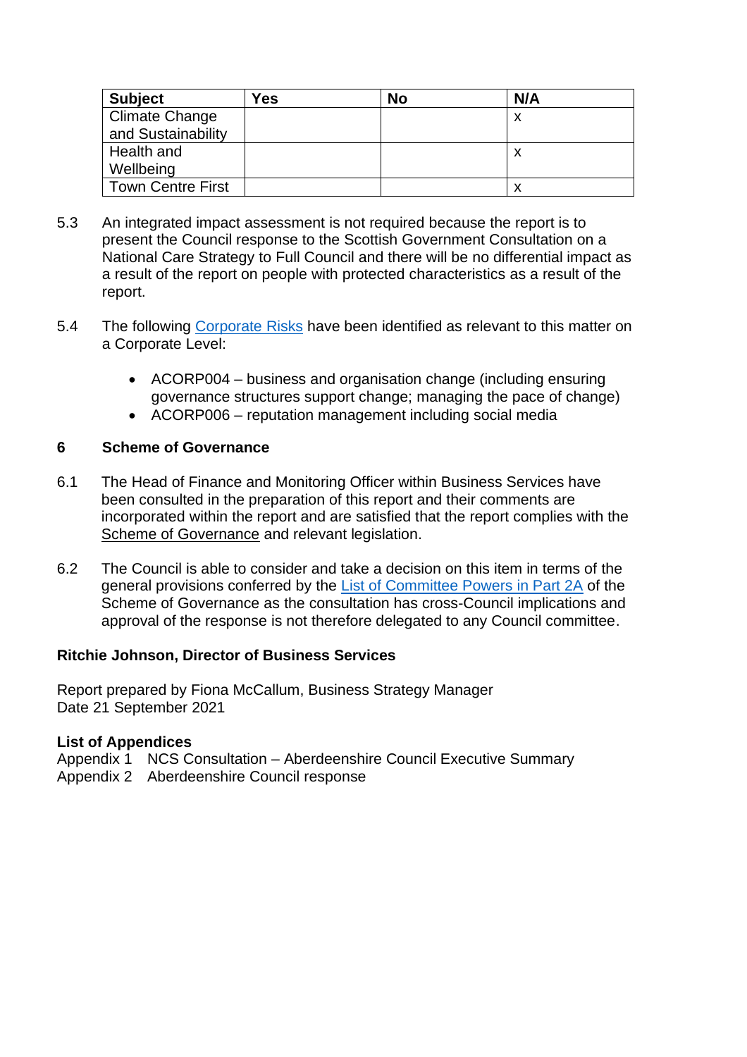| Subject | Yes | No | N/A |
|---|---|---|---|
| Climate Change and Sustainability | | | x |
| Health and Wellbeing | | | x |
| Town Centre First | | | x |

5.3 An integrated impact assessment is not required because the report is to present the Council response to the Scottish Government Consultation on a National Care Strategy to Full Council and there will be no differential impact as a result of the report on people with protected characteristics as a result of the report.

5.4 The following Corporate Risks have been identified as relevant to this matter on a Corporate Level:

- ACORP004 – business and organisation change (including ensuring governance structures support change; managing the pace of change)
- ACORP006 – reputation management including social media

## 6 Scheme of Governance

6.1 The Head of Finance and Monitoring Officer within Business Services have been consulted in the preparation of this report and their comments are incorporated within the report and are satisfied that the report complies with the Scheme of Governance and relevant legislation.

6.2 The Council is able to consider and take a decision on this item in terms of the general provisions conferred by the List of Committee Powers in Part 2A of the Scheme of Governance as the consultation has cross-Council implications and approval of the response is not therefore delegated to any Council committee.

**Ritchie Johnson, Director of Business Services**

Report prepared by Fiona McCallum, Business Strategy Manager
Date 21 September 2021

**List of Appendices**
Appendix 1 NCS Consultation – Aberdeenshire Council Executive Summary
Appendix 2 Aberdeenshire Council response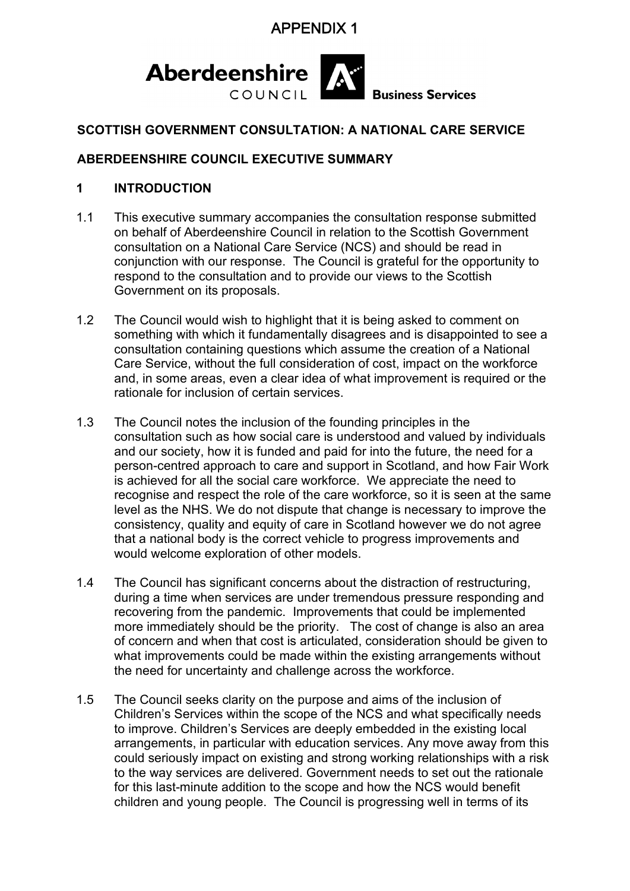APPENDIX 1

Aberdeenshire COUNCIL Business Services

**SCOTTISH GOVERNMENT CONSULTATION: A NATIONAL CARE SERVICE**

**ABERDEENSHIRE COUNCIL EXECUTIVE SUMMARY**

## 1 INTRODUCTION

1.1 This executive summary accompanies the consultation response submitted on behalf of Aberdeenshire Council in relation to the Scottish Government consultation on a National Care Service (NCS) and should be read in conjunction with our response. The Council is grateful for the opportunity to respond to the consultation and to provide our views to the Scottish Government on its proposals.

1.2 The Council would wish to highlight that it is being asked to comment on something with which it fundamentally disagrees and is disappointed to see a consultation containing questions which assume the creation of a National Care Service, without the full consideration of cost, impact on the workforce and, in some areas, even a clear idea of what improvement is required or the rationale for inclusion of certain services.

1.3 The Council notes the inclusion of the founding principles in the consultation such as how social care is understood and valued by individuals and our society, how it is funded and paid for into the future, the need for a person-centred approach to care and support in Scotland, and how Fair Work is achieved for all the social care workforce. We appreciate the need to recognise and respect the role of the care workforce, so it is seen at the same level as the NHS. We do not dispute that change is necessary to improve the consistency, quality and equity of care in Scotland however we do not agree that a national body is the correct vehicle to progress improvements and would welcome exploration of other models.

1.4 The Council has significant concerns about the distraction of restructuring, during a time when services are under tremendous pressure responding and recovering from the pandemic. Improvements that could be implemented more immediately should be the priority. The cost of change is also an area of concern and when that cost is articulated, consideration should be given to what improvements could be made within the existing arrangements without the need for uncertainty and challenge across the workforce.

1.5 The Council seeks clarity on the purpose and aims of the inclusion of Children's Services within the scope of the NCS and what specifically needs to improve. Children's Services are deeply embedded in the existing local arrangements, in particular with education services. Any move away from this could seriously impact on existing and strong working relationships with a risk to the way services are delivered. Government needs to set out the rationale for this last-minute addition to the scope and how the NCS would benefit children and young people. The Council is progressing well in terms of its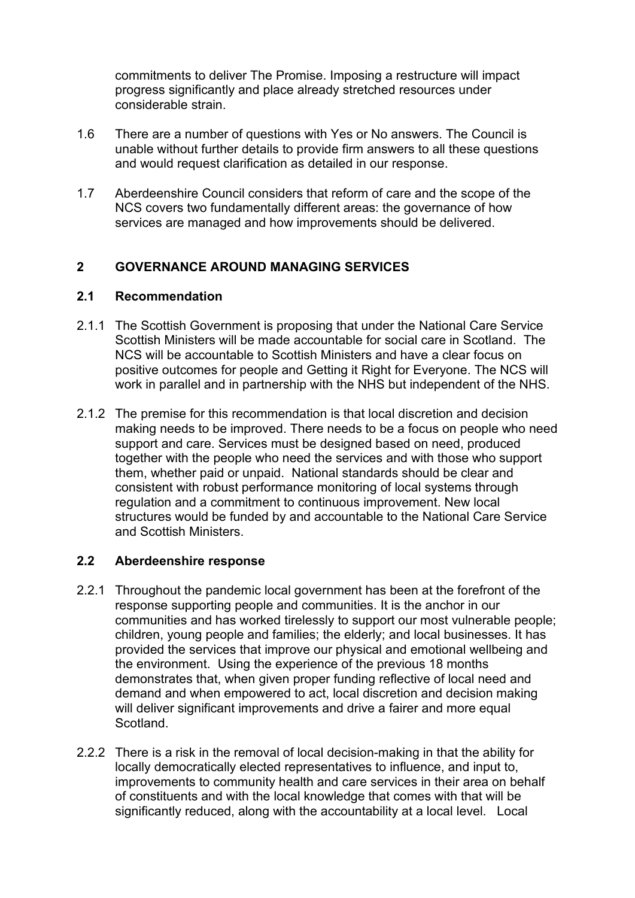commitments to deliver The Promise. Imposing a restructure will impact progress significantly and place already stretched resources under considerable strain.

1.6 There are a number of questions with Yes or No answers. The Council is unable without further details to provide firm answers to all these questions and would request clarification as detailed in our response.

1.7 Aberdeenshire Council considers that reform of care and the scope of the NCS covers two fundamentally different areas: the governance of how services are managed and how improvements should be delivered.

## 2 GOVERNANCE AROUND MANAGING SERVICES

### 2.1 Recommendation

2.1.1 The Scottish Government is proposing that under the National Care Service Scottish Ministers will be made accountable for social care in Scotland. The NCS will be accountable to Scottish Ministers and have a clear focus on positive outcomes for people and Getting it Right for Everyone. The NCS will work in parallel and in partnership with the NHS but independent of the NHS.

2.1.2 The premise for this recommendation is that local discretion and decision making needs to be improved. There needs to be a focus on people who need support and care. Services must be designed based on need, produced together with the people who need the services and with those who support them, whether paid or unpaid. National standards should be clear and consistent with robust performance monitoring of local systems through regulation and a commitment to continuous improvement. New local structures would be funded by and accountable to the National Care Service and Scottish Ministers.

### 2.2 Aberdeenshire response

2.2.1 Throughout the pandemic local government has been at the forefront of the response supporting people and communities. It is the anchor in our communities and has worked tirelessly to support our most vulnerable people; children, young people and families; the elderly; and local businesses. It has provided the services that improve our physical and emotional wellbeing and the environment. Using the experience of the previous 18 months demonstrates that, when given proper funding reflective of local need and demand and when empowered to act, local discretion and decision making will deliver significant improvements and drive a fairer and more equal Scotland.

2.2.2 There is a risk in the removal of local decision-making in that the ability for locally democratically elected representatives to influence, and input to, improvements to community health and care services in their area on behalf of constituents and with the local knowledge that comes with that will be significantly reduced, along with the accountability at a local level. Local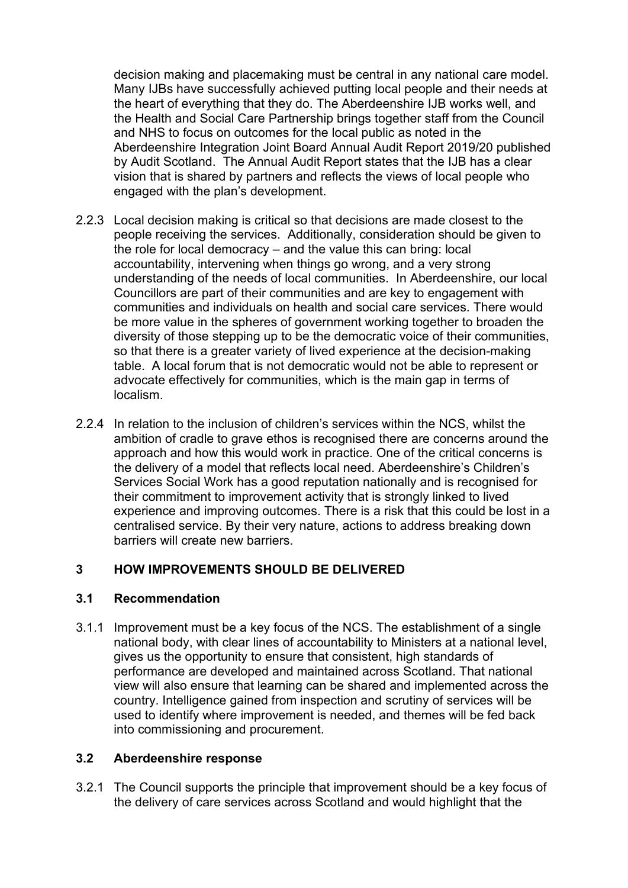decision making and placemaking must be central in any national care model. Many IJBs have successfully achieved putting local people and their needs at the heart of everything that they do. The Aberdeenshire IJB works well, and the Health and Social Care Partnership brings together staff from the Council and NHS to focus on outcomes for the local public as noted in the Aberdeenshire Integration Joint Board Annual Audit Report 2019/20 published by Audit Scotland. The Annual Audit Report states that the IJB has a clear vision that is shared by partners and reflects the views of local people who engaged with the plan's development.

2.2.3 Local decision making is critical so that decisions are made closest to the people receiving the services. Additionally, consideration should be given to the role for local democracy – and the value this can bring: local accountability, intervening when things go wrong, and a very strong understanding of the needs of local communities. In Aberdeenshire, our local Councillors are part of their communities and are key to engagement with communities and individuals on health and social care services. There would be more value in the spheres of government working together to broaden the diversity of those stepping up to be the democratic voice of their communities, so that there is a greater variety of lived experience at the decision-making table. A local forum that is not democratic would not be able to represent or advocate effectively for communities, which is the main gap in terms of localism.

2.2.4 In relation to the inclusion of children's services within the NCS, whilst the ambition of cradle to grave ethos is recognised there are concerns around the approach and how this would work in practice. One of the critical concerns is the delivery of a model that reflects local need. Aberdeenshire's Children's Services Social Work has a good reputation nationally and is recognised for their commitment to improvement activity that is strongly linked to lived experience and improving outcomes. There is a risk that this could be lost in a centralised service. By their very nature, actions to address breaking down barriers will create new barriers.

## 3 HOW IMPROVEMENTS SHOULD BE DELIVERED

### 3.1 Recommendation

3.1.1 Improvement must be a key focus of the NCS. The establishment of a single national body, with clear lines of accountability to Ministers at a national level, gives us the opportunity to ensure that consistent, high standards of performance are developed and maintained across Scotland. That national view will also ensure that learning can be shared and implemented across the country. Intelligence gained from inspection and scrutiny of services will be used to identify where improvement is needed, and themes will be fed back into commissioning and procurement.

### 3.2 Aberdeenshire response

3.2.1 The Council supports the principle that improvement should be a key focus of the delivery of care services across Scotland and would highlight that the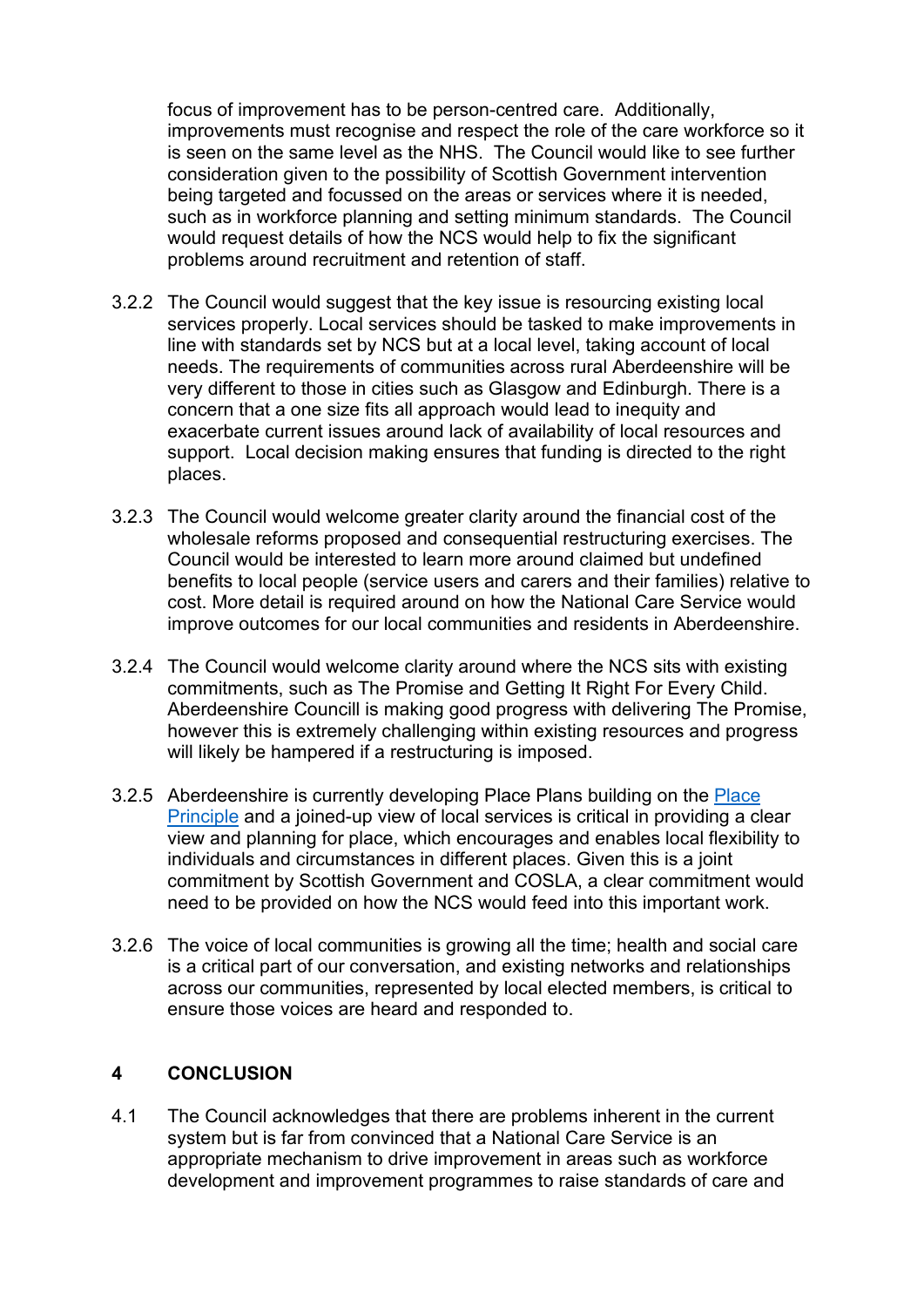focus of improvement has to be person-centred care. Additionally, improvements must recognise and respect the role of the care workforce so it is seen on the same level as the NHS. The Council would like to see further consideration given to the possibility of Scottish Government intervention being targeted and focussed on the areas or services where it is needed, such as in workforce planning and setting minimum standards. The Council would request details of how the NCS would help to fix the significant problems around recruitment and retention of staff.

3.2.2 The Council would suggest that the key issue is resourcing existing local services properly. Local services should be tasked to make improvements in line with standards set by NCS but at a local level, taking account of local needs. The requirements of communities across rural Aberdeenshire will be very different to those in cities such as Glasgow and Edinburgh. There is a concern that a one size fits all approach would lead to inequity and exacerbate current issues around lack of availability of local resources and support. Local decision making ensures that funding is directed to the right places.

3.2.3 The Council would welcome greater clarity around the financial cost of the wholesale reforms proposed and consequential restructuring exercises. The Council would be interested to learn more around claimed but undefined benefits to local people (service users and carers and their families) relative to cost. More detail is required around on how the National Care Service would improve outcomes for our local communities and residents in Aberdeenshire.

3.2.4 The Council would welcome clarity around where the NCS sits with existing commitments, such as The Promise and Getting It Right For Every Child. Aberdeenshire Councill is making good progress with delivering The Promise, however this is extremely challenging within existing resources and progress will likely be hampered if a restructuring is imposed.

3.2.5 Aberdeenshire is currently developing Place Plans building on the Place Principle and a joined-up view of local services is critical in providing a clear view and planning for place, which encourages and enables local flexibility to individuals and circumstances in different places. Given this is a joint commitment by Scottish Government and COSLA, a clear commitment would need to be provided on how the NCS would feed into this important work.

3.2.6 The voice of local communities is growing all the time; health and social care is a critical part of our conversation, and existing networks and relationships across our communities, represented by local elected members, is critical to ensure those voices are heard and responded to.

## 4 CONCLUSION

4.1 The Council acknowledges that there are problems inherent in the current system but is far from convinced that a National Care Service is an appropriate mechanism to drive improvement in areas such as workforce development and improvement programmes to raise standards of care and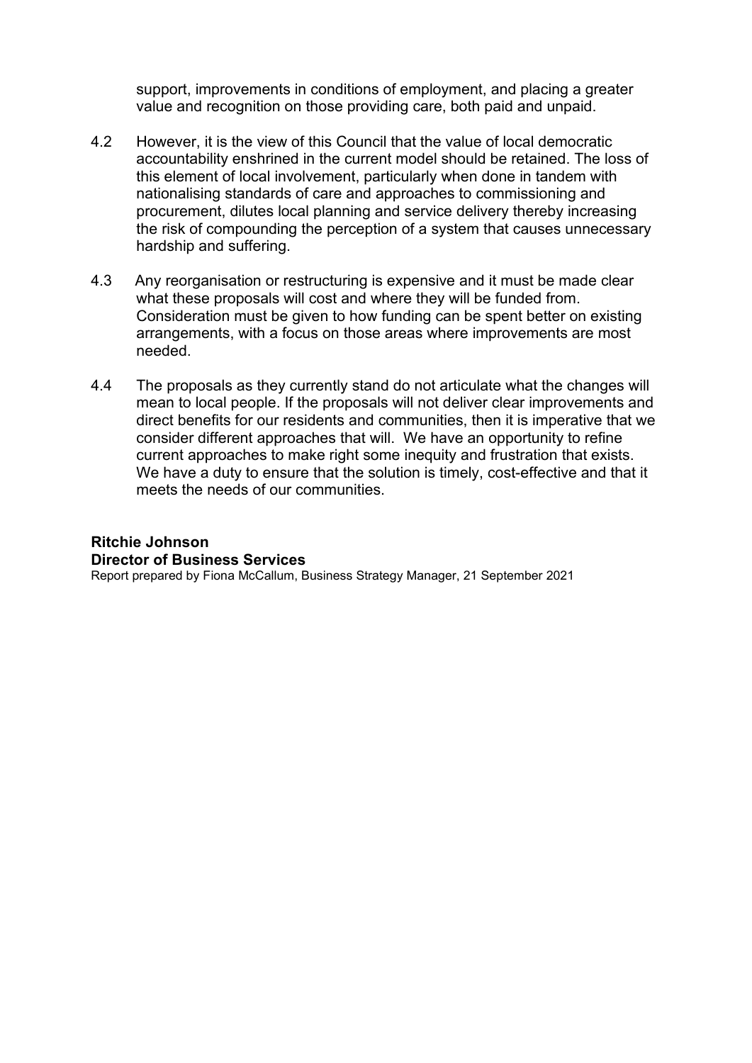support, improvements in conditions of employment, and placing a greater value and recognition on those providing care, both paid and unpaid.

4.2 However, it is the view of this Council that the value of local democratic accountability enshrined in the current model should be retained. The loss of this element of local involvement, particularly when done in tandem with nationalising standards of care and approaches to commissioning and procurement, dilutes local planning and service delivery thereby increasing the risk of compounding the perception of a system that causes unnecessary hardship and suffering.

4.3 Any reorganisation or restructuring is expensive and it must be made clear what these proposals will cost and where they will be funded from. Consideration must be given to how funding can be spent better on existing arrangements, with a focus on those areas where improvements are most needed.

4.4 The proposals as they currently stand do not articulate what the changes will mean to local people. If the proposals will not deliver clear improvements and direct benefits for our residents and communities, then it is imperative that we consider different approaches that will. We have an opportunity to refine current approaches to make right some inequity and frustration that exists. We have a duty to ensure that the solution is timely, cost-effective and that it meets the needs of our communities.

**Ritchie Johnson**
**Director of Business Services**
Report prepared by Fiona McCallum, Business Strategy Manager, 21 September 2021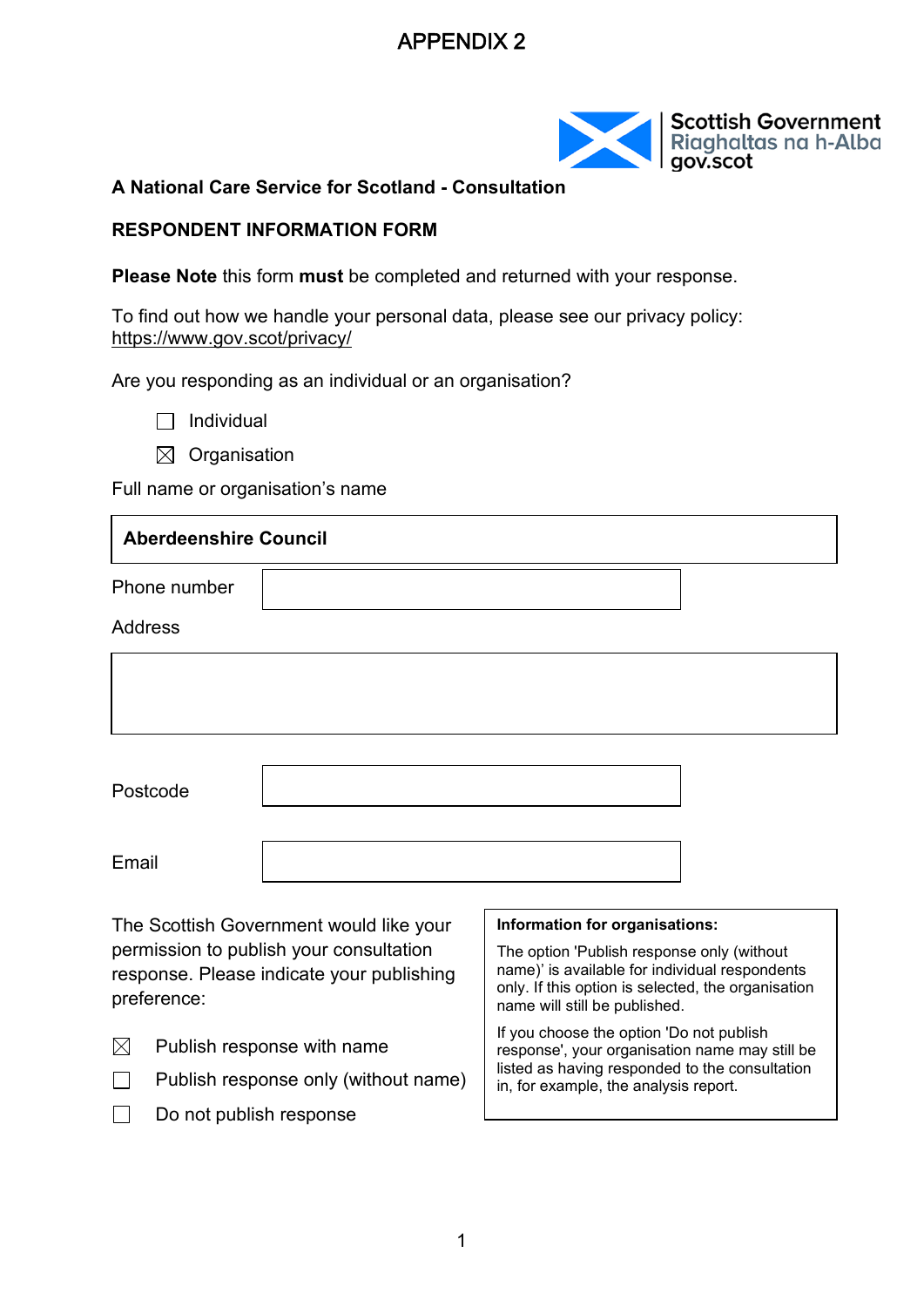# APPENDIX 2

Scottish Government
Riaghaltas na h-Alba
gov.scot

**A National Care Service for Scotland - Consultation**

**RESPONDENT INFORMATION FORM**

**Please Note** this form **must** be completed and returned with your response.

To find out how we handle your personal data, please see our privacy policy: https://www.gov.scot/privacy/

Are you responding as an individual or an organisation?

☐ Individual

☒ Organisation

Full name or organisation's name

**Aberdeenshire Council**

Phone number

Address

Postcode

Email

The Scottish Government would like your permission to publish your consultation response. Please indicate your publishing preference:

☒ Publish response with name

☐ Publish response only (without name)

☐ Do not publish response

**Information for organisations:**

The option 'Publish response only (without name)' is available for individual respondents only. If this option is selected, the organisation name will still be published.

If you choose the option 'Do not publish response', your organisation name may still be listed as having responded to the consultation in, for example, the analysis report.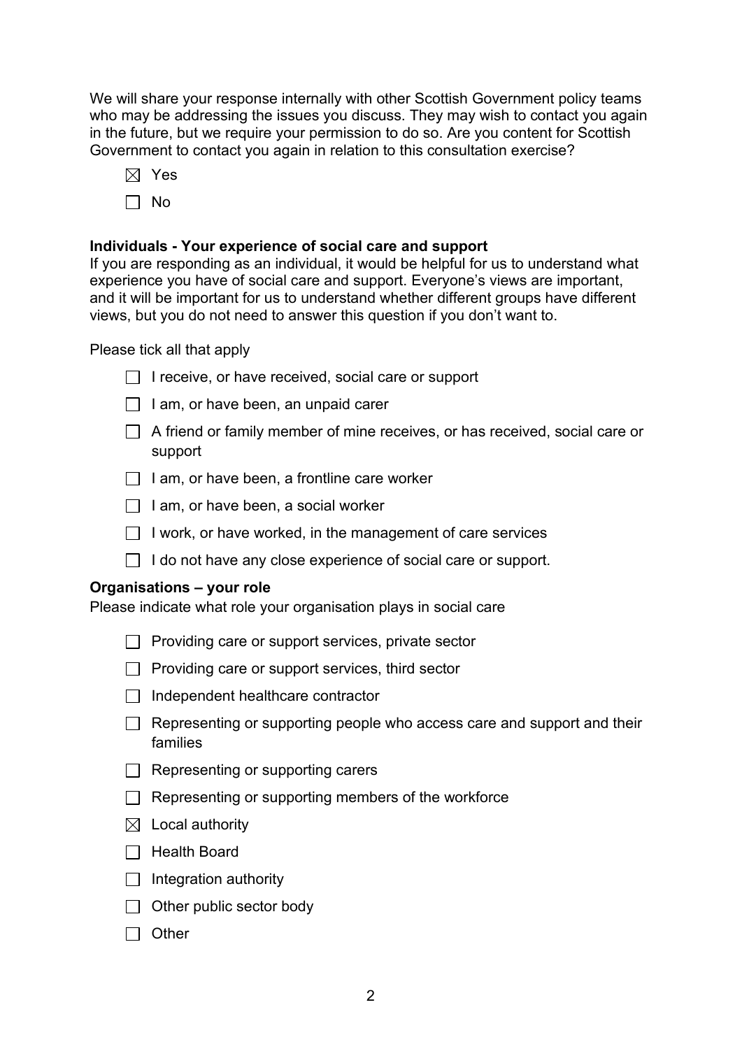We will share your response internally with other Scottish Government policy teams who may be addressing the issues you discuss. They may wish to contact you again in the future, but we require your permission to do so. Are you content for Scottish Government to contact you again in relation to this consultation exercise?

- ☒ Yes
- ☐ No

**Individuals - Your experience of social care and support**
If you are responding as an individual, it would be helpful for us to understand what experience you have of social care and support. Everyone's views are important, and it will be important for us to understand whether different groups have different views, but you do not need to answer this question if you don't want to.

Please tick all that apply

- ☐ I receive, or have received, social care or support
- ☐ I am, or have been, an unpaid carer
- ☐ A friend or family member of mine receives, or has received, social care or support
- ☐ I am, or have been, a frontline care worker
- ☐ I am, or have been, a social worker
- ☐ I work, or have worked, in the management of care services
- ☐ I do not have any close experience of social care or support.

**Organisations – your role**
Please indicate what role your organisation plays in social care

- ☐ Providing care or support services, private sector
- ☐ Providing care or support services, third sector
- ☐ Independent healthcare contractor
- ☐ Representing or supporting people who access care and support and their families
- ☐ Representing or supporting carers
- ☐ Representing or supporting members of the workforce
- ☒ Local authority
- ☐ Health Board
- ☐ Integration authority
- ☐ Other public sector body
- ☐ Other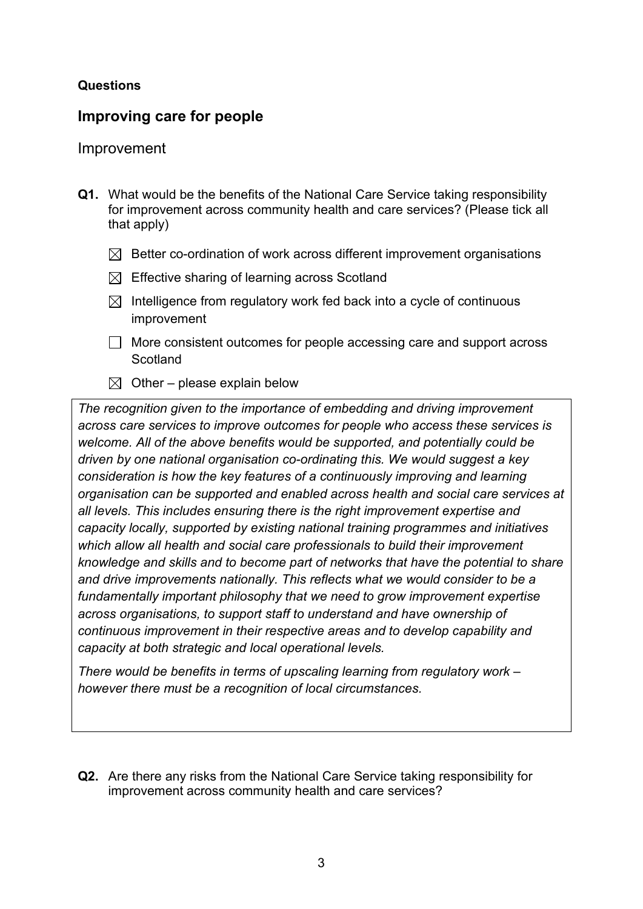**Questions**

## Improving care for people

### Improvement

**Q1.** What would be the benefits of the National Care Service taking responsibility for improvement across community health and care services? (Please tick all that apply)

- ☒ Better co-ordination of work across different improvement organisations
- ☒ Effective sharing of learning across Scotland
- ☒ Intelligence from regulatory work fed back into a cycle of continuous improvement
- ☐ More consistent outcomes for people accessing care and support across Scotland
- ☒ Other – please explain below

*The recognition given to the importance of embedding and driving improvement across care services to improve outcomes for people who access these services is welcome. All of the above benefits would be supported, and potentially could be driven by one national organisation co-ordinating this. We would suggest a key consideration is how the key features of a continuously improving and learning organisation can be supported and enabled across health and social care services at all levels. This includes ensuring there is the right improvement expertise and capacity locally, supported by existing national training programmes and initiatives which allow all health and social care professionals to build their improvement knowledge and skills and to become part of networks that have the potential to share and drive improvements nationally. This reflects what we would consider to be a fundamentally important philosophy that we need to grow improvement expertise across organisations, to support staff to understand and have ownership of continuous improvement in their respective areas and to develop capability and capacity at both strategic and local operational levels.*

*There would be benefits in terms of upscaling learning from regulatory work – however there must be a recognition of local circumstances.*

**Q2.** Are there any risks from the National Care Service taking responsibility for improvement across community health and care services?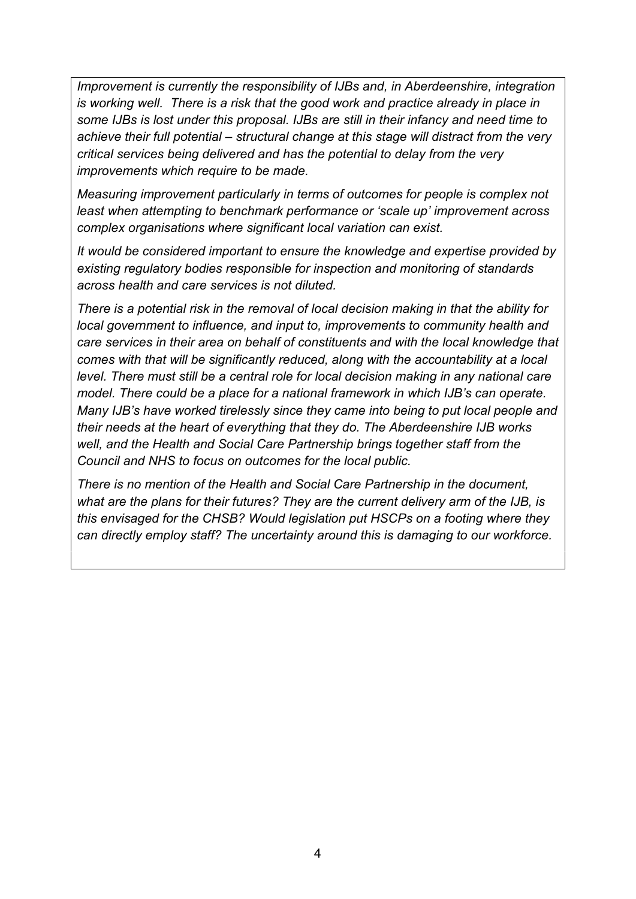*Improvement is currently the responsibility of IJBs and, in Aberdeenshire, integration is working well. There is a risk that the good work and practice already in place in some IJBs is lost under this proposal. IJBs are still in their infancy and need time to achieve their full potential – structural change at this stage will distract from the very critical services being delivered and has the potential to delay from the very improvements which require to be made.*

*Measuring improvement particularly in terms of outcomes for people is complex not least when attempting to benchmark performance or 'scale up' improvement across complex organisations where significant local variation can exist.*

*It would be considered important to ensure the knowledge and expertise provided by existing regulatory bodies responsible for inspection and monitoring of standards across health and care services is not diluted.*

*There is a potential risk in the removal of local decision making in that the ability for local government to influence, and input to, improvements to community health and care services in their area on behalf of constituents and with the local knowledge that comes with that will be significantly reduced, along with the accountability at a local level. There must still be a central role for local decision making in any national care model. There could be a place for a national framework in which IJB's can operate. Many IJB's have worked tirelessly since they came into being to put local people and their needs at the heart of everything that they do. The Aberdeenshire IJB works well, and the Health and Social Care Partnership brings together staff from the Council and NHS to focus on outcomes for the local public.*

*There is no mention of the Health and Social Care Partnership in the document, what are the plans for their futures? They are the current delivery arm of the IJB, is this envisaged for the CHSB? Would legislation put HSCPs on a footing where they can directly employ staff? The uncertainty around this is damaging to our workforce.*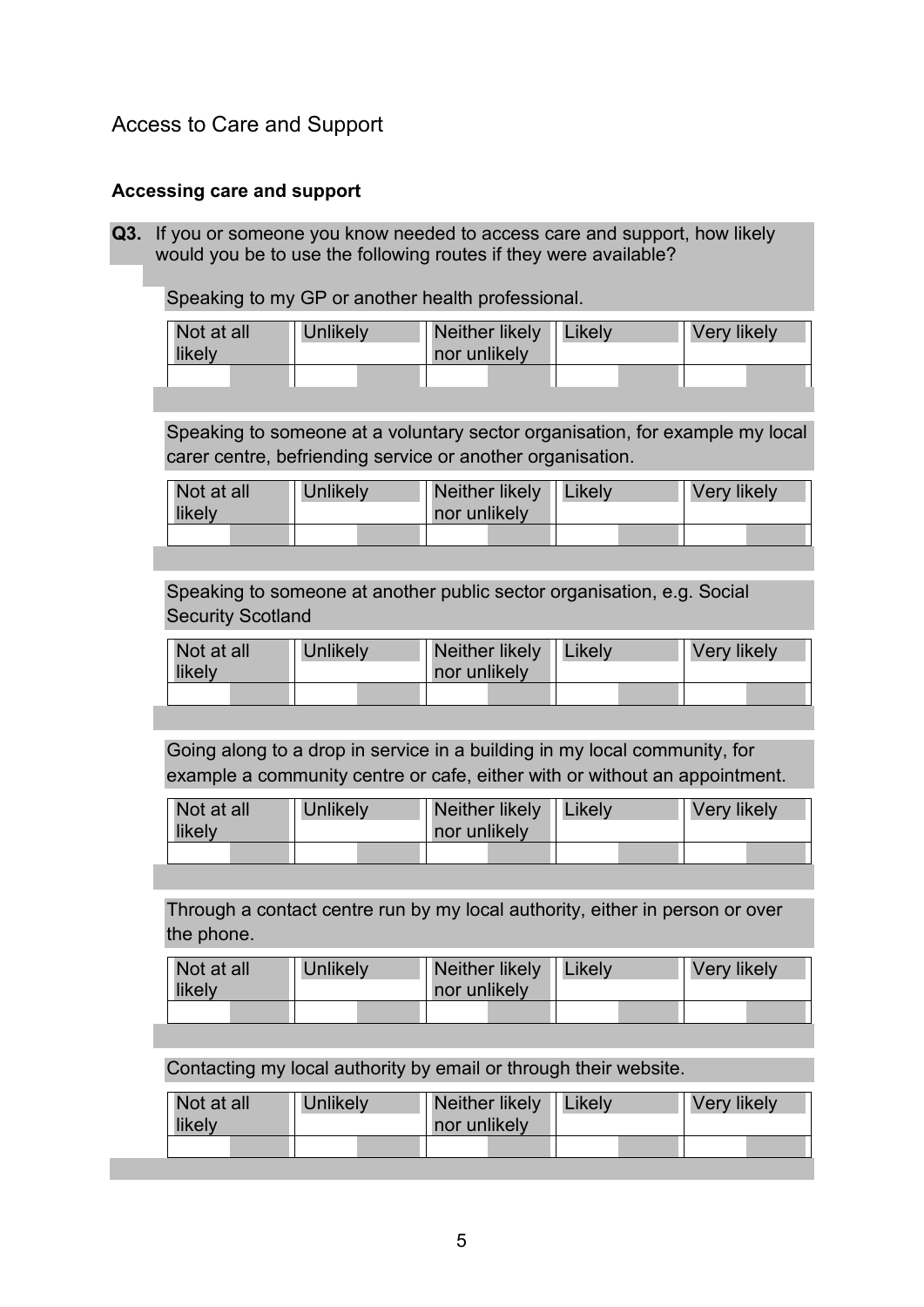## Access to Care and Support

### Accessing care and support

**Q3.** If you or someone you know needed to access care and support, how likely would you be to use the following routes if they were available?

Speaking to my GP or another health professional.

| Not at all likely | Unlikely | Neither likely nor unlikely | Likely | Very likely |
|---|---|---|---|---|
| | | | | |

Speaking to someone at a voluntary sector organisation, for example my local carer centre, befriending service or another organisation.

| Not at all likely | Unlikely | Neither likely nor unlikely | Likely | Very likely |
|---|---|---|---|---|
| | | | | |

Speaking to someone at another public sector organisation, e.g. Social Security Scotland

| Not at all likely | Unlikely | Neither likely nor unlikely | Likely | Very likely |
|---|---|---|---|---|
| | | | | |

Going along to a drop in service in a building in my local community, for example a community centre or cafe, either with or without an appointment.

| Not at all likely | Unlikely | Neither likely nor unlikely | Likely | Very likely |
|---|---|---|---|---|
| | | | | |

Through a contact centre run by my local authority, either in person or over the phone.

| Not at all likely | Unlikely | Neither likely nor unlikely | Likely | Very likely |
|---|---|---|---|---|
| | | | | |

Contacting my local authority by email or through their website.

| Not at all likely | Unlikely | Neither likely nor unlikely | Likely | Very likely |
|---|---|---|---|---|
| | | | | |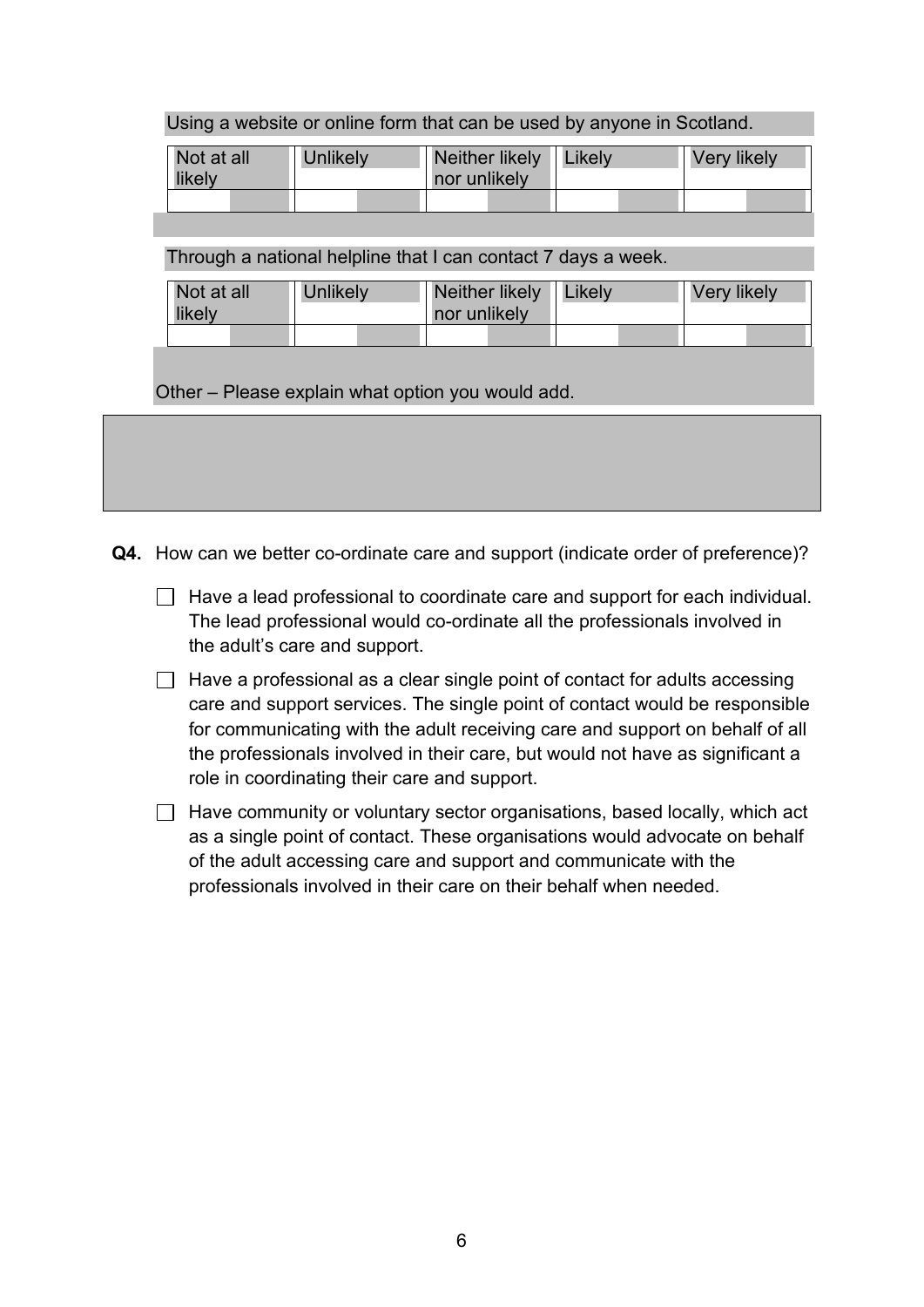Using a website or online form that can be used by anyone in Scotland.

| Not at all likely | Unlikely | Neither likely nor unlikely | Likely | Very likely |
| --- | --- | --- | --- | --- |
| | | | | |

Through a national helpline that I can contact 7 days a week.

| Not at all likely | Unlikely | Neither likely nor unlikely | Likely | Very likely |
| --- | --- | --- | --- | --- |
| | | | | |

Other – Please explain what option you would add.

**Q4.** How can we better co-ordinate care and support (indicate order of preference)?

- ☐ Have a lead professional to coordinate care and support for each individual. The lead professional would co-ordinate all the professionals involved in the adult's care and support.
- ☐ Have a professional as a clear single point of contact for adults accessing care and support services. The single point of contact would be responsible for communicating with the adult receiving care and support on behalf of all the professionals involved in their care, but would not have as significant a role in coordinating their care and support.
- ☐ Have community or voluntary sector organisations, based locally, which act as a single point of contact. These organisations would advocate on behalf of the adult accessing care and support and communicate with the professionals involved in their care on their behalf when needed.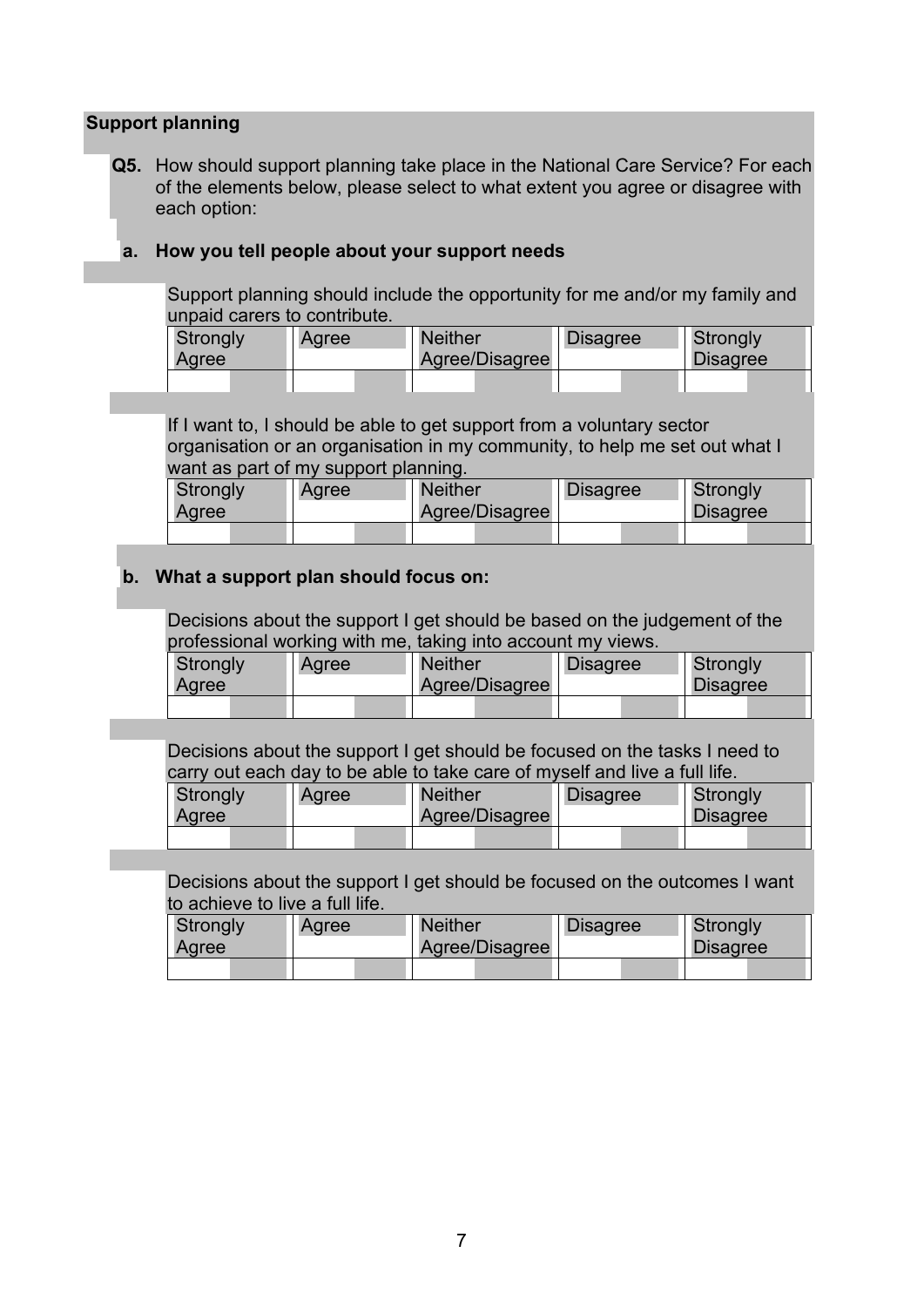## Support planning

**Q5.** How should support planning take place in the National Care Service? For each of the elements below, please select to what extent you agree or disagree with each option:

**a. How you tell people about your support needs**

Support planning should include the opportunity for me and/or my family and unpaid carers to contribute.

| Strongly Agree | Agree | Neither Agree/Disagree | Disagree | Strongly Disagree |
|---|---|---|---|---|
| | | | | |

If I want to, I should be able to get support from a voluntary sector organisation or an organisation in my community, to help me set out what I want as part of my support planning.

| Strongly Agree | Agree | Neither Agree/Disagree | Disagree | Strongly Disagree |
|---|---|---|---|---|
| | | | | |

**b. What a support plan should focus on:**

Decisions about the support I get should be based on the judgement of the professional working with me, taking into account my views.

| Strongly Agree | Agree | Neither Agree/Disagree | Disagree | Strongly Disagree |
|---|---|---|---|---|
| | | | | |

Decisions about the support I get should be focused on the tasks I need to carry out each day to be able to take care of myself and live a full life.

| Strongly Agree | Agree | Neither Agree/Disagree | Disagree | Strongly Disagree |
|---|---|---|---|---|
| | | | | |

Decisions about the support I get should be focused on the outcomes I want to achieve to live a full life.

| Strongly Agree | Agree | Neither Agree/Disagree | Disagree | Strongly Disagree |
|---|---|---|---|---|
| | | | | |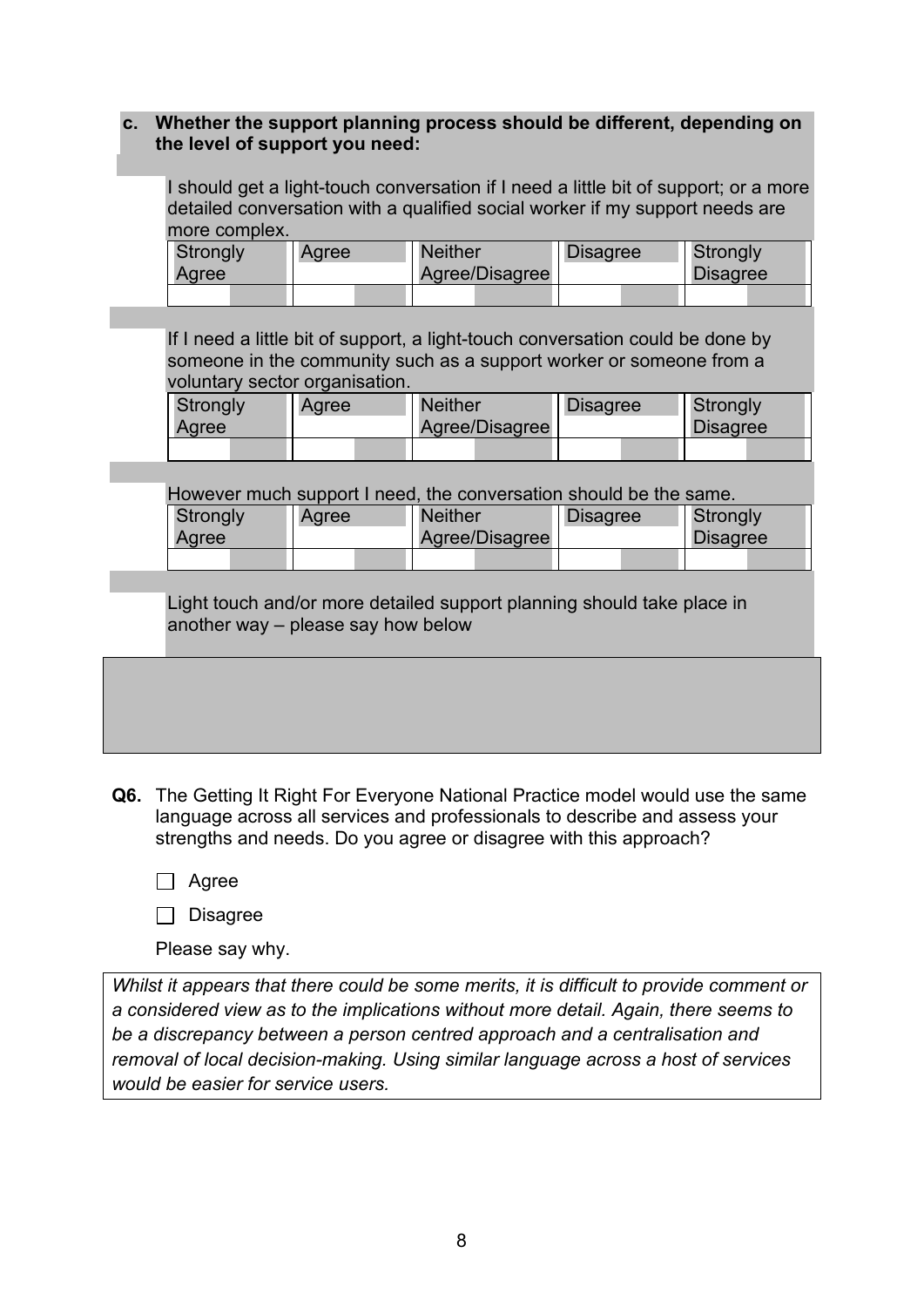**c. Whether the support planning process should be different, depending on the level of support you need:**

I should get a light-touch conversation if I need a little bit of support; or a more detailed conversation with a qualified social worker if my support needs are more complex.

| Strongly Agree | Agree | Neither Agree/Disagree | Disagree | Strongly Disagree |
|---|---|---|---|---|
| | | | | |

If I need a little bit of support, a light-touch conversation could be done by someone in the community such as a support worker or someone from a voluntary sector organisation.

| Strongly Agree | Agree | Neither Agree/Disagree | Disagree | Strongly Disagree |
|---|---|---|---|---|
| | | | | |

However much support I need, the conversation should be the same.

| Strongly Agree | Agree | Neither Agree/Disagree | Disagree | Strongly Disagree |
|---|---|---|---|---|
| | | | | |

Light touch and/or more detailed support planning should take place in another way – please say how below

**Q6.** The Getting It Right For Everyone National Practice model would use the same language across all services and professionals to describe and assess your strengths and needs. Do you agree or disagree with this approach?

☐ Agree

☐ Disagree

Please say why.

*Whilst it appears that there could be some merits, it is difficult to provide comment or a considered view as to the implications without more detail. Again, there seems to be a discrepancy between a person centred approach and a centralisation and removal of local decision-making. Using similar language across a host of services would be easier for service users.*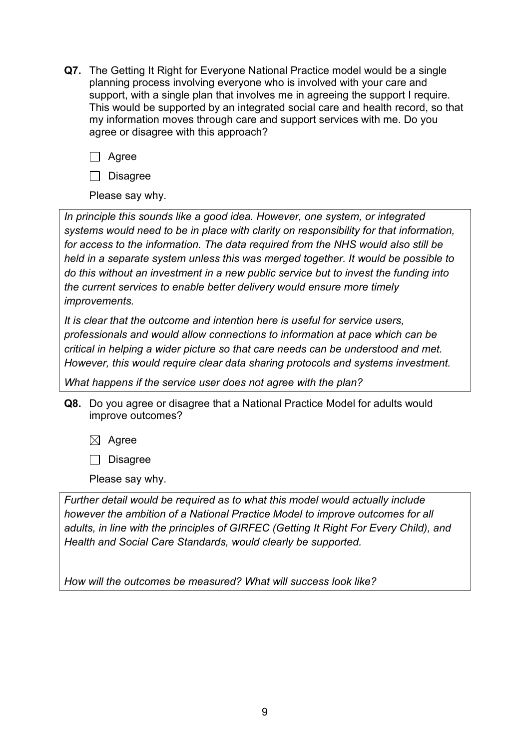**Q7.** The Getting It Right for Everyone National Practice model would be a single planning process involving everyone who is involved with your care and support, with a single plan that involves me in agreeing the support I require. This would be supported by an integrated social care and health record, so that my information moves through care and support services with me. Do you agree or disagree with this approach?

☐ Agree

☐ Disagree

Please say why.

*In principle this sounds like a good idea. However, one system, or integrated systems would need to be in place with clarity on responsibility for that information, for access to the information. The data required from the NHS would also still be held in a separate system unless this was merged together. It would be possible to do this without an investment in a new public service but to invest the funding into the current services to enable better delivery would ensure more timely improvements.*

*It is clear that the outcome and intention here is useful for service users, professionals and would allow connections to information at pace which can be critical in helping a wider picture so that care needs can be understood and met. However, this would require clear data sharing protocols and systems investment.*

*What happens if the service user does not agree with the plan?*

**Q8.** Do you agree or disagree that a National Practice Model for adults would improve outcomes?

☒ Agree

☐ Disagree

Please say why.

*Further detail would be required as to what this model would actually include however the ambition of a National Practice Model to improve outcomes for all adults, in line with the principles of GIRFEC (Getting It Right For Every Child), and Health and Social Care Standards, would clearly be supported.*

*How will the outcomes be measured? What will success look like?*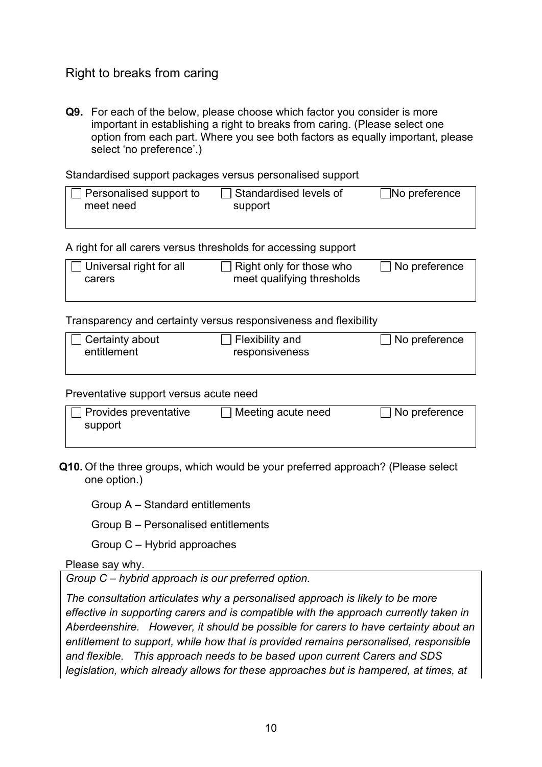## Right to breaks from caring

**Q9.** For each of the below, please choose which factor you consider is more important in establishing a right to breaks from caring. (Please select one option from each part. Where you see both factors as equally important, please select 'no preference'.)

Standardised support packages versus personalised support

| | | |
|---|---|---|
| ☐ Personalised support to meet need | ☐ Standardised levels of support | ☐No preference |

A right for all carers versus thresholds for accessing support

| | | |
|---|---|---|
| ☐ Universal right for all carers | ☐ Right only for those who meet qualifying thresholds | ☐ No preference |

Transparency and certainty versus responsiveness and flexibility

| | | |
|---|---|---|
| ☐ Certainty about entitlement | ☐ Flexibility and responsiveness | ☐ No preference |

Preventative support versus acute need

| | | |
|---|---|---|
| ☐ Provides preventative support | ☐ Meeting acute need | ☐ No preference |

**Q10.** Of the three groups, which would be your preferred approach? (Please select one option.)

Group A – Standard entitlements

Group B – Personalised entitlements

Group C – Hybrid approaches

Please say why.

*Group C – hybrid approach is our preferred option.*

*The consultation articulates why a personalised approach is likely to be more effective in supporting carers and is compatible with the approach currently taken in Aberdeenshire. However, it should be possible for carers to have certainty about an entitlement to support, while how that is provided remains personalised, responsible and flexible. This approach needs to be based upon current Carers and SDS legislation, which already allows for these approaches but is hampered, at times, at*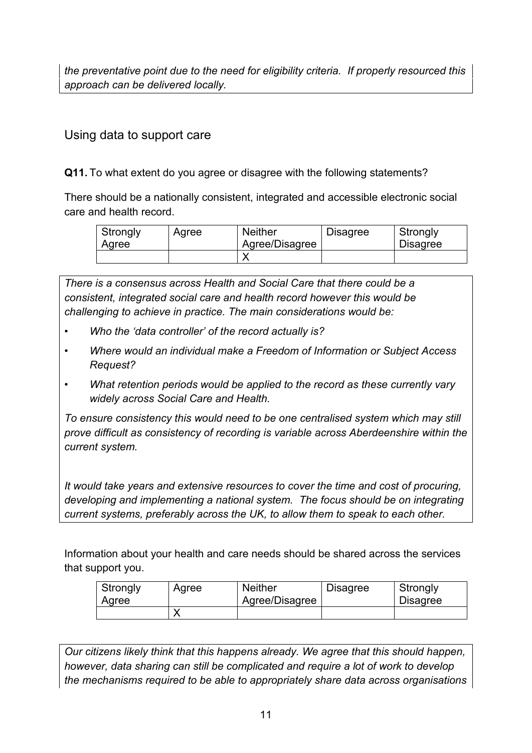*the preventative point due to the need for eligibility criteria. If properly resourced this approach can be delivered locally.*

## Using data to support care

**Q11.** To what extent do you agree or disagree with the following statements?

There should be a nationally consistent, integrated and accessible electronic social care and health record.

| Strongly Agree | Agree | Neither Agree/Disagree | Disagree | Strongly Disagree |
|---|---|---|---|---|
| | | X | | |

*There is a consensus across Health and Social Care that there could be a consistent, integrated social care and health record however this would be challenging to achieve in practice. The main considerations would be:*

- *Who the 'data controller' of the record actually is?*
- *Where would an individual make a Freedom of Information or Subject Access Request?*
- *What retention periods would be applied to the record as these currently vary widely across Social Care and Health.*

*To ensure consistency this would need to be one centralised system which may still prove difficult as consistency of recording is variable across Aberdeenshire within the current system.*

*It would take years and extensive resources to cover the time and cost of procuring, developing and implementing a national system. The focus should be on integrating current systems, preferably across the UK, to allow them to speak to each other.*

Information about your health and care needs should be shared across the services that support you.

| Strongly Agree | Agree | Neither Agree/Disagree | Disagree | Strongly Disagree |
|---|---|---|---|---|
| | X | | | |

*Our citizens likely think that this happens already. We agree that this should happen, however, data sharing can still be complicated and require a lot of work to develop the mechanisms required to be able to appropriately share data across organisations*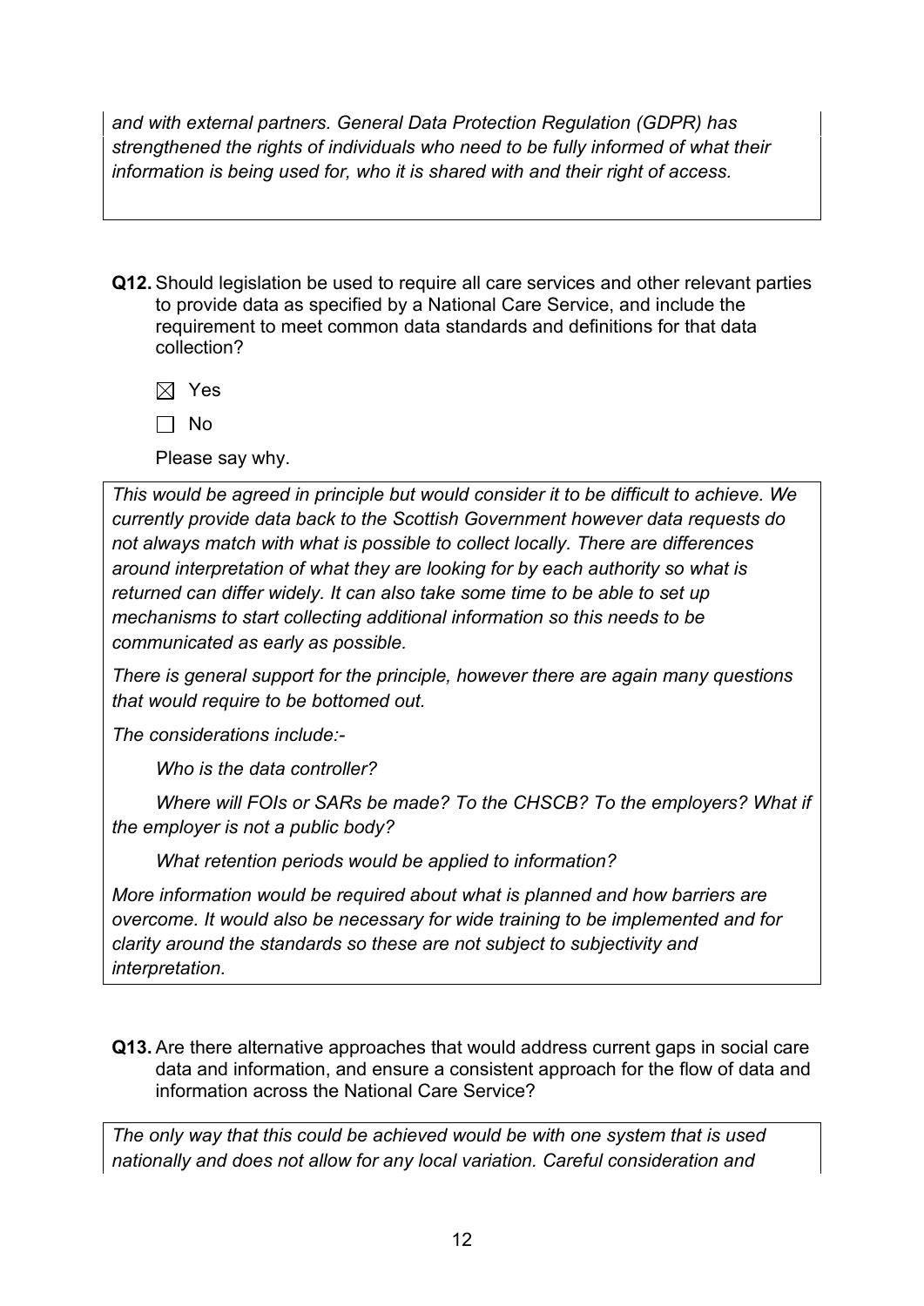*and with external partners. General Data Protection Regulation (GDPR) has strengthened the rights of individuals who need to be fully informed of what their information is being used for, who it is shared with and their right of access.*

**Q12.** Should legislation be used to require all care services and other relevant parties to provide data as specified by a National Care Service, and include the requirement to meet common data standards and definitions for that data collection?

☒ Yes

☐ No

Please say why.

*This would be agreed in principle but would consider it to be difficult to achieve. We currently provide data back to the Scottish Government however data requests do not always match with what is possible to collect locally. There are differences around interpretation of what they are looking for by each authority so what is returned can differ widely. It can also take some time to be able to set up mechanisms to start collecting additional information so this needs to be communicated as early as possible.*

*There is general support for the principle, however there are again many questions that would require to be bottomed out.*

*The considerations include:-*

*Who is the data controller?*

*Where will FOIs or SARs be made? To the CHSCB? To the employers? What if the employer is not a public body?*

*What retention periods would be applied to information?*

*More information would be required about what is planned and how barriers are overcome. It would also be necessary for wide training to be implemented and for clarity around the standards so these are not subject to subjectivity and interpretation.*

**Q13.** Are there alternative approaches that would address current gaps in social care data and information, and ensure a consistent approach for the flow of data and information across the National Care Service?

*The only way that this could be achieved would be with one system that is used nationally and does not allow for any local variation. Careful consideration and*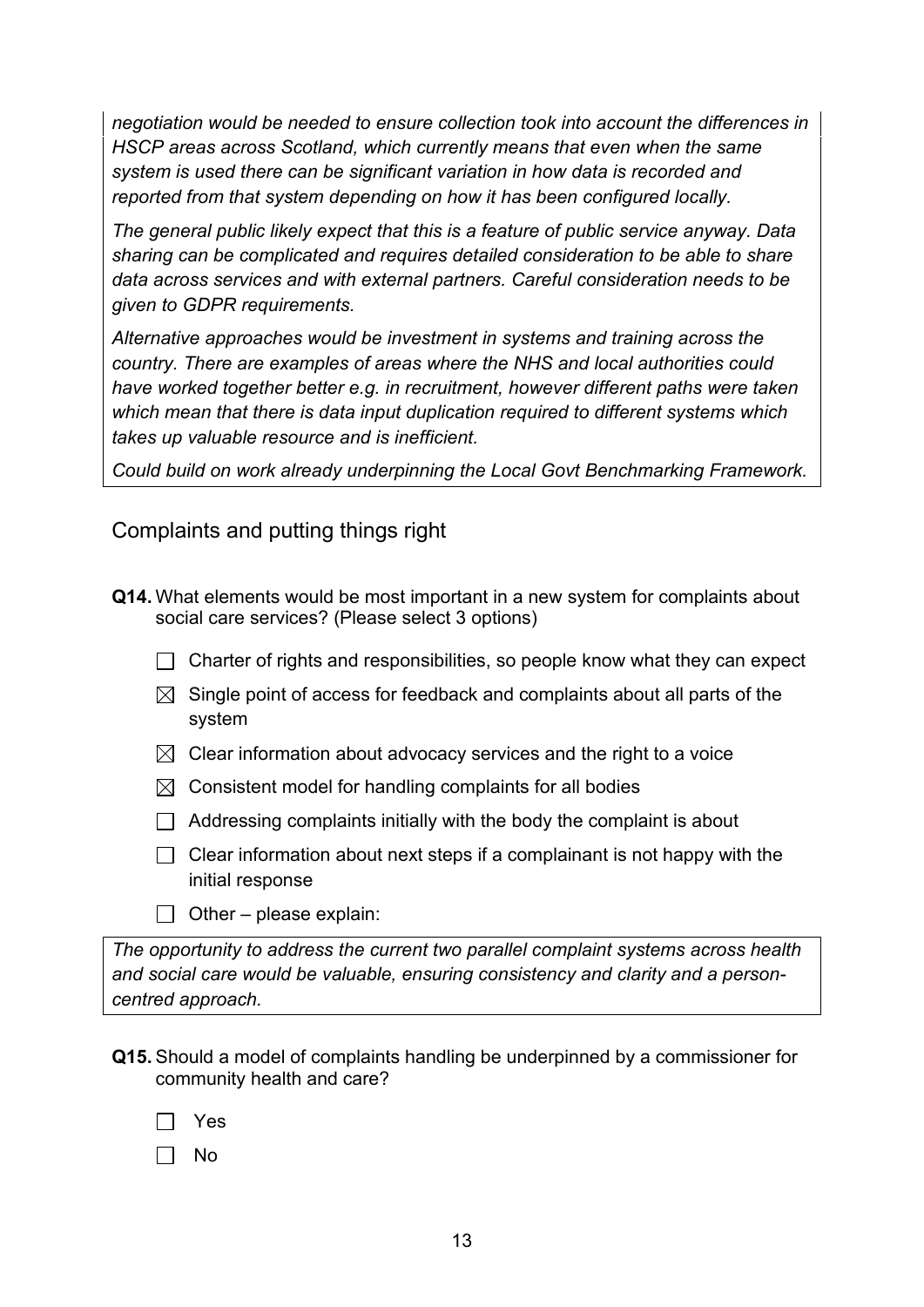*negotiation would be needed to ensure collection took into account the differences in HSCP areas across Scotland, which currently means that even when the same system is used there can be significant variation in how data is recorded and reported from that system depending on how it has been configured locally.*

*The general public likely expect that this is a feature of public service anyway. Data sharing can be complicated and requires detailed consideration to be able to share data across services and with external partners. Careful consideration needs to be given to GDPR requirements.*

*Alternative approaches would be investment in systems and training across the country. There are examples of areas where the NHS and local authorities could have worked together better e.g. in recruitment, however different paths were taken which mean that there is data input duplication required to different systems which takes up valuable resource and is inefficient.*

*Could build on work already underpinning the Local Govt Benchmarking Framework.*

## Complaints and putting things right

**Q14.** What elements would be most important in a new system for complaints about social care services? (Please select 3 options)

- ☐ Charter of rights and responsibilities, so people know what they can expect
- ☒ Single point of access for feedback and complaints about all parts of the system
- ☒ Clear information about advocacy services and the right to a voice
- ☒ Consistent model for handling complaints for all bodies
- ☐ Addressing complaints initially with the body the complaint is about
- ☐ Clear information about next steps if a complainant is not happy with the initial response
- ☐ Other – please explain:

*The opportunity to address the current two parallel complaint systems across health and social care would be valuable, ensuring consistency and clarity and a person-centred approach.*

**Q15.** Should a model of complaints handling be underpinned by a commissioner for community health and care?

- ☐ Yes
- ☐ No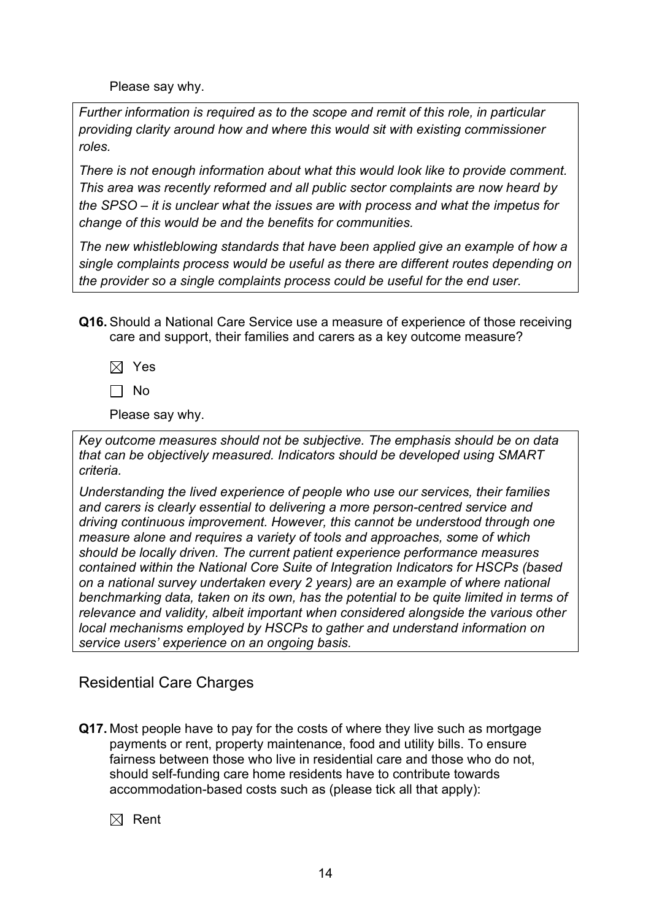Please say why.

*Further information is required as to the scope and remit of this role, in particular providing clarity around how and where this would sit with existing commissioner roles.*

*There is not enough information about what this would look like to provide comment. This area was recently reformed and all public sector complaints are now heard by the SPSO – it is unclear what the issues are with process and what the impetus for change of this would be and the benefits for communities.*

*The new whistleblowing standards that have been applied give an example of how a single complaints process would be useful as there are different routes depending on the provider so a single complaints process could be useful for the end user.*

**Q16.** Should a National Care Service use a measure of experience of those receiving care and support, their families and carers as a key outcome measure?

☒ Yes

☐ No

Please say why.

*Key outcome measures should not be subjective. The emphasis should be on data that can be objectively measured. Indicators should be developed using SMART criteria.*

*Understanding the lived experience of people who use our services, their families and carers is clearly essential to delivering a more person-centred service and driving continuous improvement. However, this cannot be understood through one measure alone and requires a variety of tools and approaches, some of which should be locally driven. The current patient experience performance measures contained within the National Core Suite of Integration Indicators for HSCPs (based on a national survey undertaken every 2 years) are an example of where national benchmarking data, taken on its own, has the potential to be quite limited in terms of relevance and validity, albeit important when considered alongside the various other local mechanisms employed by HSCPs to gather and understand information on service users' experience on an ongoing basis.*

## Residential Care Charges

**Q17.** Most people have to pay for the costs of where they live such as mortgage payments or rent, property maintenance, food and utility bills. To ensure fairness between those who live in residential care and those who do not, should self-funding care home residents have to contribute towards accommodation-based costs such as (please tick all that apply):

☒ Rent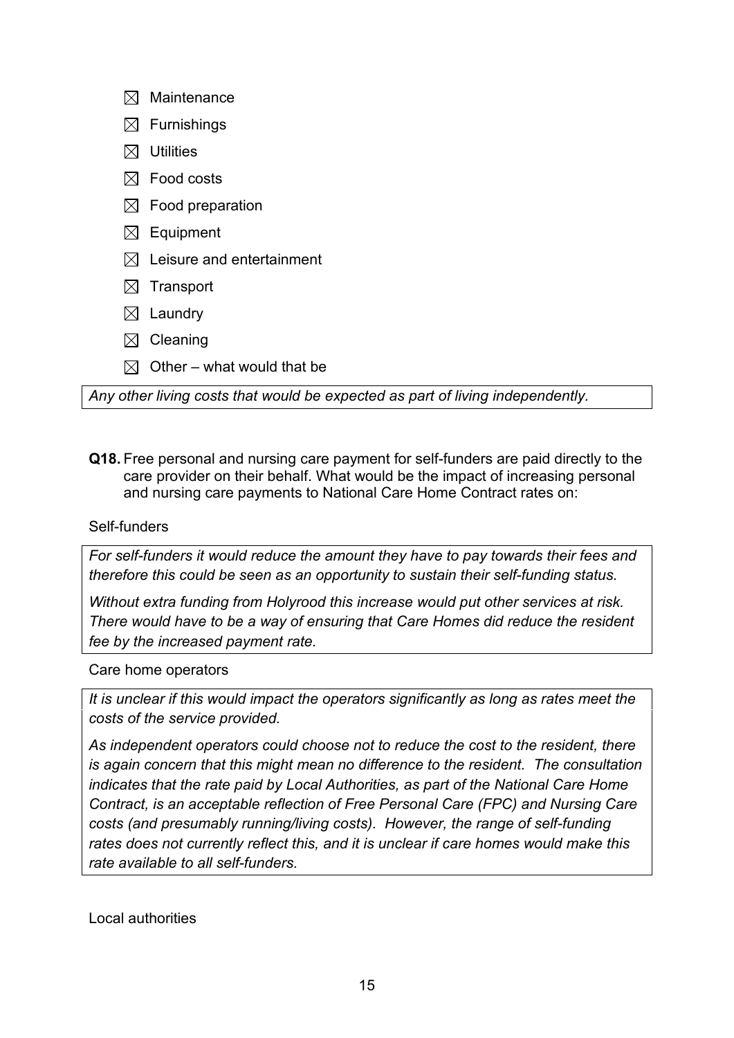- ☒ Maintenance
- ☒ Furnishings
- ☒ Utilities
- ☒ Food costs
- ☒ Food preparation
- ☒ Equipment
- ☒ Leisure and entertainment
- ☒ Transport
- ☒ Laundry
- ☒ Cleaning
- ☒ Other – what would that be

*Any other living costs that would be expected as part of living independently.*

**Q18.** Free personal and nursing care payment for self-funders are paid directly to the care provider on their behalf. What would be the impact of increasing personal and nursing care payments to National Care Home Contract rates on:

Self-funders

*For self-funders it would reduce the amount they have to pay towards their fees and therefore this could be seen as an opportunity to sustain their self-funding status.*

*Without extra funding from Holyrood this increase would put other services at risk. There would have to be a way of ensuring that Care Homes did reduce the resident fee by the increased payment rate.*

Care home operators

*It is unclear if this would impact the operators significantly as long as rates meet the costs of the service provided.*

*As independent operators could choose not to reduce the cost to the resident, there is again concern that this might mean no difference to the resident. The consultation indicates that the rate paid by Local Authorities, as part of the National Care Home Contract, is an acceptable reflection of Free Personal Care (FPC) and Nursing Care costs (and presumably running/living costs). However, the range of self-funding rates does not currently reflect this, and it is unclear if care homes would make this rate available to all self-funders.*

Local authorities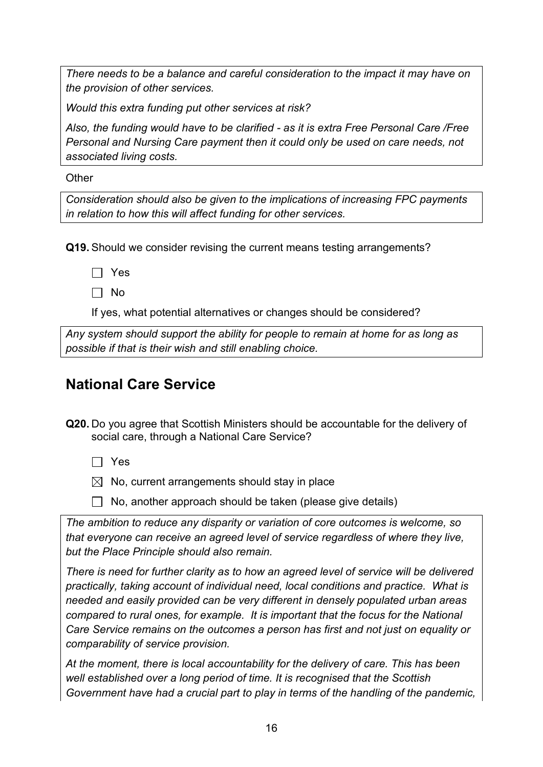*There needs to be a balance and careful consideration to the impact it may have on the provision of other services.*

*Would this extra funding put other services at risk?*

*Also, the funding would have to be clarified - as it is extra Free Personal Care /Free Personal and Nursing Care payment then it could only be used on care needs, not associated living costs.*

Other

*Consideration should also be given to the implications of increasing FPC payments in relation to how this will affect funding for other services.*

**Q19.** Should we consider revising the current means testing arrangements?

☐ Yes

☐ No

If yes, what potential alternatives or changes should be considered?

*Any system should support the ability for people to remain at home for as long as possible if that is their wish and still enabling choice.*

## National Care Service

**Q20.** Do you agree that Scottish Ministers should be accountable for the delivery of social care, through a National Care Service?

☐ Yes

☒ No, current arrangements should stay in place

☐ No, another approach should be taken (please give details)

*The ambition to reduce any disparity or variation of core outcomes is welcome, so that everyone can receive an agreed level of service regardless of where they live, but the Place Principle should also remain.*

*There is need for further clarity as to how an agreed level of service will be delivered practically, taking account of individual need, local conditions and practice. What is needed and easily provided can be very different in densely populated urban areas compared to rural ones, for example. It is important that the focus for the National Care Service remains on the outcomes a person has first and not just on equality or comparability of service provision.*

*At the moment, there is local accountability for the delivery of care. This has been well established over a long period of time. It is recognised that the Scottish Government have had a crucial part to play in terms of the handling of the pandemic,*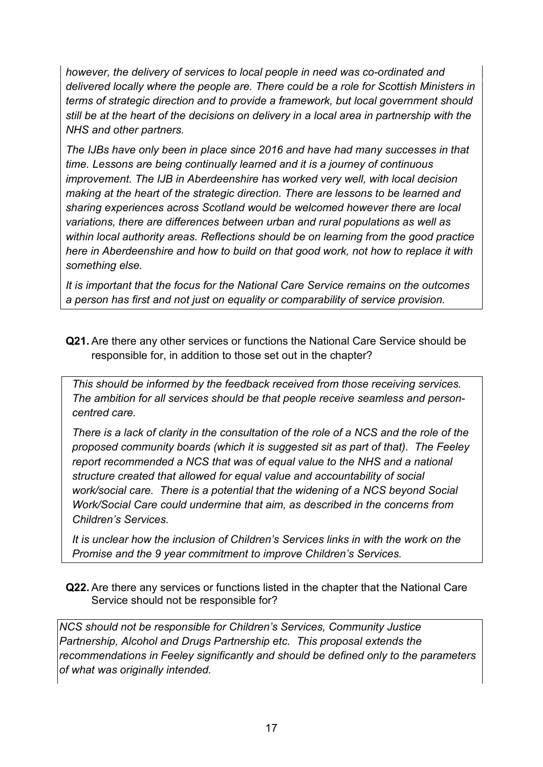*however, the delivery of services to local people in need was co-ordinated and delivered locally where the people are. There could be a role for Scottish Ministers in terms of strategic direction and to provide a framework, but local government should still be at the heart of the decisions on delivery in a local area in partnership with the NHS and other partners.*

*The IJBs have only been in place since 2016 and have had many successes in that time. Lessons are being continually learned and it is a journey of continuous improvement. The IJB in Aberdeenshire has worked very well, with local decision making at the heart of the strategic direction. There are lessons to be learned and sharing experiences across Scotland would be welcomed however there are local variations, there are differences between urban and rural populations as well as within local authority areas. Reflections should be on learning from the good practice here in Aberdeenshire and how to build on that good work, not how to replace it with something else.*

*It is important that the focus for the National Care Service remains on the outcomes a person has first and not just on equality or comparability of service provision.*

**Q21.** Are there any other services or functions the National Care Service should be responsible for, in addition to those set out in the chapter?

*This should be informed by the feedback received from those receiving services. The ambition for all services should be that people receive seamless and person-centred care.*

*There is a lack of clarity in the consultation of the role of a NCS and the role of the proposed community boards (which it is suggested sit as part of that). The Feeley report recommended a NCS that was of equal value to the NHS and a national structure created that allowed for equal value and accountability of social work/social care. There is a potential that the widening of a NCS beyond Social Work/Social Care could undermine that aim, as described in the concerns from Children's Services.*

*It is unclear how the inclusion of Children's Services links in with the work on the Promise and the 9 year commitment to improve Children's Services.*

**Q22.** Are there any services or functions listed in the chapter that the National Care Service should not be responsible for?

*NCS should not be responsible for Children's Services, Community Justice Partnership, Alcohol and Drugs Partnership etc. This proposal extends the recommendations in Feeley significantly and should be defined only to the parameters of what was originally intended.*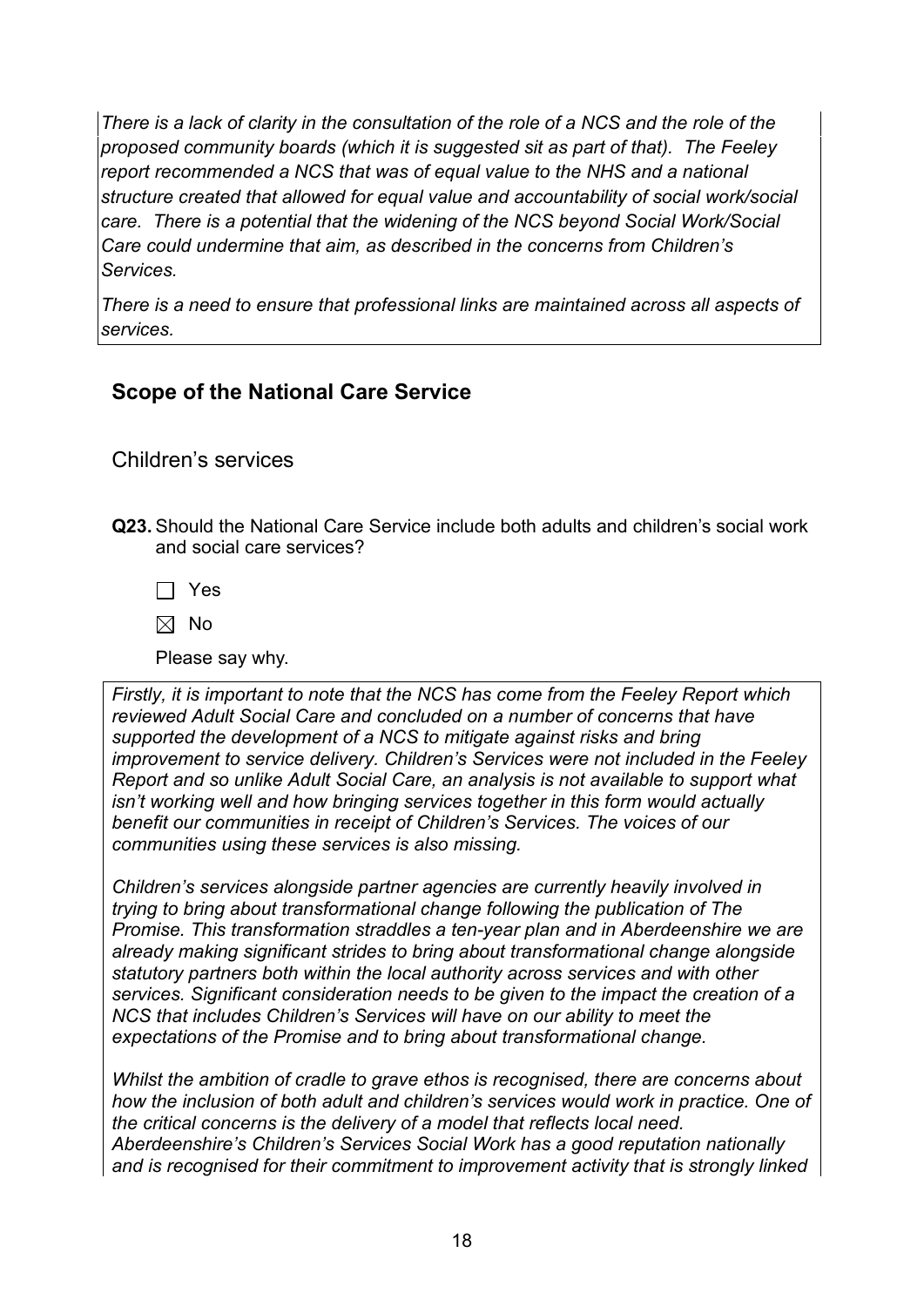*There is a lack of clarity in the consultation of the role of a NCS and the role of the proposed community boards (which it is suggested sit as part of that). The Feeley report recommended a NCS that was of equal value to the NHS and a national structure created that allowed for equal value and accountability of social work/social care. There is a potential that the widening of the NCS beyond Social Work/Social Care could undermine that aim, as described in the concerns from Children's Services.*

*There is a need to ensure that professional links are maintained across all aspects of services.*

## Scope of the National Care Service

### Children's services

**Q23.** Should the National Care Service include both adults and children's social work and social care services?

☐ Yes

☒ No

Please say why.

*Firstly, it is important to note that the NCS has come from the Feeley Report which reviewed Adult Social Care and concluded on a number of concerns that have supported the development of a NCS to mitigate against risks and bring improvement to service delivery. Children's Services were not included in the Feeley Report and so unlike Adult Social Care, an analysis is not available to support what isn't working well and how bringing services together in this form would actually benefit our communities in receipt of Children's Services. The voices of our communities using these services is also missing.*

*Children's services alongside partner agencies are currently heavily involved in trying to bring about transformational change following the publication of The Promise. This transformation straddles a ten-year plan and in Aberdeenshire we are already making significant strides to bring about transformational change alongside statutory partners both within the local authority across services and with other services. Significant consideration needs to be given to the impact the creation of a NCS that includes Children's Services will have on our ability to meet the expectations of the Promise and to bring about transformational change.*

*Whilst the ambition of cradle to grave ethos is recognised, there are concerns about how the inclusion of both adult and children's services would work in practice. One of the critical concerns is the delivery of a model that reflects local need. Aberdeenshire's Children's Services Social Work has a good reputation nationally and is recognised for their commitment to improvement activity that is strongly linked*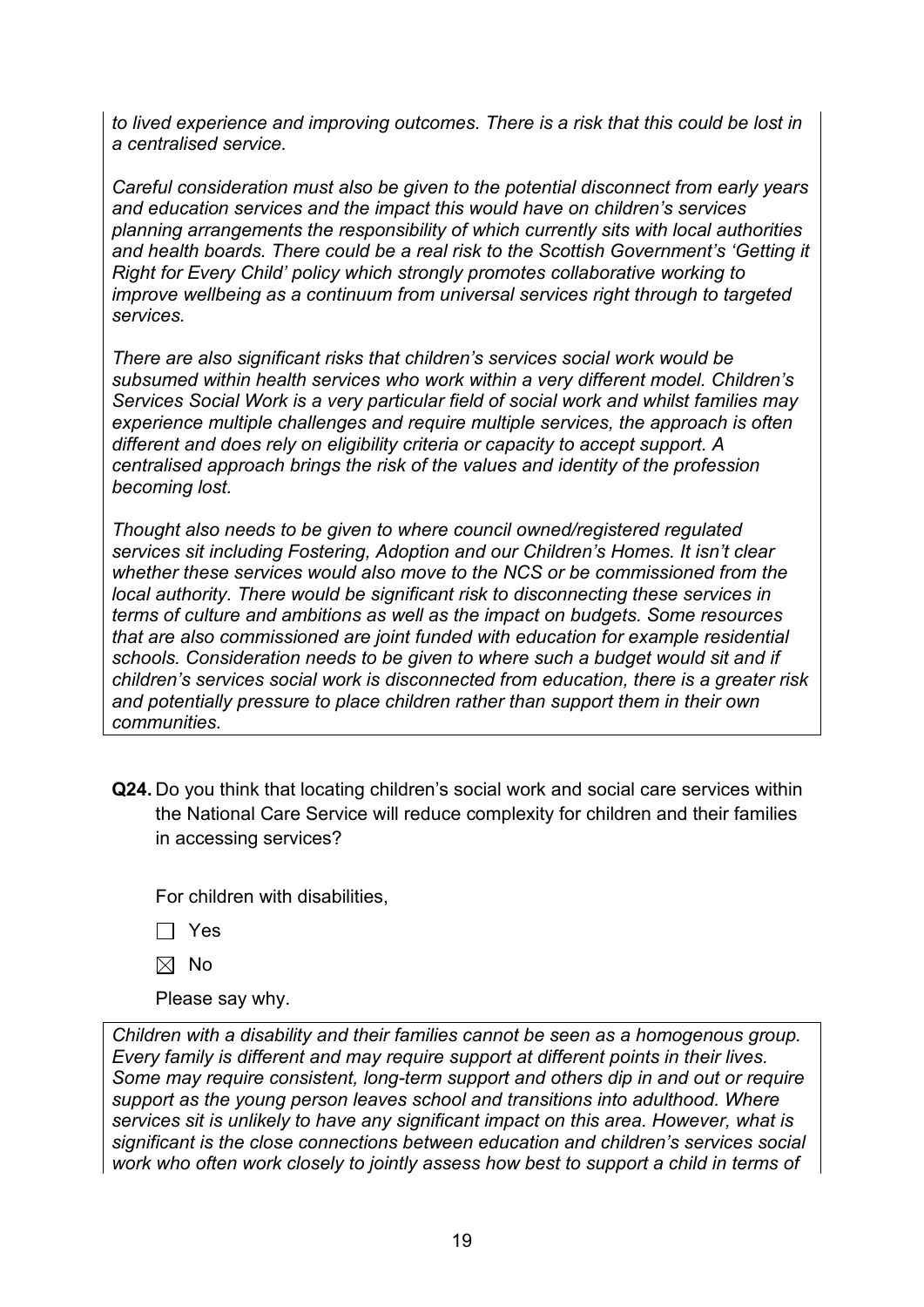*to lived experience and improving outcomes. There is a risk that this could be lost in a centralised service.*

*Careful consideration must also be given to the potential disconnect from early years and education services and the impact this would have on children's services planning arrangements the responsibility of which currently sits with local authorities and health boards. There could be a real risk to the Scottish Government's 'Getting it Right for Every Child' policy which strongly promotes collaborative working to improve wellbeing as a continuum from universal services right through to targeted services.*

*There are also significant risks that children's services social work would be subsumed within health services who work within a very different model. Children's Services Social Work is a very particular field of social work and whilst families may experience multiple challenges and require multiple services, the approach is often different and does rely on eligibility criteria or capacity to accept support. A centralised approach brings the risk of the values and identity of the profession becoming lost.*

*Thought also needs to be given to where council owned/registered regulated services sit including Fostering, Adoption and our Children's Homes. It isn't clear whether these services would also move to the NCS or be commissioned from the local authority. There would be significant risk to disconnecting these services in terms of culture and ambitions as well as the impact on budgets. Some resources that are also commissioned are joint funded with education for example residential schools. Consideration needs to be given to where such a budget would sit and if children's services social work is disconnected from education, there is a greater risk and potentially pressure to place children rather than support them in their own communities.*

**Q24.** Do you think that locating children's social work and social care services within the National Care Service will reduce complexity for children and their families in accessing services?

For children with disabilities,

☐ Yes

☒ No

Please say why.

*Children with a disability and their families cannot be seen as a homogenous group. Every family is different and may require support at different points in their lives. Some may require consistent, long-term support and others dip in and out or require support as the young person leaves school and transitions into adulthood. Where services sit is unlikely to have any significant impact on this area. However, what is significant is the close connections between education and children's services social work who often work closely to jointly assess how best to support a child in terms of*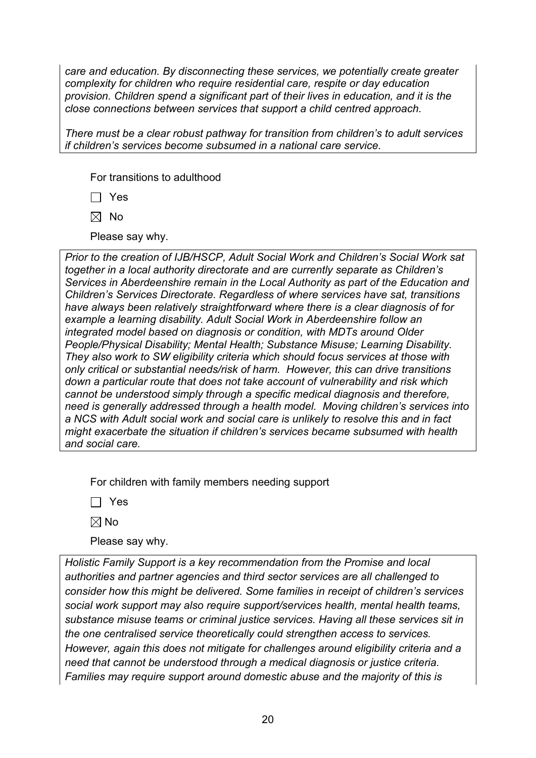*care and education. By disconnecting these services, we potentially create greater complexity for children who require residential care, respite or day education provision. Children spend a significant part of their lives in education, and it is the close connections between services that support a child centred approach.*

*There must be a clear robust pathway for transition from children's to adult services if children's services become subsumed in a national care service.*

For transitions to adulthood

☐ Yes

☒ No

Please say why.

*Prior to the creation of IJB/HSCP, Adult Social Work and Children's Social Work sat together in a local authority directorate and are currently separate as Children's Services in Aberdeenshire remain in the Local Authority as part of the Education and Children's Services Directorate. Regardless of where services have sat, transitions have always been relatively straightforward where there is a clear diagnosis of for example a learning disability. Adult Social Work in Aberdeenshire follow an integrated model based on diagnosis or condition, with MDTs around Older People/Physical Disability; Mental Health; Substance Misuse; Learning Disability. They also work to SW eligibility criteria which should focus services at those with only critical or substantial needs/risk of harm. However, this can drive transitions down a particular route that does not take account of vulnerability and risk which cannot be understood simply through a specific medical diagnosis and therefore, need is generally addressed through a health model. Moving children's services into a NCS with Adult social work and social care is unlikely to resolve this and in fact might exacerbate the situation if children's services became subsumed with health and social care.*

For children with family members needing support

☐ Yes

☒ No

Please say why.

*Holistic Family Support is a key recommendation from the Promise and local authorities and partner agencies and third sector services are all challenged to consider how this might be delivered. Some families in receipt of children's services social work support may also require support/services health, mental health teams, substance misuse teams or criminal justice services. Having all these services sit in the one centralised service theoretically could strengthen access to services. However, again this does not mitigate for challenges around eligibility criteria and a need that cannot be understood through a medical diagnosis or justice criteria. Families may require support around domestic abuse and the majority of this is*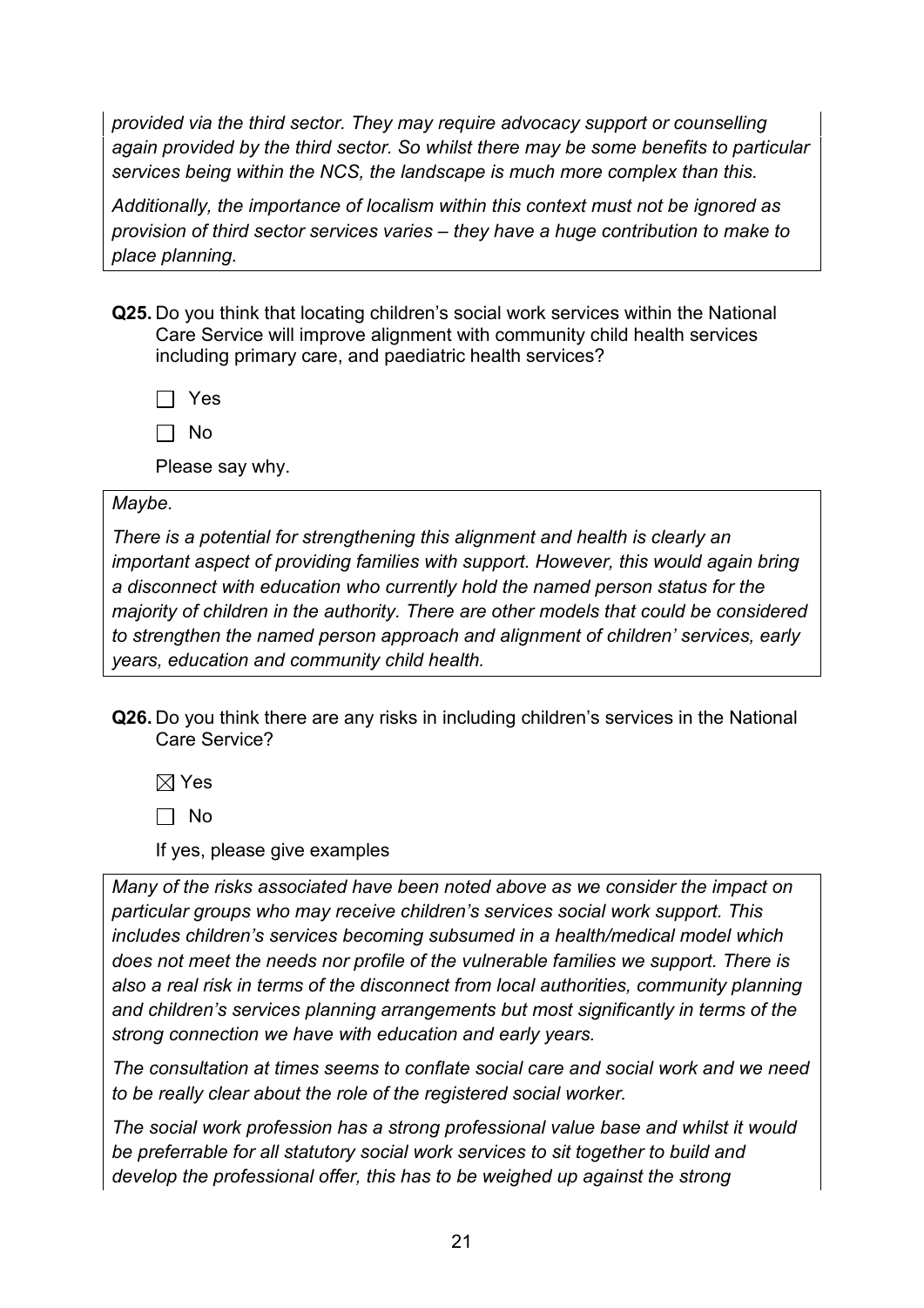*provided via the third sector. They may require advocacy support or counselling again provided by the third sector. So whilst there may be some benefits to particular services being within the NCS, the landscape is much more complex than this.*

*Additionally, the importance of localism within this context must not be ignored as provision of third sector services varies – they have a huge contribution to make to place planning.*

**Q25.** Do you think that locating children's social work services within the National Care Service will improve alignment with community child health services including primary care, and paediatric health services?

☐ Yes

☐ No

Please say why.

*Maybe.*

*There is a potential for strengthening this alignment and health is clearly an important aspect of providing families with support. However, this would again bring a disconnect with education who currently hold the named person status for the majority of children in the authority. There are other models that could be considered to strengthen the named person approach and alignment of children' services, early years, education and community child health.*

**Q26.** Do you think there are any risks in including children's services in the National Care Service?

☒ Yes

☐ No

If yes, please give examples

*Many of the risks associated have been noted above as we consider the impact on particular groups who may receive children's services social work support. This includes children's services becoming subsumed in a health/medical model which does not meet the needs nor profile of the vulnerable families we support. There is also a real risk in terms of the disconnect from local authorities, community planning and children's services planning arrangements but most significantly in terms of the strong connection we have with education and early years.*

*The consultation at times seems to conflate social care and social work and we need to be really clear about the role of the registered social worker.*

*The social work profession has a strong professional value base and whilst it would be preferrable for all statutory social work services to sit together to build and develop the professional offer, this has to be weighed up against the strong*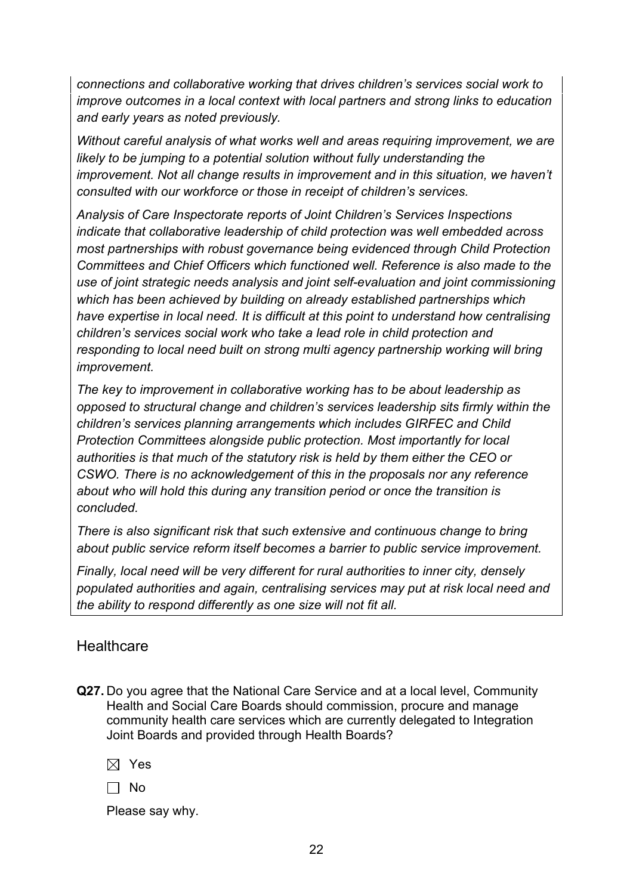*connections and collaborative working that drives children's services social work to improve outcomes in a local context with local partners and strong links to education and early years as noted previously.*

*Without careful analysis of what works well and areas requiring improvement, we are likely to be jumping to a potential solution without fully understanding the improvement. Not all change results in improvement and in this situation, we haven't consulted with our workforce or those in receipt of children's services.*

*Analysis of Care Inspectorate reports of Joint Children's Services Inspections indicate that collaborative leadership of child protection was well embedded across most partnerships with robust governance being evidenced through Child Protection Committees and Chief Officers which functioned well. Reference is also made to the use of joint strategic needs analysis and joint self-evaluation and joint commissioning which has been achieved by building on already established partnerships which have expertise in local need. It is difficult at this point to understand how centralising children's services social work who take a lead role in child protection and responding to local need built on strong multi agency partnership working will bring improvement.*

*The key to improvement in collaborative working has to be about leadership as opposed to structural change and children's services leadership sits firmly within the children's services planning arrangements which includes GIRFEC and Child Protection Committees alongside public protection. Most importantly for local authorities is that much of the statutory risk is held by them either the CEO or CSWO. There is no acknowledgement of this in the proposals nor any reference about who will hold this during any transition period or once the transition is concluded.*

*There is also significant risk that such extensive and continuous change to bring about public service reform itself becomes a barrier to public service improvement.*

*Finally, local need will be very different for rural authorities to inner city, densely populated authorities and again, centralising services may put at risk local need and the ability to respond differently as one size will not fit all.*

## Healthcare

**Q27.** Do you agree that the National Care Service and at a local level, Community Health and Social Care Boards should commission, procure and manage community health care services which are currently delegated to Integration Joint Boards and provided through Health Boards?

☒ Yes

☐ No

Please say why.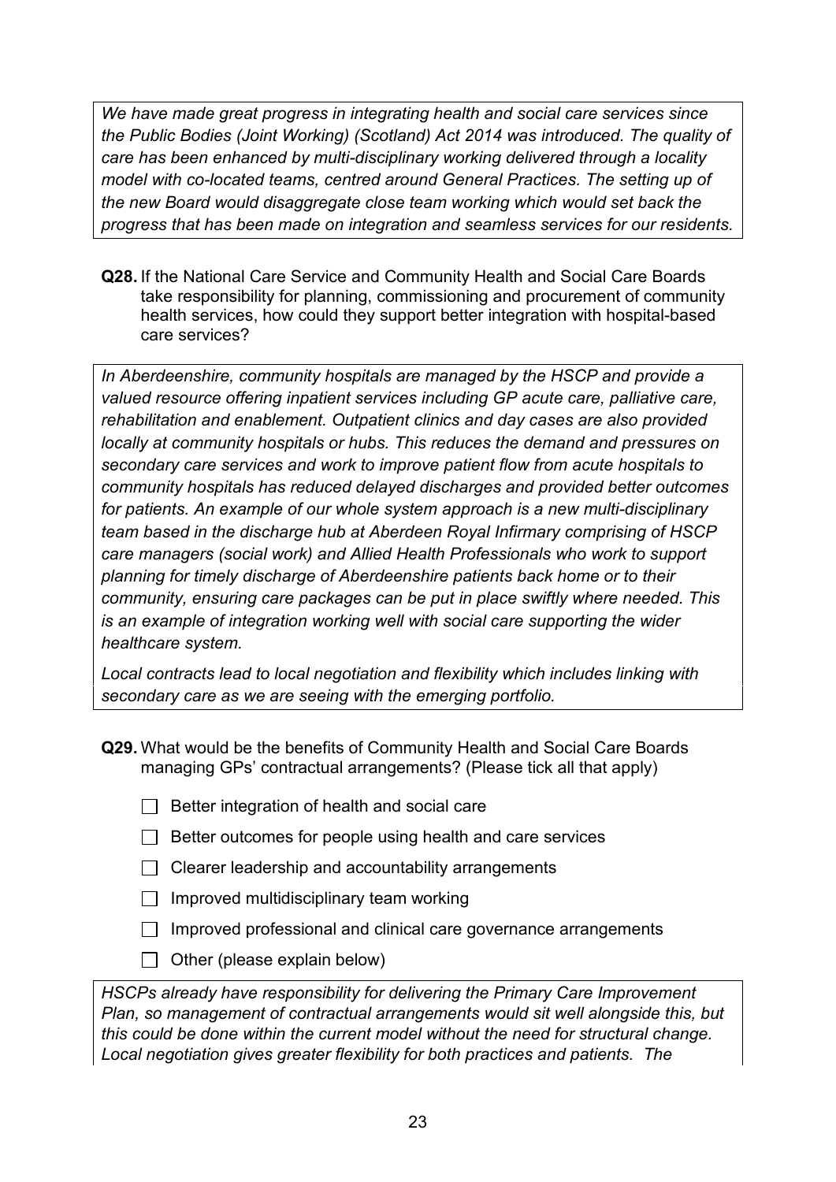*We have made great progress in integrating health and social care services since the Public Bodies (Joint Working) (Scotland) Act 2014 was introduced. The quality of care has been enhanced by multi-disciplinary working delivered through a locality model with co-located teams, centred around General Practices. The setting up of the new Board would disaggregate close team working which would set back the progress that has been made on integration and seamless services for our residents.*

**Q28.** If the National Care Service and Community Health and Social Care Boards take responsibility for planning, commissioning and procurement of community health services, how could they support better integration with hospital-based care services?

*In Aberdeenshire, community hospitals are managed by the HSCP and provide a valued resource offering inpatient services including GP acute care, palliative care, rehabilitation and enablement. Outpatient clinics and day cases are also provided locally at community hospitals or hubs. This reduces the demand and pressures on secondary care services and work to improve patient flow from acute hospitals to community hospitals has reduced delayed discharges and provided better outcomes for patients. An example of our whole system approach is a new multi-disciplinary team based in the discharge hub at Aberdeen Royal Infirmary comprising of HSCP care managers (social work) and Allied Health Professionals who work to support planning for timely discharge of Aberdeenshire patients back home or to their community, ensuring care packages can be put in place swiftly where needed. This is an example of integration working well with social care supporting the wider healthcare system.*

*Local contracts lead to local negotiation and flexibility which includes linking with secondary care as we are seeing with the emerging portfolio.*

**Q29.** What would be the benefits of Community Health and Social Care Boards managing GPs' contractual arrangements? (Please tick all that apply)

- ☐ Better integration of health and social care
- ☐ Better outcomes for people using health and care services
- ☐ Clearer leadership and accountability arrangements
- ☐ Improved multidisciplinary team working
- ☐ Improved professional and clinical care governance arrangements
- ☐ Other (please explain below)

*HSCPs already have responsibility for delivering the Primary Care Improvement Plan, so management of contractual arrangements would sit well alongside this, but this could be done within the current model without the need for structural change. Local negotiation gives greater flexibility for both practices and patients. The*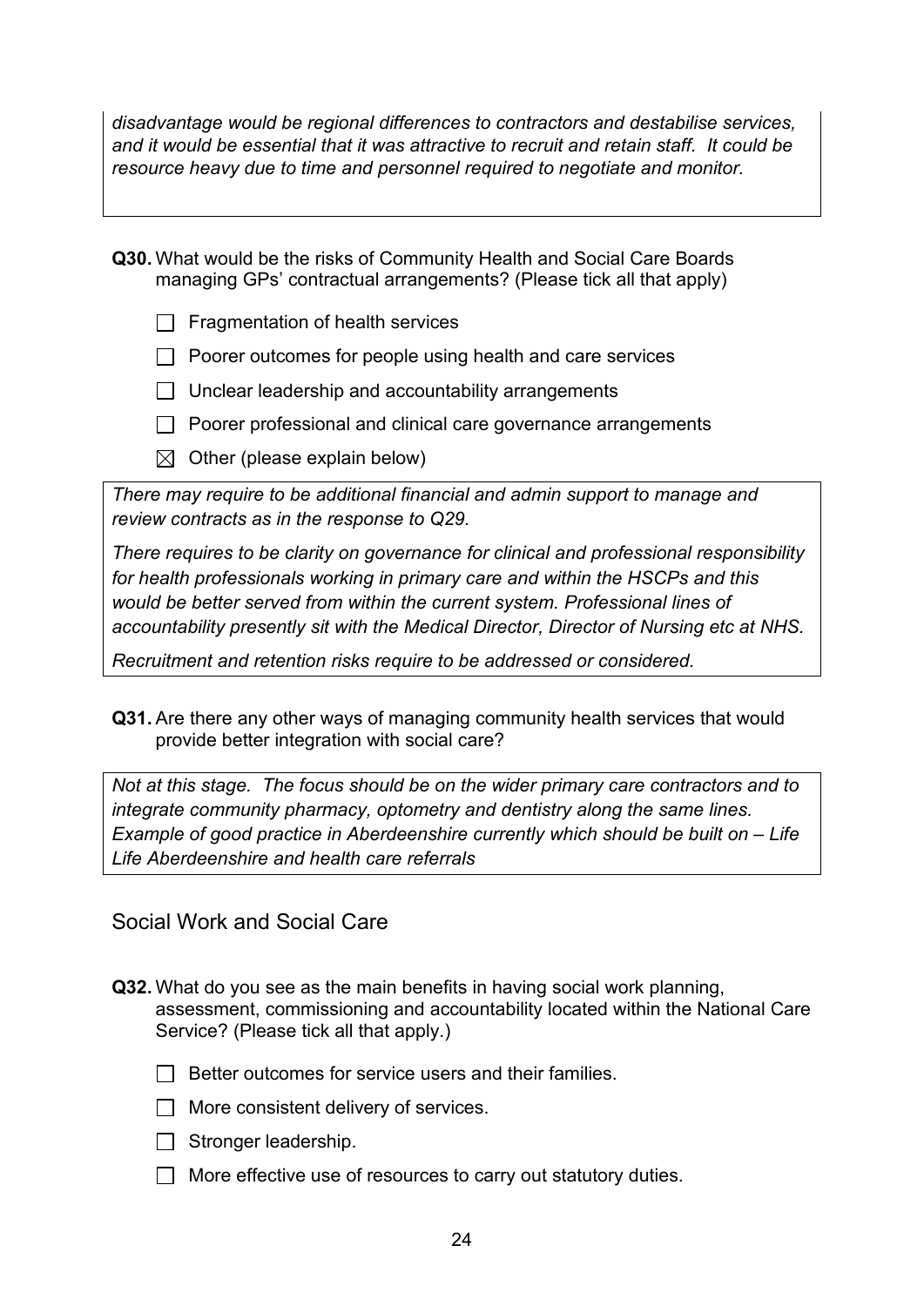*disadvantage would be regional differences to contractors and destabilise services, and it would be essential that it was attractive to recruit and retain staff. It could be resource heavy due to time and personnel required to negotiate and monitor.*

**Q30.** What would be the risks of Community Health and Social Care Boards managing GPs' contractual arrangements? (Please tick all that apply)

- ☐ Fragmentation of health services
- ☐ Poorer outcomes for people using health and care services
- ☐ Unclear leadership and accountability arrangements
- ☐ Poorer professional and clinical care governance arrangements
- ☒ Other (please explain below)

*There may require to be additional financial and admin support to manage and review contracts as in the response to Q29.*

*There requires to be clarity on governance for clinical and professional responsibility for health professionals working in primary care and within the HSCPs and this would be better served from within the current system. Professional lines of accountability presently sit with the Medical Director, Director of Nursing etc at NHS.*

*Recruitment and retention risks require to be addressed or considered.*

**Q31.** Are there any other ways of managing community health services that would provide better integration with social care?

*Not at this stage. The focus should be on the wider primary care contractors and to integrate community pharmacy, optometry and dentistry along the same lines. Example of good practice in Aberdeenshire currently which should be built on – Life Life Aberdeenshire and health care referrals*

## Social Work and Social Care

**Q32.** What do you see as the main benefits in having social work planning, assessment, commissioning and accountability located within the National Care Service? (Please tick all that apply.)

- ☐ Better outcomes for service users and their families.
- ☐ More consistent delivery of services.
- ☐ Stronger leadership.
- ☐ More effective use of resources to carry out statutory duties.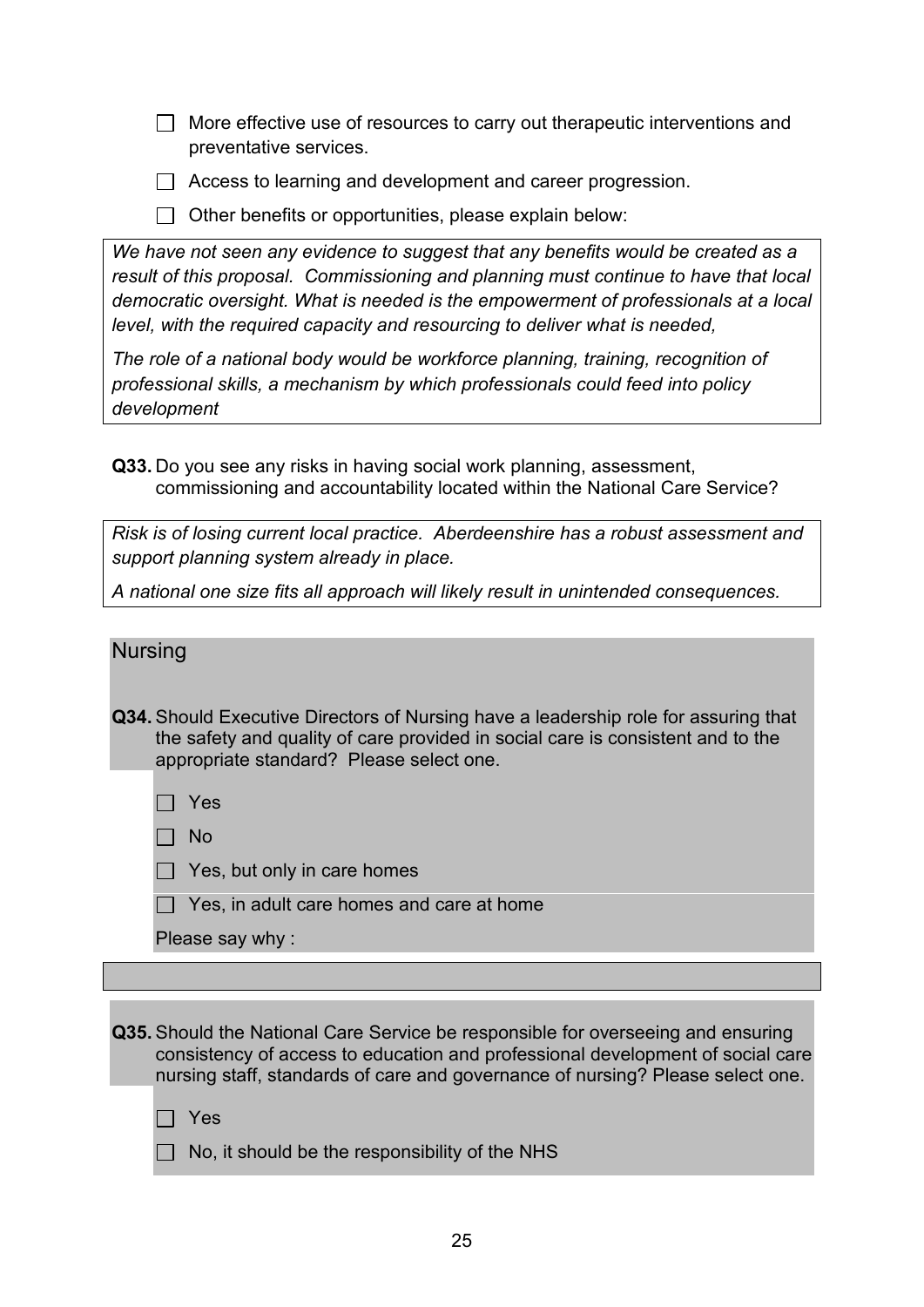- [ ] More effective use of resources to carry out therapeutic interventions and preventative services.
- [ ] Access to learning and development and career progression.
- [ ] Other benefits or opportunities, please explain below:

*We have not seen any evidence to suggest that any benefits would be created as a result of this proposal. Commissioning and planning must continue to have that local democratic oversight. What is needed is the empowerment of professionals at a local level, with the required capacity and resourcing to deliver what is needed,*

*The role of a national body would be workforce planning, training, recognition of professional skills, a mechanism by which professionals could feed into policy development*

**Q33.** Do you see any risks in having social work planning, assessment, commissioning and accountability located within the National Care Service?

*Risk is of losing current local practice. Aberdeenshire has a robust assessment and support planning system already in place.*

*A national one size fits all approach will likely result in unintended consequences.*

## Nursing

**Q34.** Should Executive Directors of Nursing have a leadership role for assuring that the safety and quality of care provided in social care is consistent and to the appropriate standard? Please select one.

- [ ] Yes
- [ ] No
- [ ] Yes, but only in care homes
- [ ] Yes, in adult care homes and care at home

Please say why :

**Q35.** Should the National Care Service be responsible for overseeing and ensuring consistency of access to education and professional development of social care nursing staff, standards of care and governance of nursing? Please select one.

- [ ] Yes
- [ ] No, it should be the responsibility of the NHS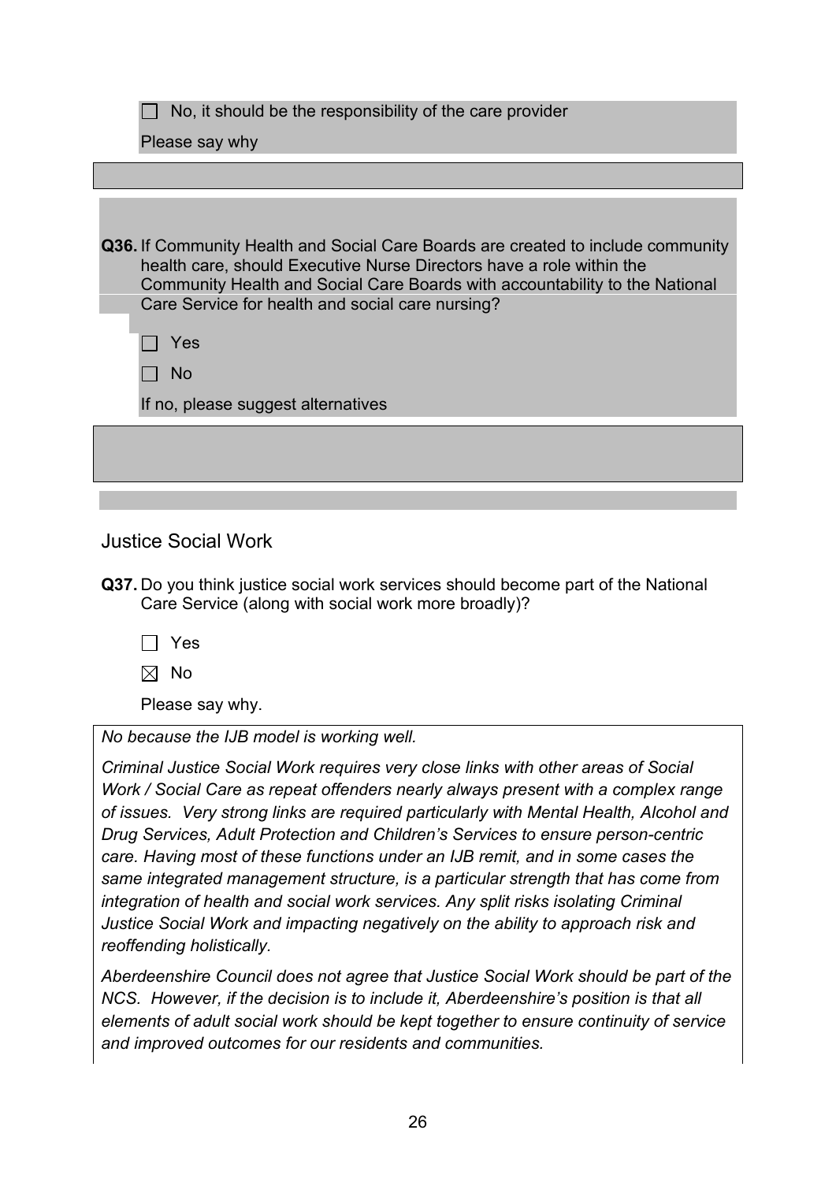☐ No, it should be the responsibility of the care provider

Please say why

**Q36.** If Community Health and Social Care Boards are created to include community health care, should Executive Nurse Directors have a role within the Community Health and Social Care Boards with accountability to the National Care Service for health and social care nursing?

☐ Yes

☐ No

If no, please suggest alternatives

## Justice Social Work

**Q37.** Do you think justice social work services should become part of the National Care Service (along with social work more broadly)?

☐ Yes

☒ No

Please say why.

*No because the IJB model is working well.*

*Criminal Justice Social Work requires very close links with other areas of Social Work / Social Care as repeat offenders nearly always present with a complex range of issues. Very strong links are required particularly with Mental Health, Alcohol and Drug Services, Adult Protection and Children's Services to ensure person-centric care. Having most of these functions under an IJB remit, and in some cases the same integrated management structure, is a particular strength that has come from integration of health and social work services. Any split risks isolating Criminal Justice Social Work and impacting negatively on the ability to approach risk and reoffending holistically.*

*Aberdeenshire Council does not agree that Justice Social Work should be part of the NCS. However, if the decision is to include it, Aberdeenshire's position is that all elements of adult social work should be kept together to ensure continuity of service and improved outcomes for our residents and communities.*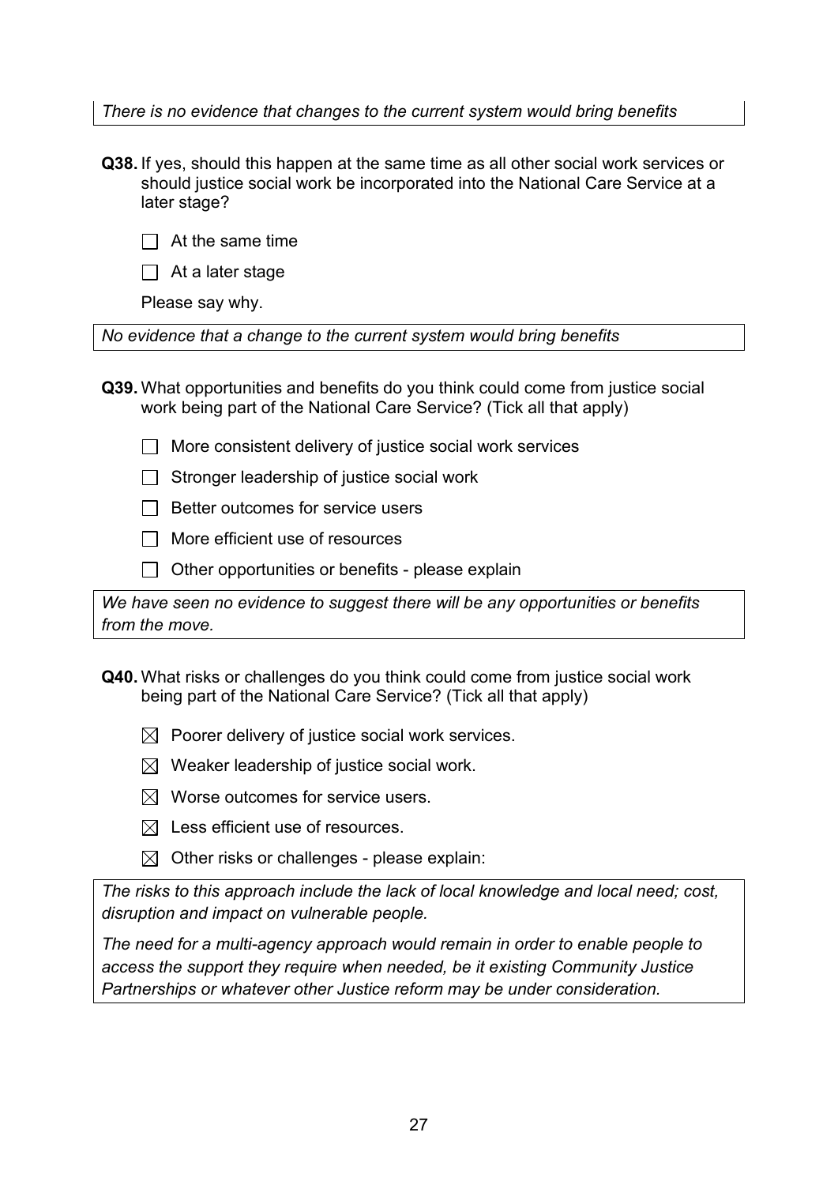*There is no evidence that changes to the current system would bring benefits*

**Q38.** If yes, should this happen at the same time as all other social work services or should justice social work be incorporated into the National Care Service at a later stage?

☐ At the same time

☐ At a later stage

Please say why.

*No evidence that a change to the current system would bring benefits*

**Q39.** What opportunities and benefits do you think could come from justice social work being part of the National Care Service? (Tick all that apply)

☐ More consistent delivery of justice social work services

☐ Stronger leadership of justice social work

☐ Better outcomes for service users

☐ More efficient use of resources

☐ Other opportunities or benefits - please explain

*We have seen no evidence to suggest there will be any opportunities or benefits from the move.*

**Q40.** What risks or challenges do you think could come from justice social work being part of the National Care Service? (Tick all that apply)

☒ Poorer delivery of justice social work services.

☒ Weaker leadership of justice social work.

☒ Worse outcomes for service users.

☒ Less efficient use of resources.

☒ Other risks or challenges - please explain:

*The risks to this approach include the lack of local knowledge and local need; cost, disruption and impact on vulnerable people.*

*The need for a multi-agency approach would remain in order to enable people to access the support they require when needed, be it existing Community Justice Partnerships or whatever other Justice reform may be under consideration.*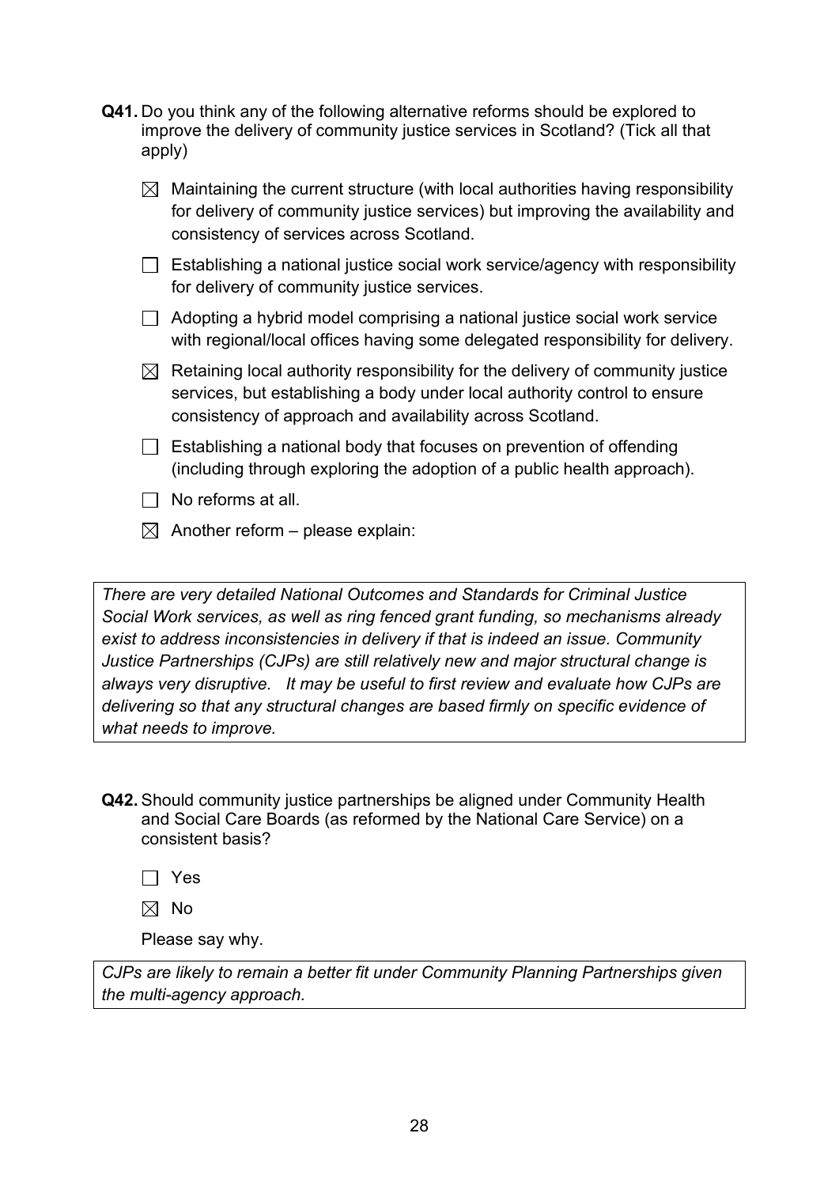**Q41.** Do you think any of the following alternative reforms should be explored to improve the delivery of community justice services in Scotland? (Tick all that apply)

- ☒ Maintaining the current structure (with local authorities having responsibility for delivery of community justice services) but improving the availability and consistency of services across Scotland.
- ☐ Establishing a national justice social work service/agency with responsibility for delivery of community justice services.
- ☐ Adopting a hybrid model comprising a national justice social work service with regional/local offices having some delegated responsibility for delivery.
- ☒ Retaining local authority responsibility for the delivery of community justice services, but establishing a body under local authority control to ensure consistency of approach and availability across Scotland.
- ☐ Establishing a national body that focuses on prevention of offending (including through exploring the adoption of a public health approach).
- ☐ No reforms at all.
- ☒ Another reform – please explain:

*There are very detailed National Outcomes and Standards for Criminal Justice Social Work services, as well as ring fenced grant funding, so mechanisms already exist to address inconsistencies in delivery if that is indeed an issue. Community Justice Partnerships (CJPs) are still relatively new and major structural change is always very disruptive. It may be useful to first review and evaluate how CJPs are delivering so that any structural changes are based firmly on specific evidence of what needs to improve.*

**Q42.** Should community justice partnerships be aligned under Community Health and Social Care Boards (as reformed by the National Care Service) on a consistent basis?

- ☐ Yes
- ☒ No

Please say why.

*CJPs are likely to remain a better fit under Community Planning Partnerships given the multi-agency approach.*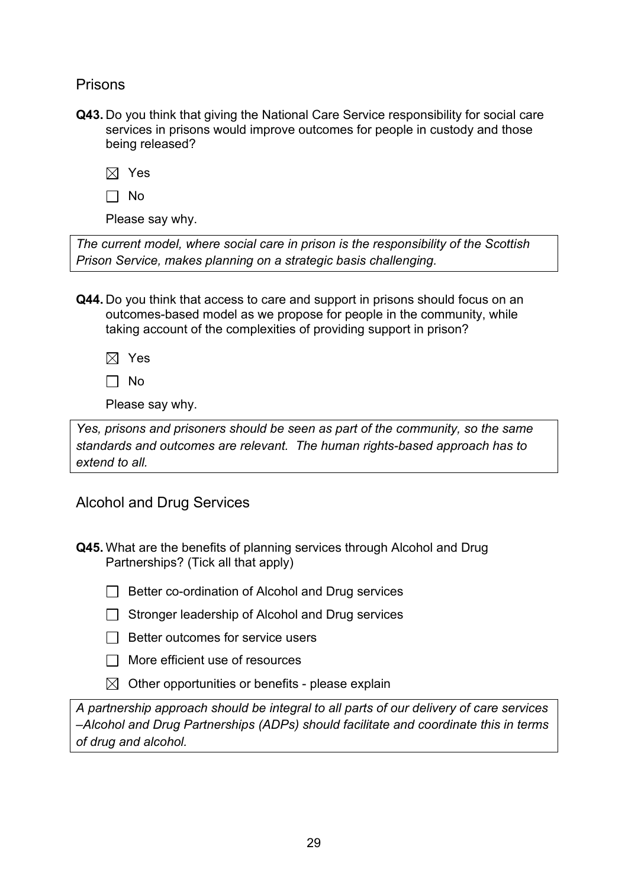## Prisons

**Q43.** Do you think that giving the National Care Service responsibility for social care services in prisons would improve outcomes for people in custody and those being released?

☒ Yes

☐ No

Please say why.

*The current model, where social care in prison is the responsibility of the Scottish Prison Service, makes planning on a strategic basis challenging.*

**Q44.** Do you think that access to care and support in prisons should focus on an outcomes-based model as we propose for people in the community, while taking account of the complexities of providing support in prison?

☒ Yes

☐ No

Please say why.

*Yes, prisons and prisoners should be seen as part of the community, so the same standards and outcomes are relevant. The human rights-based approach has to extend to all.*

## Alcohol and Drug Services

**Q45.** What are the benefits of planning services through Alcohol and Drug Partnerships? (Tick all that apply)

☐ Better co-ordination of Alcohol and Drug services

☐ Stronger leadership of Alcohol and Drug services

☐ Better outcomes for service users

☐ More efficient use of resources

☒ Other opportunities or benefits - please explain

*A partnership approach should be integral to all parts of our delivery of care services –Alcohol and Drug Partnerships (ADPs) should facilitate and coordinate this in terms of drug and alcohol.*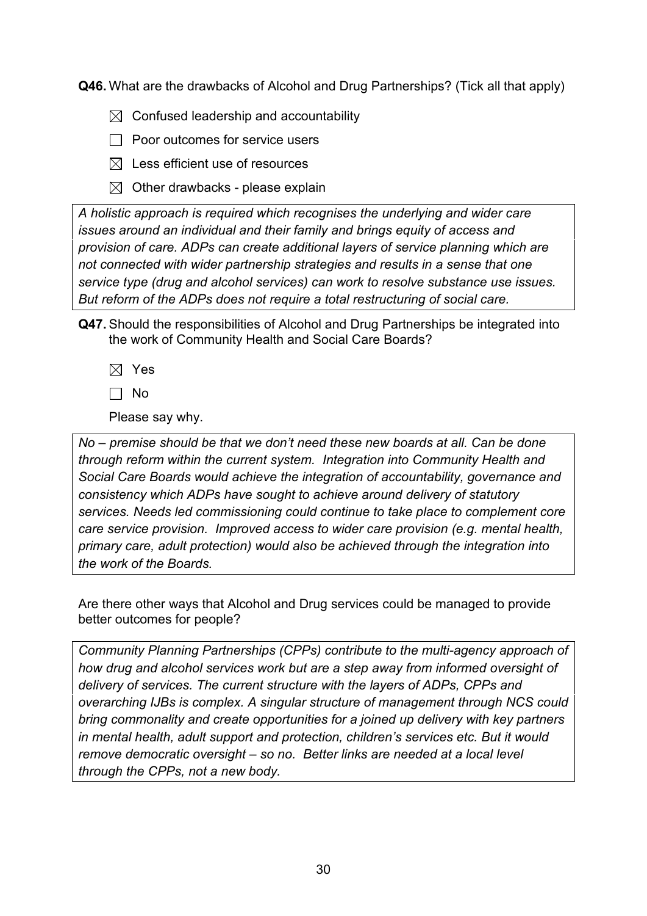**Q46.** What are the drawbacks of Alcohol and Drug Partnerships? (Tick all that apply)

- ☒ Confused leadership and accountability
- ☐ Poor outcomes for service users
- ☒ Less efficient use of resources
- ☒ Other drawbacks - please explain

*A holistic approach is required which recognises the underlying and wider care issues around an individual and their family and brings equity of access and provision of care. ADPs can create additional layers of service planning which are not connected with wider partnership strategies and results in a sense that one service type (drug and alcohol services) can work to resolve substance use issues. But reform of the ADPs does not require a total restructuring of social care.*

**Q47.** Should the responsibilities of Alcohol and Drug Partnerships be integrated into the work of Community Health and Social Care Boards?

- ☒ Yes
- ☐ No

Please say why.

*No – premise should be that we don't need these new boards at all. Can be done through reform within the current system. Integration into Community Health and Social Care Boards would achieve the integration of accountability, governance and consistency which ADPs have sought to achieve around delivery of statutory services. Needs led commissioning could continue to take place to complement core care service provision. Improved access to wider care provision (e.g. mental health, primary care, adult protection) would also be achieved through the integration into the work of the Boards.*

Are there other ways that Alcohol and Drug services could be managed to provide better outcomes for people?

*Community Planning Partnerships (CPPs) contribute to the multi-agency approach of how drug and alcohol services work but are a step away from informed oversight of delivery of services. The current structure with the layers of ADPs, CPPs and overarching IJBs is complex. A singular structure of management through NCS could bring commonality and create opportunities for a joined up delivery with key partners in mental health, adult support and protection, children's services etc. But it would remove democratic oversight – so no. Better links are needed at a local level through the CPPs, not a new body.*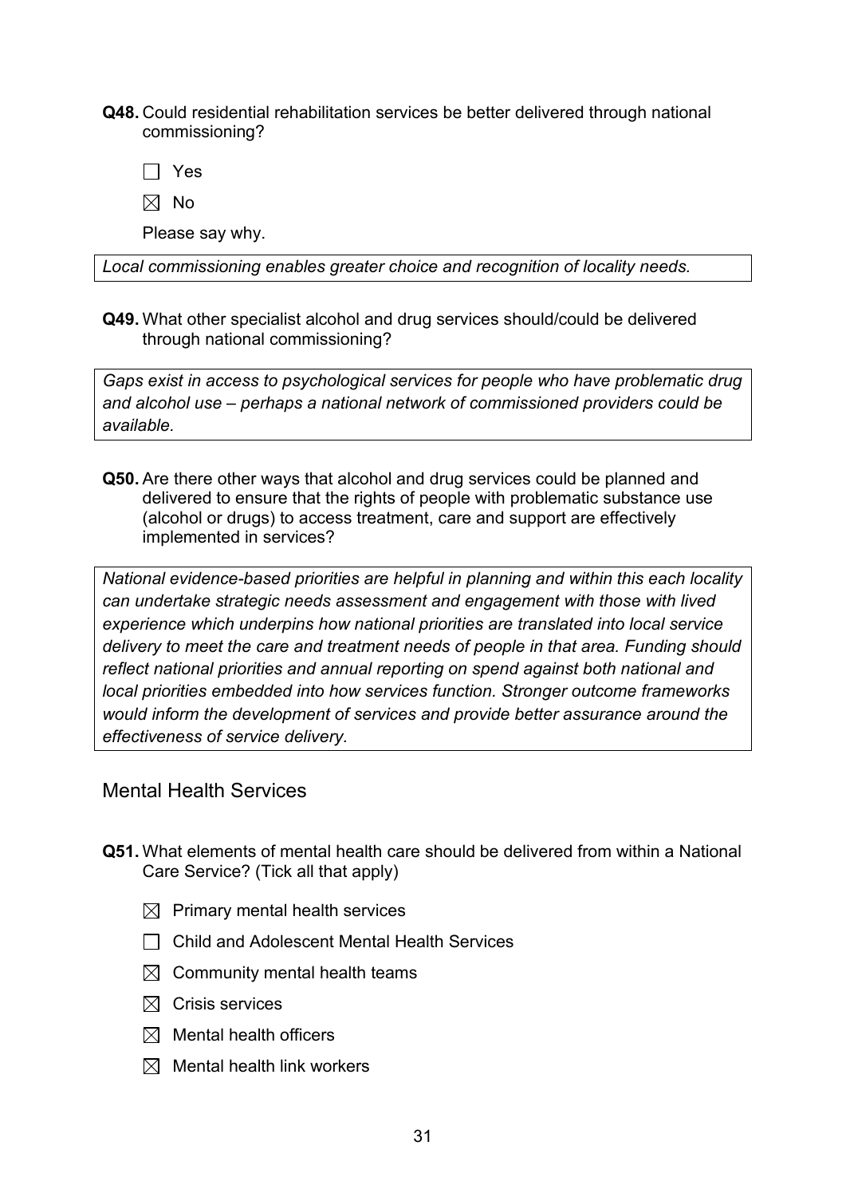**Q48.** Could residential rehabilitation services be better delivered through national commissioning?

☐ Yes

☒ No

Please say why.

*Local commissioning enables greater choice and recognition of locality needs.*

**Q49.** What other specialist alcohol and drug services should/could be delivered through national commissioning?

*Gaps exist in access to psychological services for people who have problematic drug and alcohol use – perhaps a national network of commissioned providers could be available.*

**Q50.** Are there other ways that alcohol and drug services could be planned and delivered to ensure that the rights of people with problematic substance use (alcohol or drugs) to access treatment, care and support are effectively implemented in services?

*National evidence-based priorities are helpful in planning and within this each locality can undertake strategic needs assessment and engagement with those with lived experience which underpins how national priorities are translated into local service delivery to meet the care and treatment needs of people in that area. Funding should reflect national priorities and annual reporting on spend against both national and local priorities embedded into how services function. Stronger outcome frameworks would inform the development of services and provide better assurance around the effectiveness of service delivery.*

## Mental Health Services

**Q51.** What elements of mental health care should be delivered from within a National Care Service? (Tick all that apply)

☒ Primary mental health services

☐ Child and Adolescent Mental Health Services

☒ Community mental health teams

☒ Crisis services

☒ Mental health officers

☒ Mental health link workers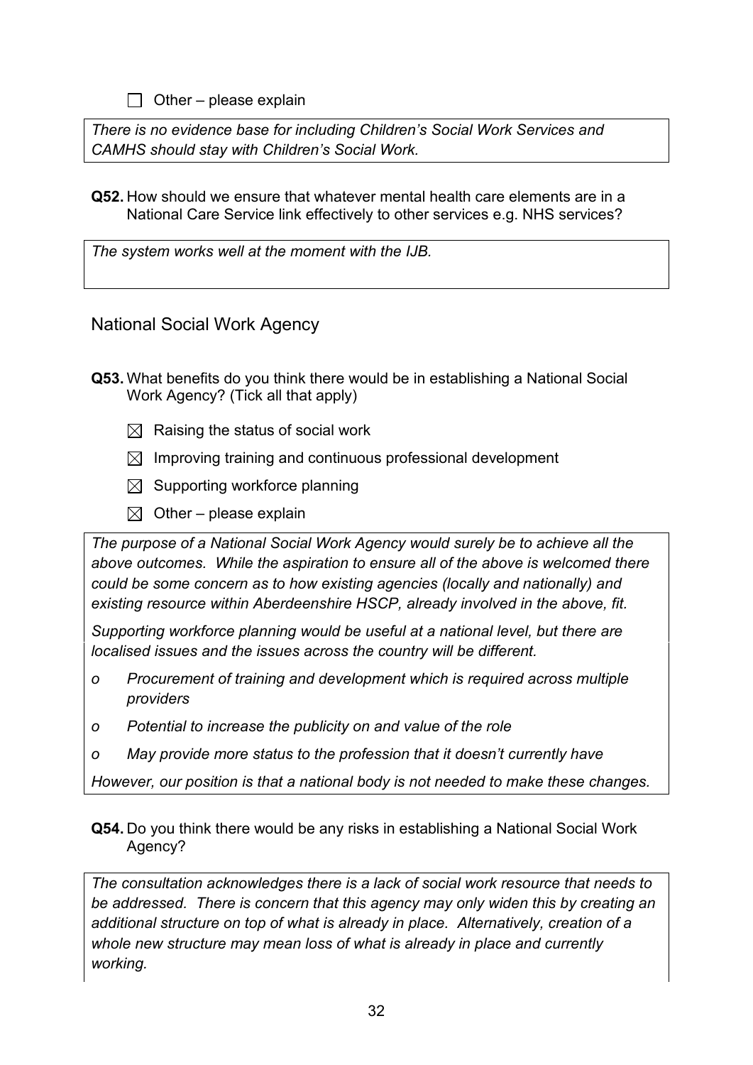☐ Other – please explain

*There is no evidence base for including Children's Social Work Services and CAMHS should stay with Children's Social Work.*

**Q52.** How should we ensure that whatever mental health care elements are in a National Care Service link effectively to other services e.g. NHS services?

*The system works well at the moment with the IJB.*

## National Social Work Agency

**Q53.** What benefits do you think there would be in establishing a National Social Work Agency? (Tick all that apply)

☒ Raising the status of social work

☒ Improving training and continuous professional development

☒ Supporting workforce planning

☒ Other – please explain

*The purpose of a National Social Work Agency would surely be to achieve all the above outcomes. While the aspiration to ensure all of the above is welcomed there could be some concern as to how existing agencies (locally and nationally) and existing resource within Aberdeenshire HSCP, already involved in the above, fit.*

*Supporting workforce planning would be useful at a national level, but there are localised issues and the issues across the country will be different.*

- *Procurement of training and development which is required across multiple providers*
- *Potential to increase the publicity on and value of the role*
- *May provide more status to the profession that it doesn't currently have*

*However, our position is that a national body is not needed to make these changes.*

**Q54.** Do you think there would be any risks in establishing a National Social Work Agency?

*The consultation acknowledges there is a lack of social work resource that needs to be addressed. There is concern that this agency may only widen this by creating an additional structure on top of what is already in place. Alternatively, creation of a whole new structure may mean loss of what is already in place and currently working.*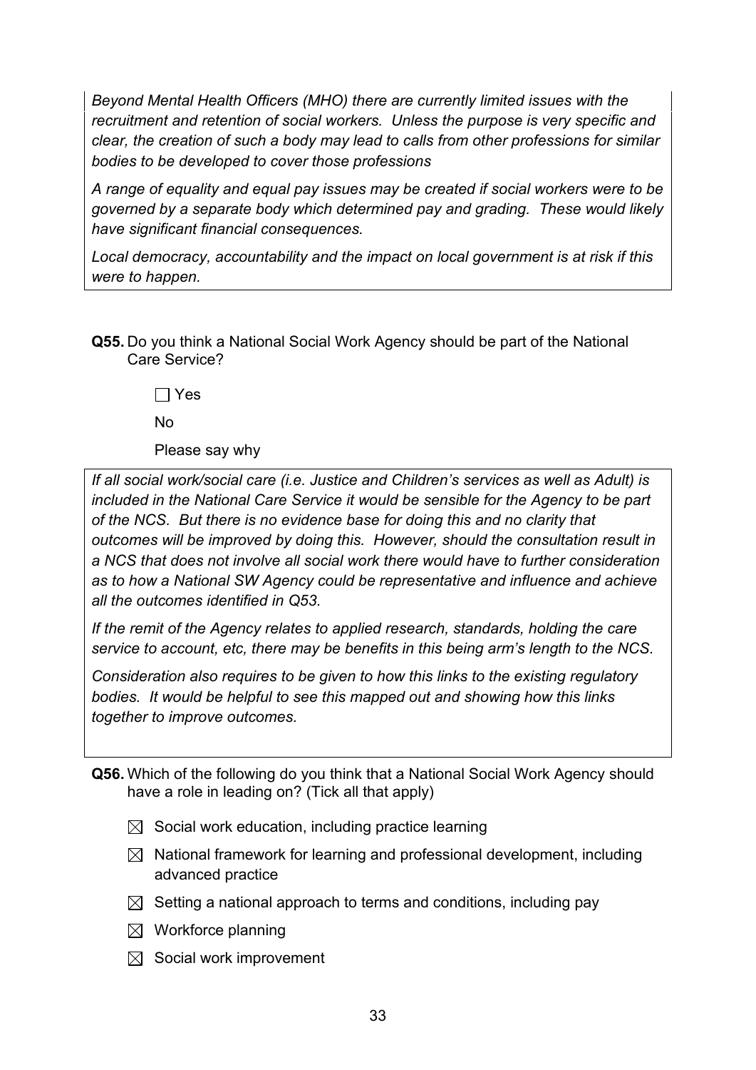*Beyond Mental Health Officers (MHO) there are currently limited issues with the recruitment and retention of social workers. Unless the purpose is very specific and clear, the creation of such a body may lead to calls from other professions for similar bodies to be developed to cover those professions*

*A range of equality and equal pay issues may be created if social workers were to be governed by a separate body which determined pay and grading. These would likely have significant financial consequences.*

*Local democracy, accountability and the impact on local government is at risk if this were to happen.*

**Q55.** Do you think a National Social Work Agency should be part of the National Care Service?

☐ Yes

No

Please say why

*If all social work/social care (i.e. Justice and Children's services as well as Adult) is included in the National Care Service it would be sensible for the Agency to be part of the NCS. But there is no evidence base for doing this and no clarity that outcomes will be improved by doing this. However, should the consultation result in a NCS that does not involve all social work there would have to further consideration as to how a National SW Agency could be representative and influence and achieve all the outcomes identified in Q53.*

*If the remit of the Agency relates to applied research, standards, holding the care service to account, etc, there may be benefits in this being arm's length to the NCS.*

*Consideration also requires to be given to how this links to the existing regulatory bodies. It would be helpful to see this mapped out and showing how this links together to improve outcomes.*

**Q56.** Which of the following do you think that a National Social Work Agency should have a role in leading on? (Tick all that apply)

☒ Social work education, including practice learning

☒ National framework for learning and professional development, including advanced practice

☒ Setting a national approach to terms and conditions, including pay

☒ Workforce planning

☒ Social work improvement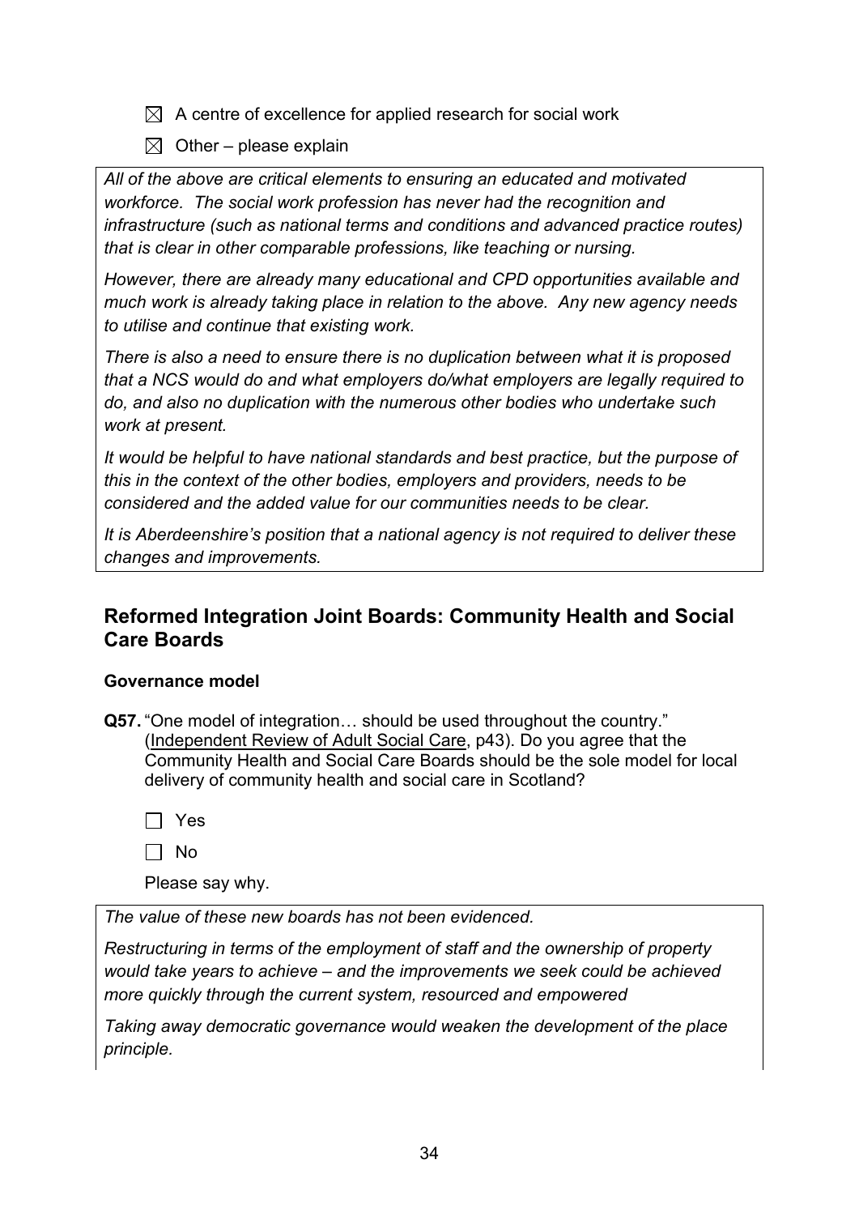☒ A centre of excellence for applied research for social work

☒ Other – please explain

*All of the above are critical elements to ensuring an educated and motivated workforce. The social work profession has never had the recognition and infrastructure (such as national terms and conditions and advanced practice routes) that is clear in other comparable professions, like teaching or nursing.*

*However, there are already many educational and CPD opportunities available and much work is already taking place in relation to the above. Any new agency needs to utilise and continue that existing work.*

*There is also a need to ensure there is no duplication between what it is proposed that a NCS would do and what employers do/what employers are legally required to do, and also no duplication with the numerous other bodies who undertake such work at present.*

*It would be helpful to have national standards and best practice, but the purpose of this in the context of the other bodies, employers and providers, needs to be considered and the added value for our communities needs to be clear.*

*It is Aberdeenshire's position that a national agency is not required to deliver these changes and improvements.*

## Reformed Integration Joint Boards: Community Health and Social Care Boards

### Governance model

**Q57.** "One model of integration… should be used throughout the country." (Independent Review of Adult Social Care, p43). Do you agree that the Community Health and Social Care Boards should be the sole model for local delivery of community health and social care in Scotland?

☐ Yes

☐ No

Please say why.

*The value of these new boards has not been evidenced.*

*Restructuring in terms of the employment of staff and the ownership of property would take years to achieve – and the improvements we seek could be achieved more quickly through the current system, resourced and empowered*

*Taking away democratic governance would weaken the development of the place principle.*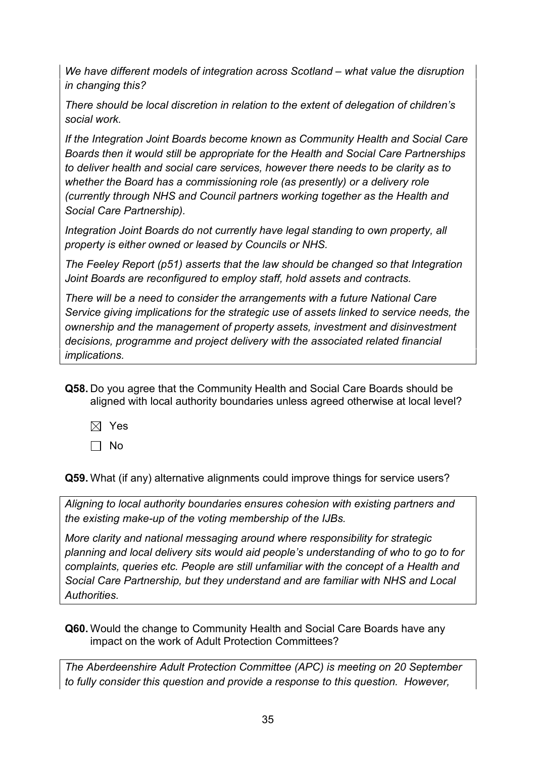*We have different models of integration across Scotland – what value the disruption in changing this?*

*There should be local discretion in relation to the extent of delegation of children's social work.*

*If the Integration Joint Boards become known as Community Health and Social Care Boards then it would still be appropriate for the Health and Social Care Partnerships to deliver health and social care services, however there needs to be clarity as to whether the Board has a commissioning role (as presently) or a delivery role (currently through NHS and Council partners working together as the Health and Social Care Partnership).*

*Integration Joint Boards do not currently have legal standing to own property, all property is either owned or leased by Councils or NHS.*

*The Feeley Report (p51) asserts that the law should be changed so that Integration Joint Boards are reconfigured to employ staff, hold assets and contracts.*

*There will be a need to consider the arrangements with a future National Care Service giving implications for the strategic use of assets linked to service needs, the ownership and the management of property assets, investment and disinvestment decisions, programme and project delivery with the associated related financial implications.*

**Q58.** Do you agree that the Community Health and Social Care Boards should be aligned with local authority boundaries unless agreed otherwise at local level?

☒ Yes

☐ No

**Q59.** What (if any) alternative alignments could improve things for service users?

*Aligning to local authority boundaries ensures cohesion with existing partners and the existing make-up of the voting membership of the IJBs.*

*More clarity and national messaging around where responsibility for strategic planning and local delivery sits would aid people's understanding of who to go to for complaints, queries etc. People are still unfamiliar with the concept of a Health and Social Care Partnership, but they understand and are familiar with NHS and Local Authorities.*

**Q60.** Would the change to Community Health and Social Care Boards have any impact on the work of Adult Protection Committees?

*The Aberdeenshire Adult Protection Committee (APC) is meeting on 20 September to fully consider this question and provide a response to this question. However,*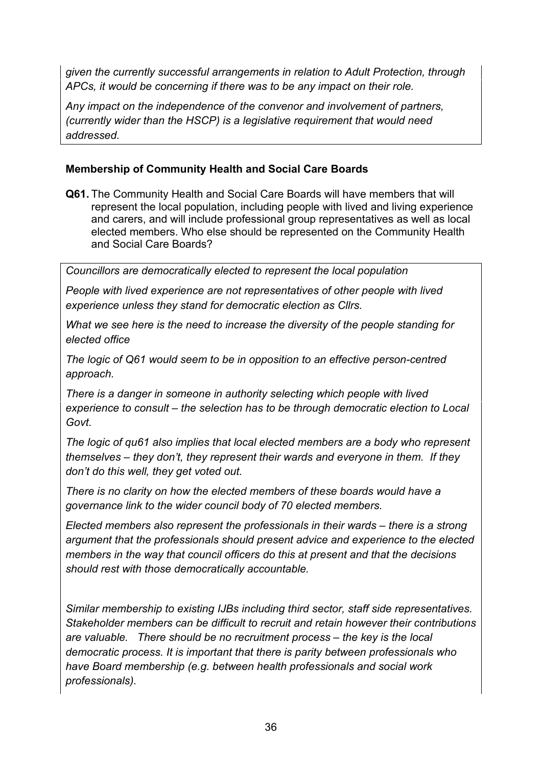*given the currently successful arrangements in relation to Adult Protection, through APCs, it would be concerning if there was to be any impact on their role.*

*Any impact on the independence of the convenor and involvement of partners, (currently wider than the HSCP) is a legislative requirement that would need addressed.*

**Membership of Community Health and Social Care Boards**

**Q61.** The Community Health and Social Care Boards will have members that will represent the local population, including people with lived and living experience and carers, and will include professional group representatives as well as local elected members. Who else should be represented on the Community Health and Social Care Boards?

*Councillors are democratically elected to represent the local population*

*People with lived experience are not representatives of other people with lived experience unless they stand for democratic election as Cllrs.*

*What we see here is the need to increase the diversity of the people standing for elected office*

*The logic of Q61 would seem to be in opposition to an effective person-centred approach.*

*There is a danger in someone in authority selecting which people with lived experience to consult – the selection has to be through democratic election to Local Govt.*

*The logic of qu61 also implies that local elected members are a body who represent themselves – they don't, they represent their wards and everyone in them. If they don't do this well, they get voted out.*

*There is no clarity on how the elected members of these boards would have a governance link to the wider council body of 70 elected members.*

*Elected members also represent the professionals in their wards – there is a strong argument that the professionals should present advice and experience to the elected members in the way that council officers do this at present and that the decisions should rest with those democratically accountable.*

*Similar membership to existing IJBs including third sector, staff side representatives. Stakeholder members can be difficult to recruit and retain however their contributions are valuable. There should be no recruitment process – the key is the local democratic process. It is important that there is parity between professionals who have Board membership (e.g. between health professionals and social work professionals).*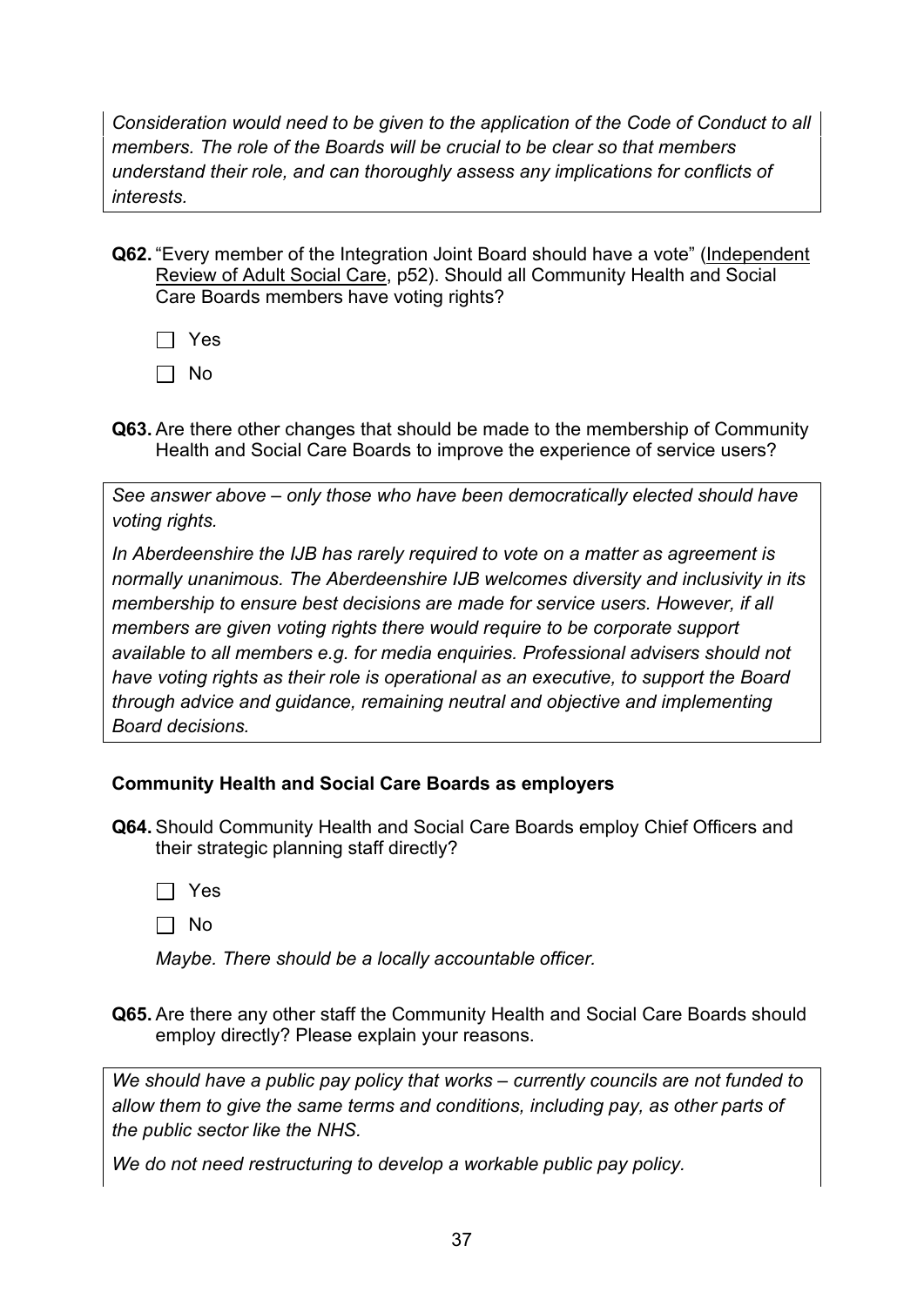*Consideration would need to be given to the application of the Code of Conduct to all members. The role of the Boards will be crucial to be clear so that members understand their role, and can thoroughly assess any implications for conflicts of interests.*

**Q62.** "Every member of the Integration Joint Board should have a vote" (Independent Review of Adult Social Care, p52). Should all Community Health and Social Care Boards members have voting rights?

☐ Yes

☐ No

**Q63.** Are there other changes that should be made to the membership of Community Health and Social Care Boards to improve the experience of service users?

*See answer above – only those who have been democratically elected should have voting rights.*

*In Aberdeenshire the IJB has rarely required to vote on a matter as agreement is normally unanimous. The Aberdeenshire IJB welcomes diversity and inclusivity in its membership to ensure best decisions are made for service users. However, if all members are given voting rights there would require to be corporate support available to all members e.g. for media enquiries. Professional advisers should not have voting rights as their role is operational as an executive, to support the Board through advice and guidance, remaining neutral and objective and implementing Board decisions.*

### Community Health and Social Care Boards as employers

**Q64.** Should Community Health and Social Care Boards employ Chief Officers and their strategic planning staff directly?

☐ Yes

☐ No

*Maybe. There should be a locally accountable officer.*

**Q65.** Are there any other staff the Community Health and Social Care Boards should employ directly? Please explain your reasons.

*We should have a public pay policy that works – currently councils are not funded to allow them to give the same terms and conditions, including pay, as other parts of the public sector like the NHS.*

*We do not need restructuring to develop a workable public pay policy.*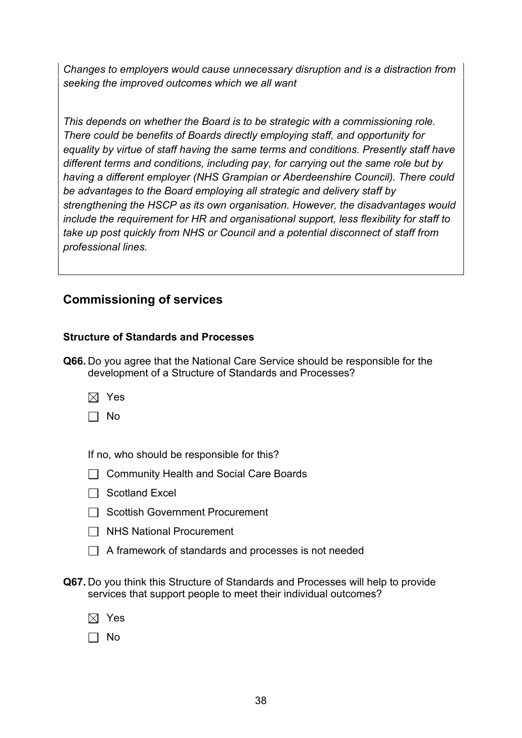*Changes to employers would cause unnecessary disruption and is a distraction from seeking the improved outcomes which we all want*

*This depends on whether the Board is to be strategic with a commissioning role. There could be benefits of Boards directly employing staff, and opportunity for equality by virtue of staff having the same terms and conditions. Presently staff have different terms and conditions, including pay, for carrying out the same role but by having a different employer (NHS Grampian or Aberdeenshire Council). There could be advantages to the Board employing all strategic and delivery staff by strengthening the HSCP as its own organisation. However, the disadvantages would include the requirement for HR and organisational support, less flexibility for staff to take up post quickly from NHS or Council and a potential disconnect of staff from professional lines.*

## Commissioning of services

### Structure of Standards and Processes

**Q66.** Do you agree that the National Care Service should be responsible for the development of a Structure of Standards and Processes?

☒ Yes

☐ No

If no, who should be responsible for this?

☐ Community Health and Social Care Boards

☐ Scotland Excel

☐ Scottish Government Procurement

☐ NHS National Procurement

☐ A framework of standards and processes is not needed

**Q67.** Do you think this Structure of Standards and Processes will help to provide services that support people to meet their individual outcomes?

☒ Yes

☐ No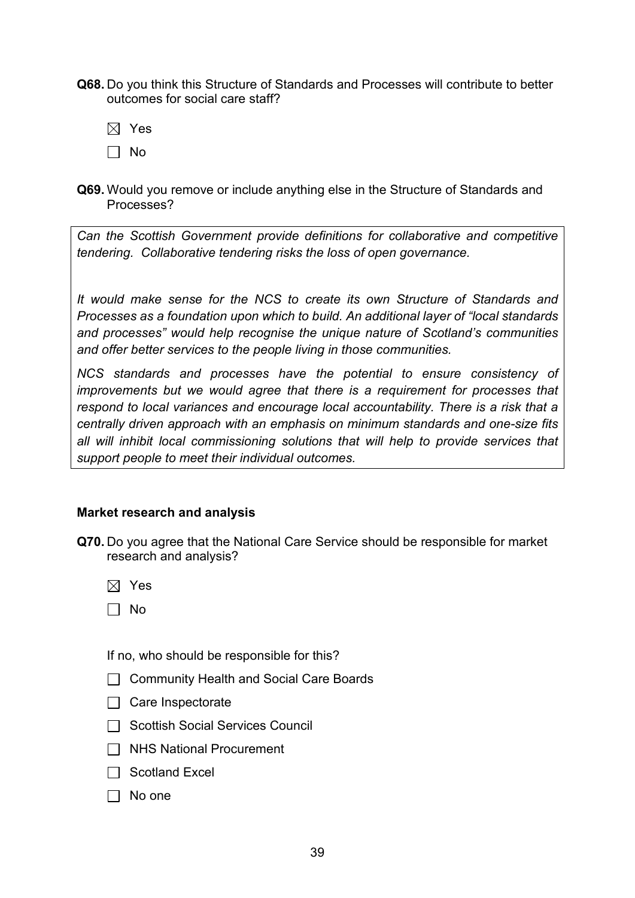**Q68.** Do you think this Structure of Standards and Processes will contribute to better outcomes for social care staff?

☒ Yes

☐ No

**Q69.** Would you remove or include anything else in the Structure of Standards and Processes?

*Can the Scottish Government provide definitions for collaborative and competitive tendering. Collaborative tendering risks the loss of open governance.*

*It would make sense for the NCS to create its own Structure of Standards and Processes as a foundation upon which to build. An additional layer of "local standards and processes" would help recognise the unique nature of Scotland's communities and offer better services to the people living in those communities.*

*NCS standards and processes have the potential to ensure consistency of improvements but we would agree that there is a requirement for processes that respond to local variances and encourage local accountability. There is a risk that a centrally driven approach with an emphasis on minimum standards and one-size fits all will inhibit local commissioning solutions that will help to provide services that support people to meet their individual outcomes.*

**Market research and analysis**

**Q70.** Do you agree that the National Care Service should be responsible for market research and analysis?

☒ Yes

☐ No

If no, who should be responsible for this?

☐ Community Health and Social Care Boards

☐ Care Inspectorate

☐ Scottish Social Services Council

☐ NHS National Procurement

☐ Scotland Excel

☐ No one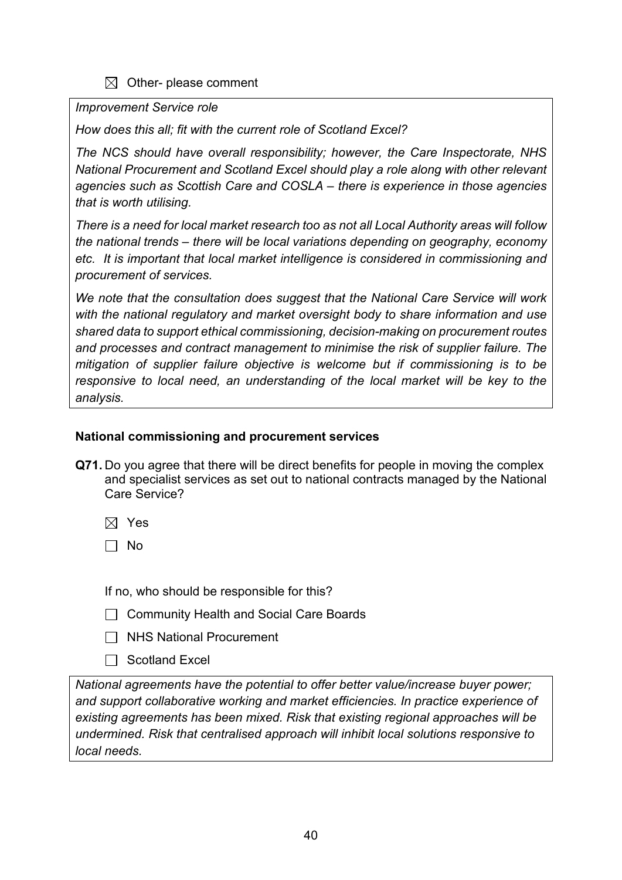☒ Other- please comment

*Improvement Service role*

*How does this all; fit with the current role of Scotland Excel?*

*The NCS should have overall responsibility; however, the Care Inspectorate, NHS National Procurement and Scotland Excel should play a role along with other relevant agencies such as Scottish Care and COSLA – there is experience in those agencies that is worth utilising.*

*There is a need for local market research too as not all Local Authority areas will follow the national trends – there will be local variations depending on geography, economy etc. It is important that local market intelligence is considered in commissioning and procurement of services.*

*We note that the consultation does suggest that the National Care Service will work with the national regulatory and market oversight body to share information and use shared data to support ethical commissioning, decision-making on procurement routes and processes and contract management to minimise the risk of supplier failure. The mitigation of supplier failure objective is welcome but if commissioning is to be responsive to local need, an understanding of the local market will be key to the analysis.*

**National commissioning and procurement services**

**Q71.** Do you agree that there will be direct benefits for people in moving the complex and specialist services as set out to national contracts managed by the National Care Service?

☒ Yes

☐ No

If no, who should be responsible for this?

☐ Community Health and Social Care Boards

☐ NHS National Procurement

☐ Scotland Excel

*National agreements have the potential to offer better value/increase buyer power; and support collaborative working and market efficiencies. In practice experience of existing agreements has been mixed. Risk that existing regional approaches will be undermined. Risk that centralised approach will inhibit local solutions responsive to local needs.*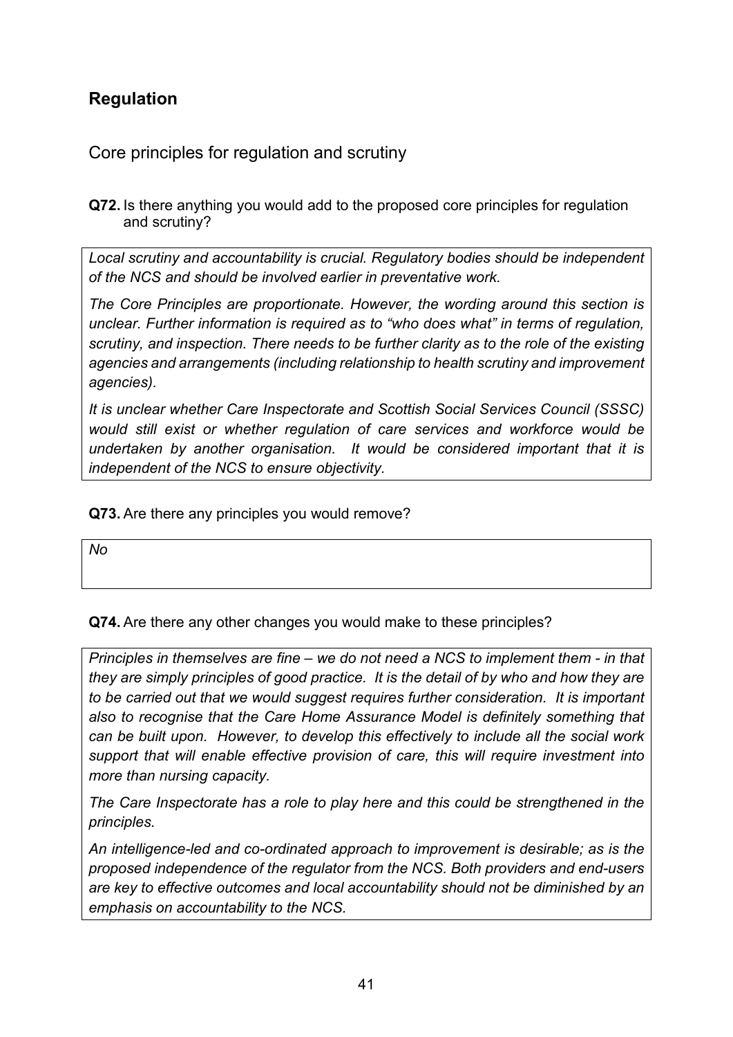## Regulation

### Core principles for regulation and scrutiny

**Q72.** Is there anything you would add to the proposed core principles for regulation and scrutiny?

*Local scrutiny and accountability is crucial. Regulatory bodies should be independent of the NCS and should be involved earlier in preventative work.*

*The Core Principles are proportionate. However, the wording around this section is unclear. Further information is required as to "who does what" in terms of regulation, scrutiny, and inspection. There needs to be further clarity as to the role of the existing agencies and arrangements (including relationship to health scrutiny and improvement agencies).*

*It is unclear whether Care Inspectorate and Scottish Social Services Council (SSSC) would still exist or whether regulation of care services and workforce would be undertaken by another organisation. It would be considered important that it is independent of the NCS to ensure objectivity.*

**Q73.** Are there any principles you would remove?

*No*

**Q74.** Are there any other changes you would make to these principles?

*Principles in themselves are fine – we do not need a NCS to implement them - in that they are simply principles of good practice. It is the detail of by who and how they are to be carried out that we would suggest requires further consideration. It is important also to recognise that the Care Home Assurance Model is definitely something that can be built upon. However, to develop this effectively to include all the social work support that will enable effective provision of care, this will require investment into more than nursing capacity.*

*The Care Inspectorate has a role to play here and this could be strengthened in the principles.*

*An intelligence-led and co-ordinated approach to improvement is desirable; as is the proposed independence of the regulator from the NCS. Both providers and end-users are key to effective outcomes and local accountability should not be diminished by an emphasis on accountability to the NCS.*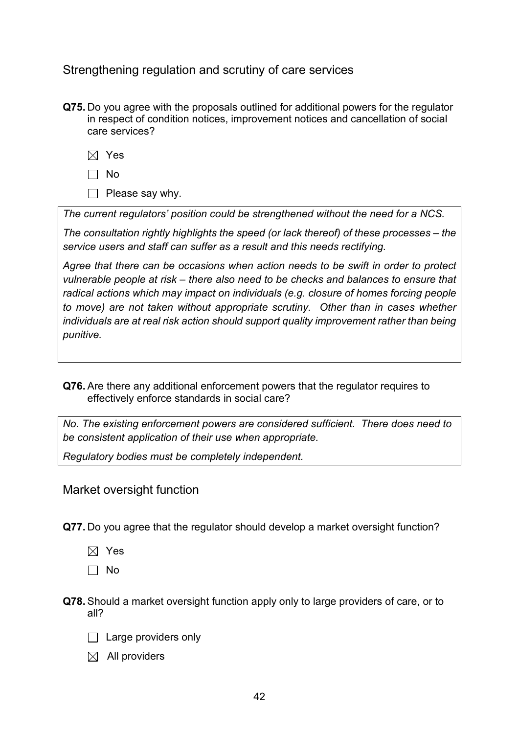## Strengthening regulation and scrutiny of care services

**Q75.** Do you agree with the proposals outlined for additional powers for the regulator in respect of condition notices, improvement notices and cancellation of social care services?

☒ Yes

☐ No

☐ Please say why.

*The current regulators' position could be strengthened without the need for a NCS.*

*The consultation rightly highlights the speed (or lack thereof) of these processes – the service users and staff can suffer as a result and this needs rectifying.*

*Agree that there can be occasions when action needs to be swift in order to protect vulnerable people at risk – there also need to be checks and balances to ensure that radical actions which may impact on individuals (e.g. closure of homes forcing people to move) are not taken without appropriate scrutiny. Other than in cases whether individuals are at real risk action should support quality improvement rather than being punitive.*

**Q76.** Are there any additional enforcement powers that the regulator requires to effectively enforce standards in social care?

*No. The existing enforcement powers are considered sufficient. There does need to be consistent application of their use when appropriate.*

*Regulatory bodies must be completely independent.*

## Market oversight function

**Q77.** Do you agree that the regulator should develop a market oversight function?

☒ Yes

☐ No

**Q78.** Should a market oversight function apply only to large providers of care, or to all?

☐ Large providers only

☒ All providers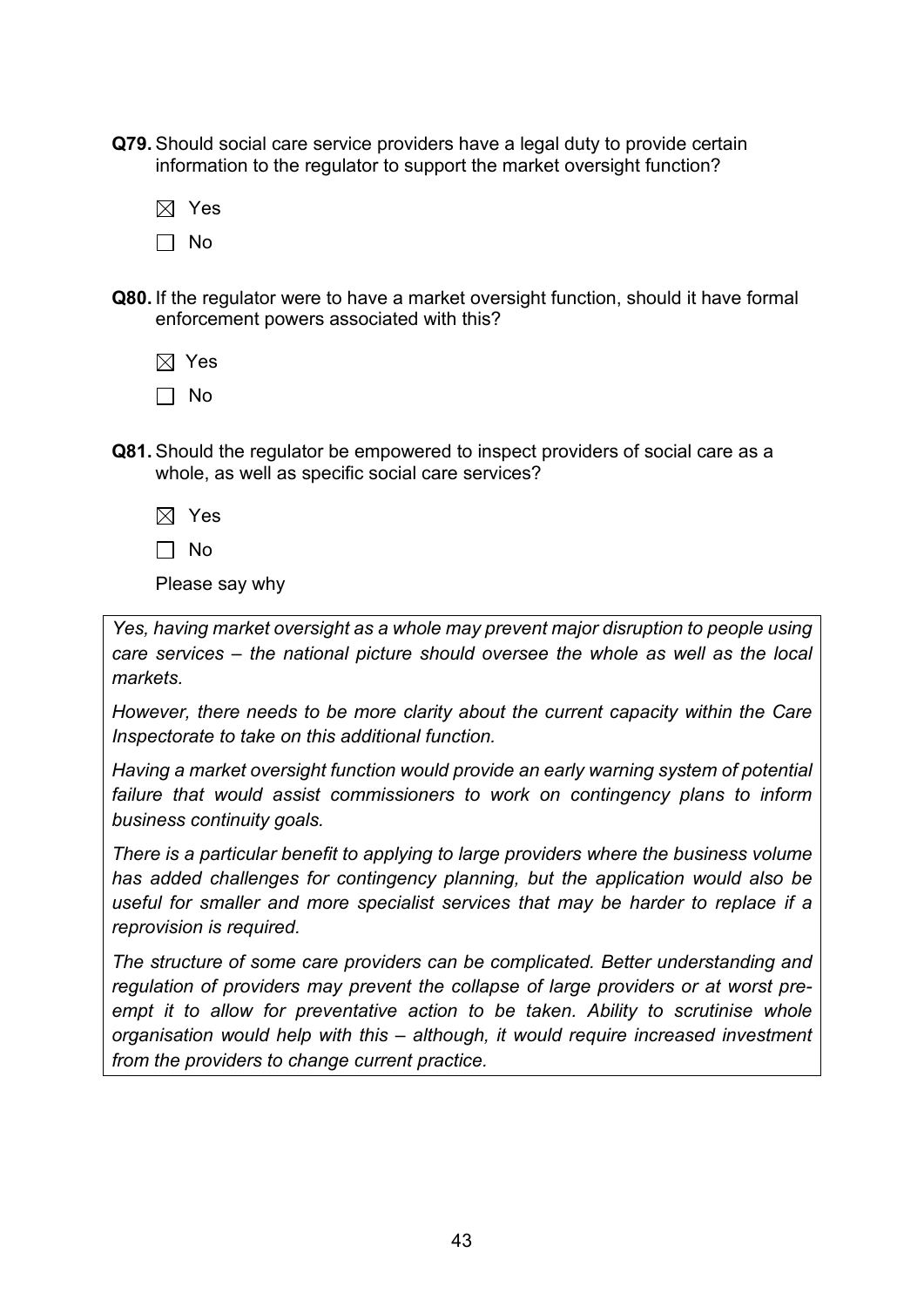**Q79.** Should social care service providers have a legal duty to provide certain information to the regulator to support the market oversight function?

☒ Yes

☐ No

**Q80.** If the regulator were to have a market oversight function, should it have formal enforcement powers associated with this?

☒ Yes

☐ No

**Q81.** Should the regulator be empowered to inspect providers of social care as a whole, as well as specific social care services?

☒ Yes

☐ No

Please say why

*Yes, having market oversight as a whole may prevent major disruption to people using care services – the national picture should oversee the whole as well as the local markets.*

*However, there needs to be more clarity about the current capacity within the Care Inspectorate to take on this additional function.*

*Having a market oversight function would provide an early warning system of potential failure that would assist commissioners to work on contingency plans to inform business continuity goals.*

*There is a particular benefit to applying to large providers where the business volume has added challenges for contingency planning, but the application would also be useful for smaller and more specialist services that may be harder to replace if a reprovision is required.*

*The structure of some care providers can be complicated. Better understanding and regulation of providers may prevent the collapse of large providers or at worst pre-empt it to allow for preventative action to be taken. Ability to scrutinise whole organisation would help with this – although, it would require increased investment from the providers to change current practice.*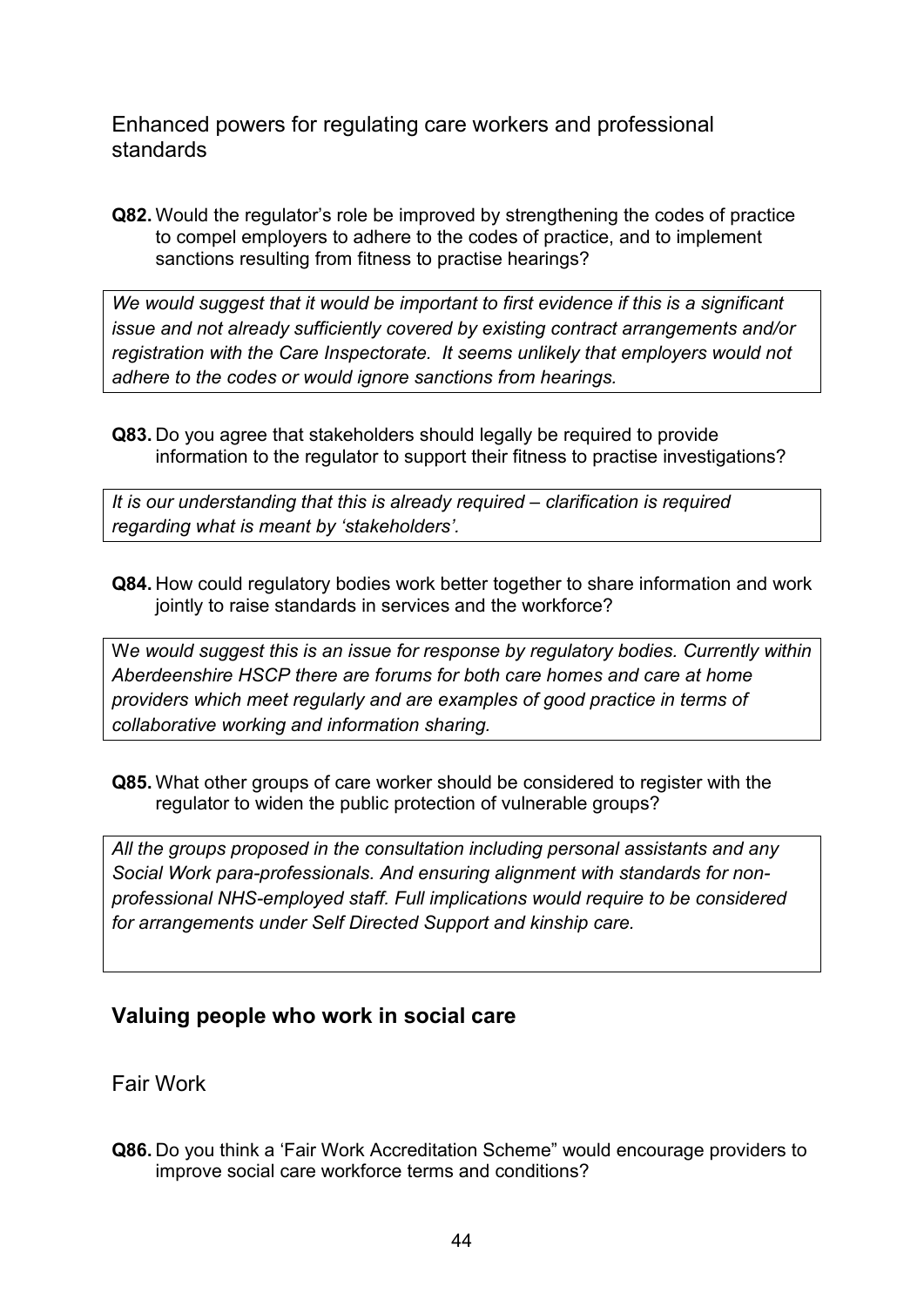### Enhanced powers for regulating care workers and professional standards

**Q82.** Would the regulator's role be improved by strengthening the codes of practice to compel employers to adhere to the codes of practice, and to implement sanctions resulting from fitness to practise hearings?

*We would suggest that it would be important to first evidence if this is a significant issue and not already sufficiently covered by existing contract arrangements and/or registration with the Care Inspectorate. It seems unlikely that employers would not adhere to the codes or would ignore sanctions from hearings.*

**Q83.** Do you agree that stakeholders should legally be required to provide information to the regulator to support their fitness to practise investigations?

*It is our understanding that this is already required – clarification is required regarding what is meant by 'stakeholders'.*

**Q84.** How could regulatory bodies work better together to share information and work jointly to raise standards in services and the workforce?

W*e would suggest this is an issue for response by regulatory bodies. Currently within Aberdeenshire HSCP there are forums for both care homes and care at home providers which meet regularly and are examples of good practice in terms of collaborative working and information sharing.*

**Q85.** What other groups of care worker should be considered to register with the regulator to widen the public protection of vulnerable groups?

*All the groups proposed in the consultation including personal assistants and any Social Work para-professionals. And ensuring alignment with standards for non-professional NHS-employed staff. Full implications would require to be considered for arrangements under Self Directed Support and kinship care.*

## Valuing people who work in social care

### Fair Work

**Q86.** Do you think a 'Fair Work Accreditation Scheme" would encourage providers to improve social care workforce terms and conditions?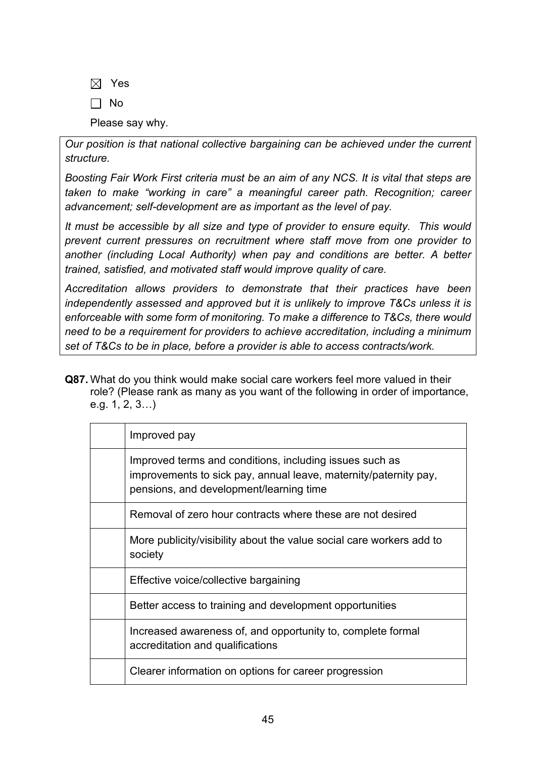☒ Yes

☐ No

Please say why.

*Our position is that national collective bargaining can be achieved under the current structure.*

*Boosting Fair Work First criteria must be an aim of any NCS. It is vital that steps are taken to make "working in care" a meaningful career path. Recognition; career advancement; self-development are as important as the level of pay.*

*It must be accessible by all size and type of provider to ensure equity. This would prevent current pressures on recruitment where staff move from one provider to another (including Local Authority) when pay and conditions are better. A better trained, satisfied, and motivated staff would improve quality of care.*

*Accreditation allows providers to demonstrate that their practices have been independently assessed and approved but it is unlikely to improve T&Cs unless it is enforceable with some form of monitoring. To make a difference to T&Cs, there would need to be a requirement for providers to achieve accreditation, including a minimum set of T&Cs to be in place, before a provider is able to access contracts/work.*

**Q87.** What do you think would make social care workers feel more valued in their role? (Please rank as many as you want of the following in order of importance, e.g. 1, 2, 3…)

| | |
|---|---|
| | Improved pay |
| | Improved terms and conditions, including issues such as improvements to sick pay, annual leave, maternity/paternity pay, pensions, and development/learning time |
| | Removal of zero hour contracts where these are not desired |
| | More publicity/visibility about the value social care workers add to society |
| | Effective voice/collective bargaining |
| | Better access to training and development opportunities |
| | Increased awareness of, and opportunity to, complete formal accreditation and qualifications |
| | Clearer information on options for career progression |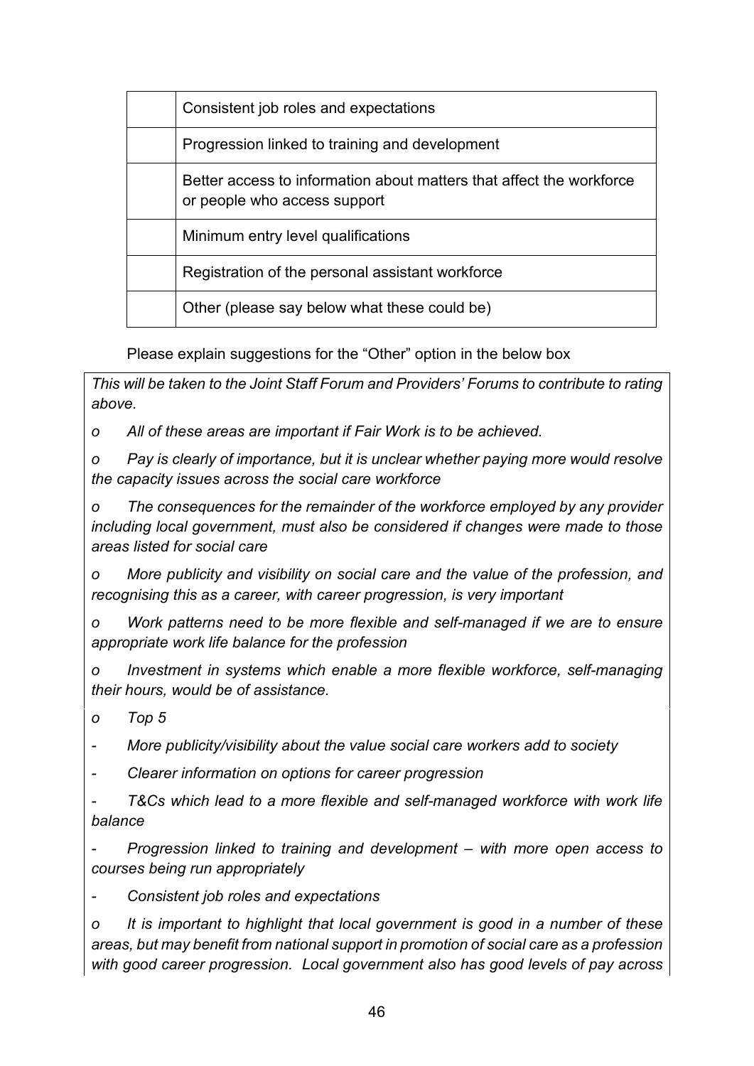| | |
|---|---|
| | Consistent job roles and expectations |
| | Progression linked to training and development |
| | Better access to information about matters that affect the workforce or people who access support |
| | Minimum entry level qualifications |
| | Registration of the personal assistant workforce |
| | Other (please say below what these could be) |

Please explain suggestions for the "Other" option in the below box

*This will be taken to the Joint Staff Forum and Providers' Forums to contribute to rating above.*

*o All of these areas are important if Fair Work is to be achieved.*

*o Pay is clearly of importance, but it is unclear whether paying more would resolve the capacity issues across the social care workforce*

*o The consequences for the remainder of the workforce employed by any provider including local government, must also be considered if changes were made to those areas listed for social care*

*o More publicity and visibility on social care and the value of the profession, and recognising this as a career, with career progression, is very important*

*o Work patterns need to be more flexible and self-managed if we are to ensure appropriate work life balance for the profession*

*o Investment in systems which enable a more flexible workforce, self-managing their hours, would be of assistance.*

*o Top 5*

*- More publicity/visibility about the value social care workers add to society*

*- Clearer information on options for career progression*

*- T&Cs which lead to a more flexible and self-managed workforce with work life balance*

*- Progression linked to training and development – with more open access to courses being run appropriately*

*- Consistent job roles and expectations*

*o It is important to highlight that local government is good in a number of these areas, but may benefit from national support in promotion of social care as a profession with good career progression. Local government also has good levels of pay across*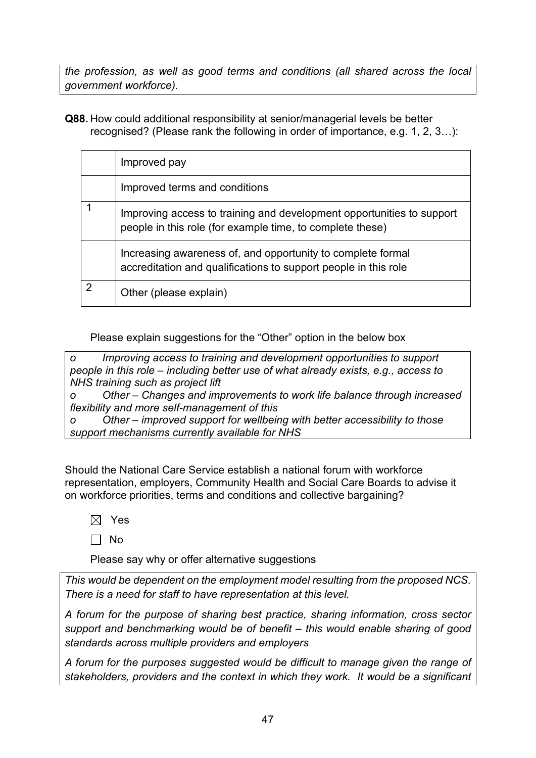*the profession, as well as good terms and conditions (all shared across the local government workforce).*

**Q88.** How could additional responsibility at senior/managerial levels be better recognised? (Please rank the following in order of importance, e.g. 1, 2, 3…):

| | |
|---|---|
| | Improved pay |
| | Improved terms and conditions |
| 1 | Improving access to training and development opportunities to support people in this role (for example time, to complete these) |
| | Increasing awareness of, and opportunity to complete formal accreditation and qualifications to support people in this role |
| 2 | Other (please explain) |

Please explain suggestions for the "Other" option in the below box

*o Improving access to training and development opportunities to support people in this role – including better use of what already exists, e.g., access to NHS training such as project lift*
*o Other – Changes and improvements to work life balance through increased flexibility and more self-management of this*
*o Other – improved support for wellbeing with better accessibility to those support mechanisms currently available for NHS*

Should the National Care Service establish a national forum with workforce representation, employers, Community Health and Social Care Boards to advise it on workforce priorities, terms and conditions and collective bargaining?

☒ Yes

☐ No

Please say why or offer alternative suggestions

*This would be dependent on the employment model resulting from the proposed NCS. There is a need for staff to have representation at this level.*

*A forum for the purpose of sharing best practice, sharing information, cross sector support and benchmarking would be of benefit – this would enable sharing of good standards across multiple providers and employers*

*A forum for the purposes suggested would be difficult to manage given the range of stakeholders, providers and the context in which they work. It would be a significant*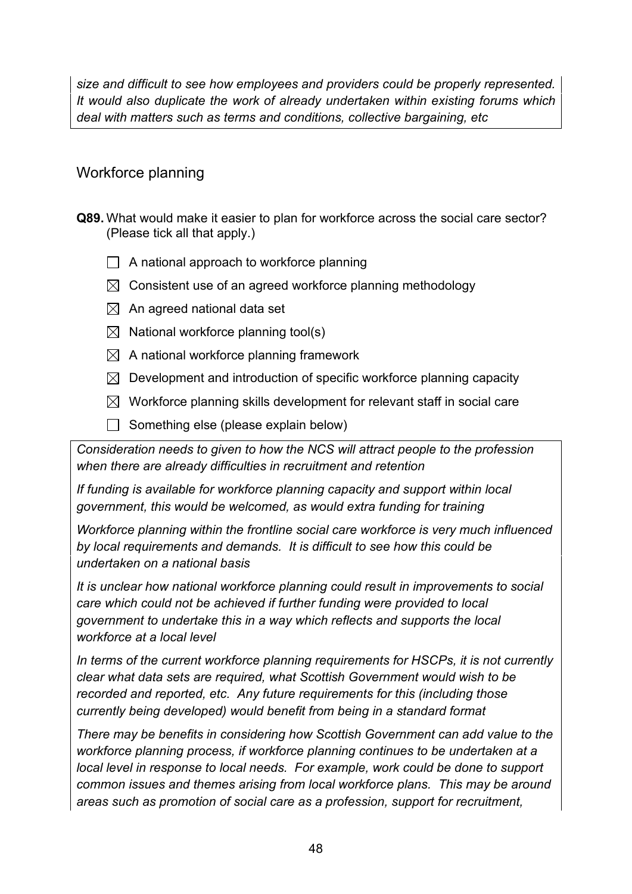*size and difficult to see how employees and providers could be properly represented. It would also duplicate the work of already undertaken within existing forums which deal with matters such as terms and conditions, collective bargaining, etc*

## Workforce planning

**Q89.** What would make it easier to plan for workforce across the social care sector? (Please tick all that apply.)

- ☐ A national approach to workforce planning
- ☒ Consistent use of an agreed workforce planning methodology
- ☒ An agreed national data set
- ☒ National workforce planning tool(s)
- ☒ A national workforce planning framework
- ☒ Development and introduction of specific workforce planning capacity
- ☒ Workforce planning skills development for relevant staff in social care
- ☐ Something else (please explain below)

*Consideration needs to given to how the NCS will attract people to the profession when there are already difficulties in recruitment and retention*

*If funding is available for workforce planning capacity and support within local government, this would be welcomed, as would extra funding for training*

*Workforce planning within the frontline social care workforce is very much influenced by local requirements and demands. It is difficult to see how this could be undertaken on a national basis*

*It is unclear how national workforce planning could result in improvements to social care which could not be achieved if further funding were provided to local government to undertake this in a way which reflects and supports the local workforce at a local level*

*In terms of the current workforce planning requirements for HSCPs, it is not currently clear what data sets are required, what Scottish Government would wish to be recorded and reported, etc. Any future requirements for this (including those currently being developed) would benefit from being in a standard format*

*There may be benefits in considering how Scottish Government can add value to the workforce planning process, if workforce planning continues to be undertaken at a local level in response to local needs. For example, work could be done to support common issues and themes arising from local workforce plans. This may be around areas such as promotion of social care as a profession, support for recruitment,*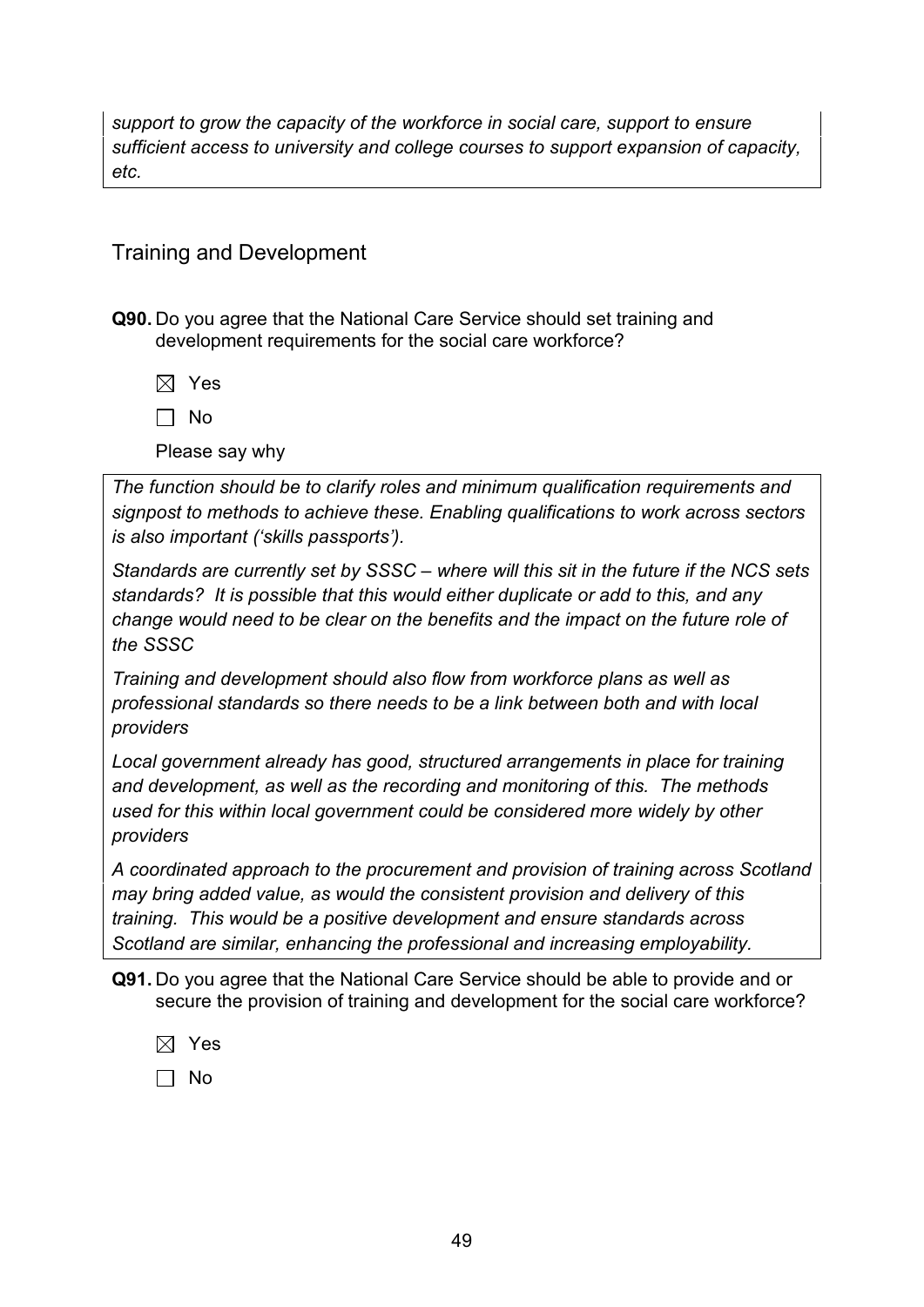*support to grow the capacity of the workforce in social care, support to ensure sufficient access to university and college courses to support expansion of capacity, etc.*

## Training and Development

**Q90.** Do you agree that the National Care Service should set training and development requirements for the social care workforce?

☒ Yes

☐ No

Please say why

*The function should be to clarify roles and minimum qualification requirements and signpost to methods to achieve these. Enabling qualifications to work across sectors is also important ('skills passports').*

*Standards are currently set by SSSC – where will this sit in the future if the NCS sets standards? It is possible that this would either duplicate or add to this, and any change would need to be clear on the benefits and the impact on the future role of the SSSC*

*Training and development should also flow from workforce plans as well as professional standards so there needs to be a link between both and with local providers*

*Local government already has good, structured arrangements in place for training and development, as well as the recording and monitoring of this. The methods used for this within local government could be considered more widely by other providers*

*A coordinated approach to the procurement and provision of training across Scotland may bring added value, as would the consistent provision and delivery of this training. This would be a positive development and ensure standards across Scotland are similar, enhancing the professional and increasing employability.*

**Q91.** Do you agree that the National Care Service should be able to provide and or secure the provision of training and development for the social care workforce?

☒ Yes

☐ No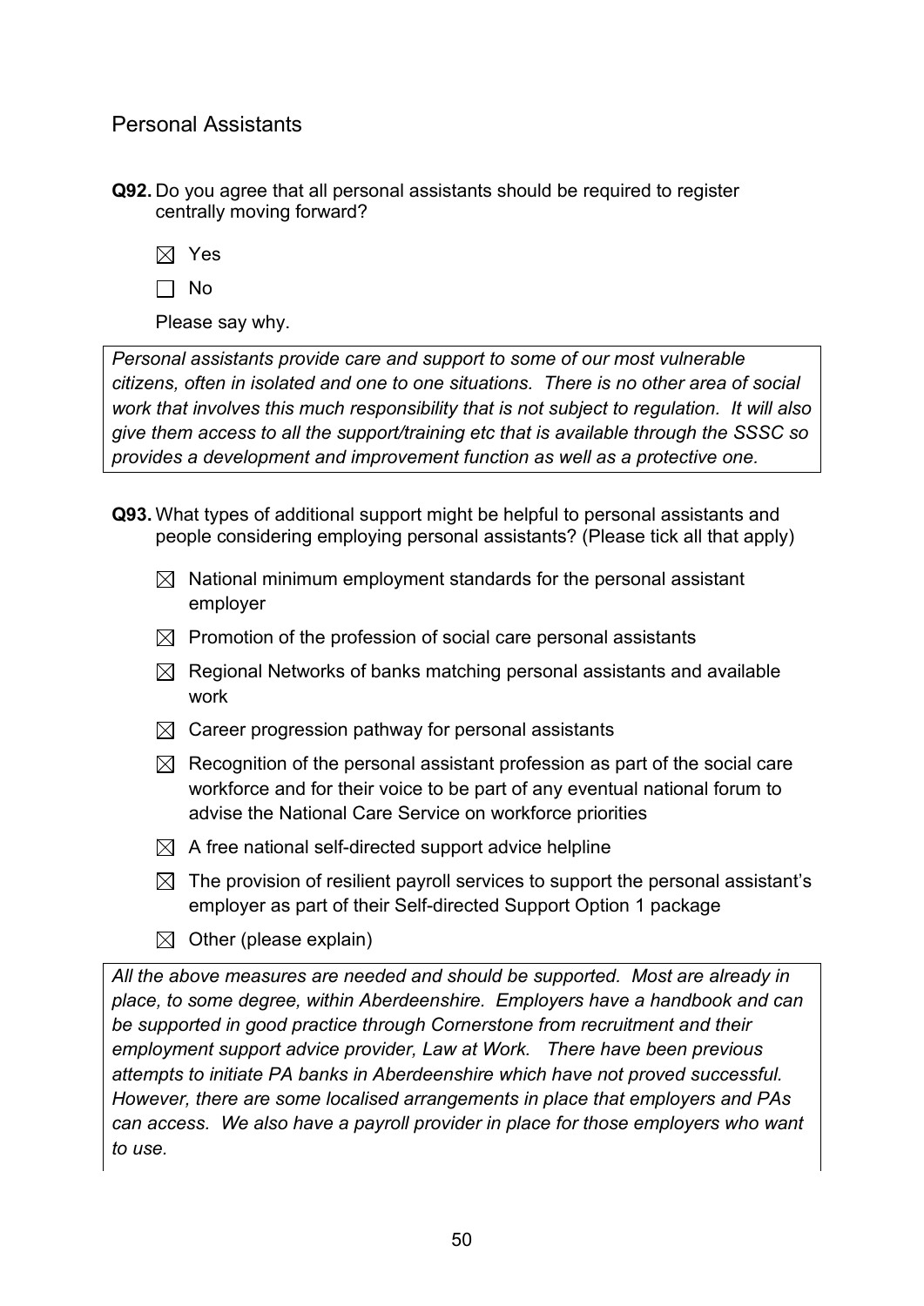## Personal Assistants

**Q92.** Do you agree that all personal assistants should be required to register centrally moving forward?

☒ Yes

☐ No

Please say why.

*Personal assistants provide care and support to some of our most vulnerable citizens, often in isolated and one to one situations. There is no other area of social work that involves this much responsibility that is not subject to regulation. It will also give them access to all the support/training etc that is available through the SSSC so provides a development and improvement function as well as a protective one.*

**Q93.** What types of additional support might be helpful to personal assistants and people considering employing personal assistants? (Please tick all that apply)

☒ National minimum employment standards for the personal assistant employer

☒ Promotion of the profession of social care personal assistants

☒ Regional Networks of banks matching personal assistants and available work

☒ Career progression pathway for personal assistants

☒ Recognition of the personal assistant profession as part of the social care workforce and for their voice to be part of any eventual national forum to advise the National Care Service on workforce priorities

☒ A free national self-directed support advice helpline

☒ The provision of resilient payroll services to support the personal assistant's employer as part of their Self-directed Support Option 1 package

☒ Other (please explain)

*All the above measures are needed and should be supported. Most are already in place, to some degree, within Aberdeenshire. Employers have a handbook and can be supported in good practice through Cornerstone from recruitment and their employment support advice provider, Law at Work. There have been previous attempts to initiate PA banks in Aberdeenshire which have not proved successful. However, there are some localised arrangements in place that employers and PAs can access. We also have a payroll provider in place for those employers who want to use.*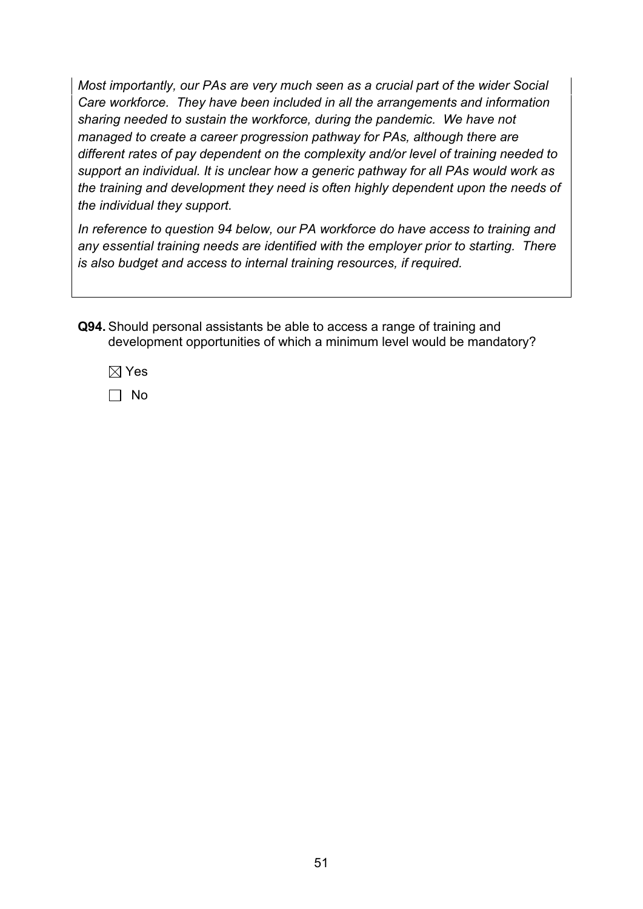*Most importantly, our PAs are very much seen as a crucial part of the wider Social Care workforce. They have been included in all the arrangements and information sharing needed to sustain the workforce, during the pandemic. We have not managed to create a career progression pathway for PAs, although there are different rates of pay dependent on the complexity and/or level of training needed to support an individual. It is unclear how a generic pathway for all PAs would work as the training and development they need is often highly dependent upon the needs of the individual they support.*

*In reference to question 94 below, our PA workforce do have access to training and any essential training needs are identified with the employer prior to starting. There is also budget and access to internal training resources, if required.*

**Q94.** Should personal assistants be able to access a range of training and development opportunities of which a minimum level would be mandatory?

☒ Yes

☐ No